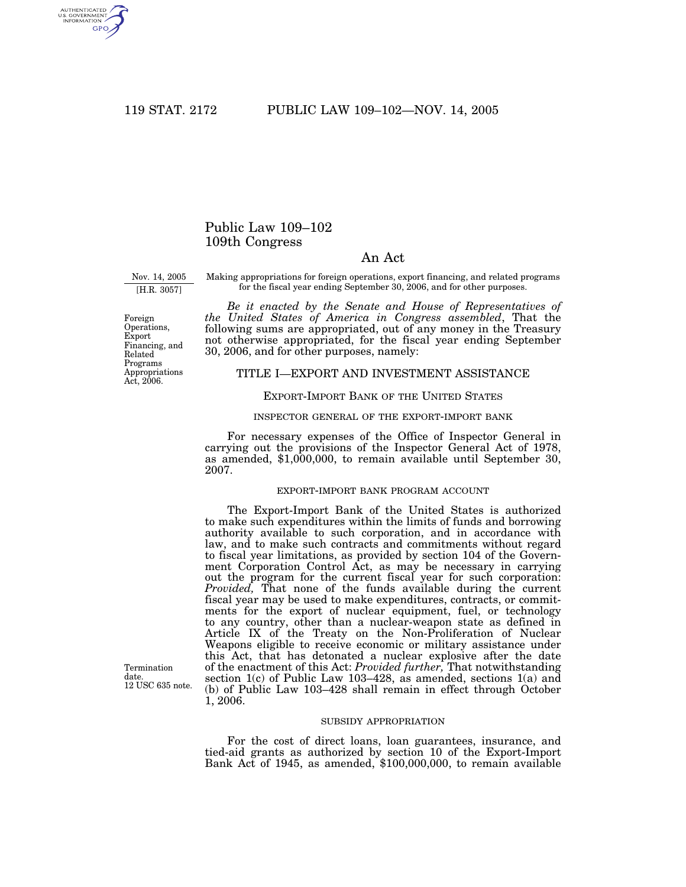# Public Law 109–102
# 109th Congress

## An Act

Nov. 14, 2005
[H.R. 3057]

Making appropriations for foreign operations, export financing, and related programs for the fiscal year ending September 30, 2006, and for other purposes.

Foreign Operations, Export Financing, and Related Programs Appropriations Act, 2006.

*Be it enacted by the Senate and House of Representatives of the United States of America in Congress assembled*, That the following sums are appropriated, out of any money in the Treasury not otherwise appropriated, for the fiscal year ending September 30, 2006, and for other purposes, namely:

## TITLE I—EXPORT AND INVESTMENT ASSISTANCE

### EXPORT-IMPORT BANK OF THE UNITED STATES

#### INSPECTOR GENERAL OF THE EXPORT-IMPORT BANK

For necessary expenses of the Office of Inspector General in carrying out the provisions of the Inspector General Act of 1978, as amended, $1,000,000, to remain available until September 30, 2007.

#### EXPORT-IMPORT BANK PROGRAM ACCOUNT

The Export-Import Bank of the United States is authorized to make such expenditures within the limits of funds and borrowing authority available to such corporation, and in accordance with law, and to make such contracts and commitments without regard to fiscal year limitations, as provided by section 104 of the Government Corporation Control Act, as may be necessary in carrying out the program for the current fiscal year for such corporation: *Provided,* That none of the funds available during the current fiscal year may be used to make expenditures, contracts, or commitments for the export of nuclear equipment, fuel, or technology to any country, other than a nuclear-weapon state as defined in Article IX of the Treaty on the Non-Proliferation of Nuclear Weapons eligible to receive economic or military assistance under this Act, that has detonated a nuclear explosive after the date of the enactment of this Act: *Provided further,* That notwithstanding section 1(c) of Public Law 103–428, as amended, sections 1(a) and (b) of Public Law 103–428 shall remain in effect through October 1, 2006.

Termination date.
12 USC 635 note.

#### SUBSIDY APPROPRIATION

For the cost of direct loans, loan guarantees, insurance, and tied-aid grants as authorized by section 10 of the Export-Import Bank Act of 1945, as amended, $100,000,000, to remain available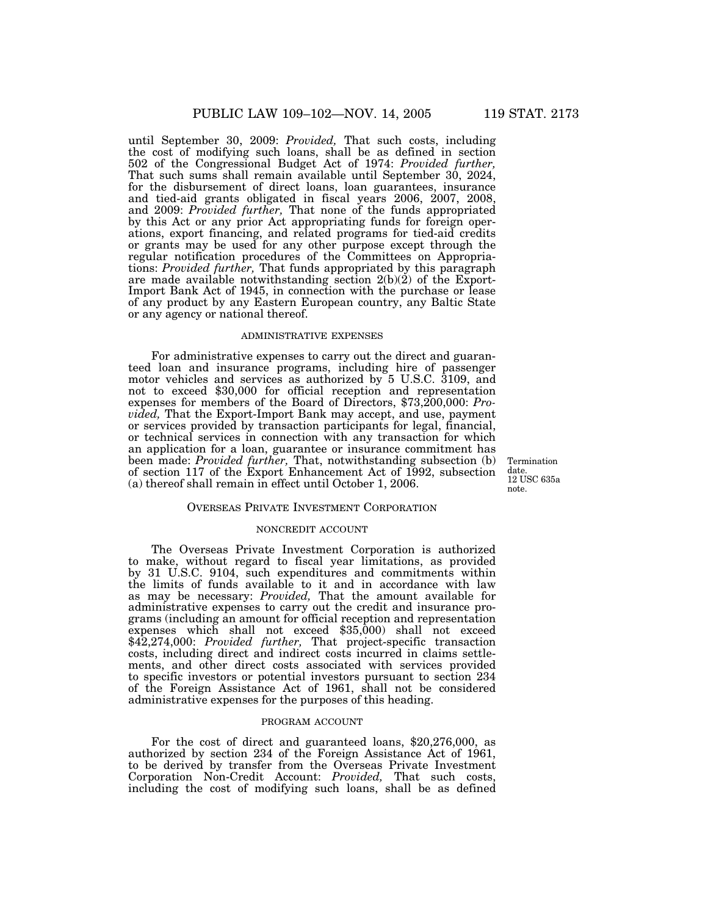until September 30, 2009: *Provided,* That such costs, including the cost of modifying such loans, shall be as defined in section 502 of the Congressional Budget Act of 1974: *Provided further,* That such sums shall remain available until September 30, 2024, for the disbursement of direct loans, loan guarantees, insurance and tied-aid grants obligated in fiscal years 2006, 2007, 2008, and 2009: *Provided further,* That none of the funds appropriated by this Act or any prior Act appropriating funds for foreign operations, export financing, and related programs for tied-aid credits or grants may be used for any other purpose except through the regular notification procedures of the Committees on Appropriations: *Provided further,* That funds appropriated by this paragraph are made available notwithstanding section 2(b)(2) of the Export-Import Bank Act of 1945, in connection with the purchase or lease of any product by any Eastern European country, any Baltic State or any agency or national thereof.

ADMINISTRATIVE EXPENSES

For administrative expenses to carry out the direct and guaranteed loan and insurance programs, including hire of passenger motor vehicles and services as authorized by 5 U.S.C. 3109, and not to exceed $30,000 for official reception and representation expenses for members of the Board of Directors, $73,200,000: *Provided,* That the Export-Import Bank may accept, and use, payment or services provided by transaction participants for legal, financial, or technical services in connection with any transaction for which an application for a loan, guarantee or insurance commitment has been made: *Provided further,* That, notwithstanding subsection (b) of section 117 of the Export Enhancement Act of 1992, subsection (a) thereof shall remain in effect until October 1, 2006.

Termination date. 12 USC 635a note.

OVERSEAS PRIVATE INVESTMENT CORPORATION

NONCREDIT ACCOUNT

The Overseas Private Investment Corporation is authorized to make, without regard to fiscal year limitations, as provided by 31 U.S.C. 9104, such expenditures and commitments within the limits of funds available to it and in accordance with law as may be necessary: *Provided,* That the amount available for administrative expenses to carry out the credit and insurance programs (including an amount for official reception and representation expenses which shall not exceed $35,000) shall not exceed $42,274,000: *Provided further,* That project-specific transaction costs, including direct and indirect costs incurred in claims settlements, and other direct costs associated with services provided to specific investors or potential investors pursuant to section 234 of the Foreign Assistance Act of 1961, shall not be considered administrative expenses for the purposes of this heading.

PROGRAM ACCOUNT

For the cost of direct and guaranteed loans, $20,276,000, as authorized by section 234 of the Foreign Assistance Act of 1961, to be derived by transfer from the Overseas Private Investment Corporation Non-Credit Account: *Provided,* That such costs, including the cost of modifying such loans, shall be as defined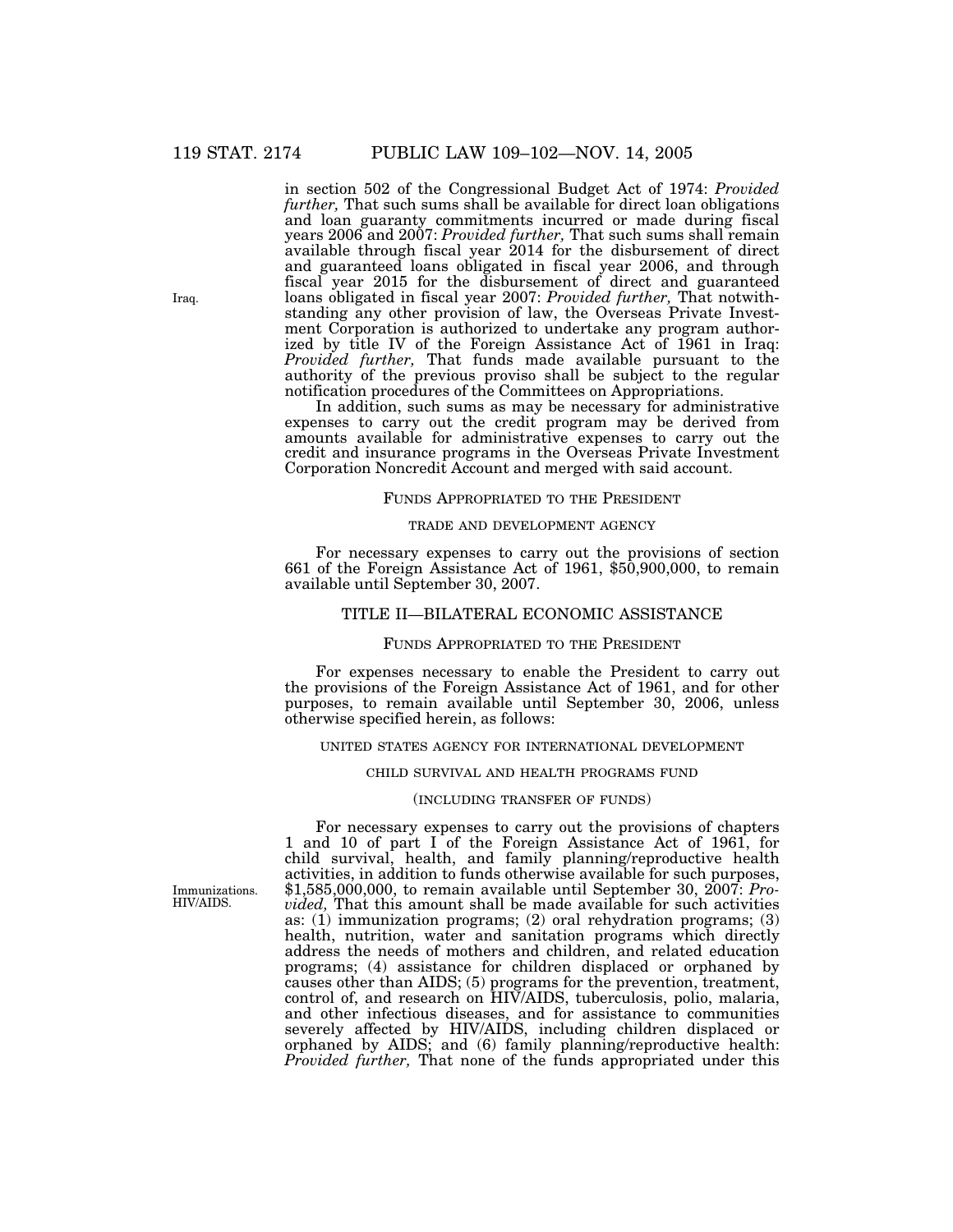in section 502 of the Congressional Budget Act of 1974: *Provided further,* That such sums shall be available for direct loan obligations and loan guaranty commitments incurred or made during fiscal years 2006 and 2007: *Provided further,* That such sums shall remain available through fiscal year 2014 for the disbursement of direct and guaranteed loans obligated in fiscal year 2006, and through fiscal year 2015 for the disbursement of direct and guaranteed loans obligated in fiscal year 2007: *Provided further,* That notwithstanding any other provision of law, the Overseas Private Investment Corporation is authorized to undertake any program authorized by title IV of the Foreign Assistance Act of 1961 in Iraq: *Provided further,* That funds made available pursuant to the authority of the previous proviso shall be subject to the regular notification procedures of the Committees on Appropriations.

Iraq.

In addition, such sums as may be necessary for administrative expenses to carry out the credit program may be derived from amounts available for administrative expenses to carry out the credit and insurance programs in the Overseas Private Investment Corporation Noncredit Account and merged with said account.

FUNDS APPROPRIATED TO THE PRESIDENT

TRADE AND DEVELOPMENT AGENCY

For necessary expenses to carry out the provisions of section 661 of the Foreign Assistance Act of 1961, $50,900,000, to remain available until September 30, 2007.

## TITLE II—BILATERAL ECONOMIC ASSISTANCE

FUNDS APPROPRIATED TO THE PRESIDENT

For expenses necessary to enable the President to carry out the provisions of the Foreign Assistance Act of 1961, and for other purposes, to remain available until September 30, 2006, unless otherwise specified herein, as follows:

UNITED STATES AGENCY FOR INTERNATIONAL DEVELOPMENT

CHILD SURVIVAL AND HEALTH PROGRAMS FUND

(INCLUDING TRANSFER OF FUNDS)

For necessary expenses to carry out the provisions of chapters 1 and 10 of part I of the Foreign Assistance Act of 1961, for child survival, health, and family planning/reproductive health activities, in addition to funds otherwise available for such purposes, $1,585,000,000, to remain available until September 30, 2007: *Provided,* That this amount shall be made available for such activities as: (1) immunization programs; (2) oral rehydration programs; (3) health, nutrition, water and sanitation programs which directly address the needs of mothers and children, and related education programs; (4) assistance for children displaced or orphaned by causes other than AIDS; (5) programs for the prevention, treatment, control of, and research on HIV/AIDS, tuberculosis, polio, malaria, and other infectious diseases, and for assistance to communities severely affected by HIV/AIDS, including children displaced or orphaned by AIDS; and (6) family planning/reproductive health: *Provided further,* That none of the funds appropriated under this

Immunizations. HIV/AIDS.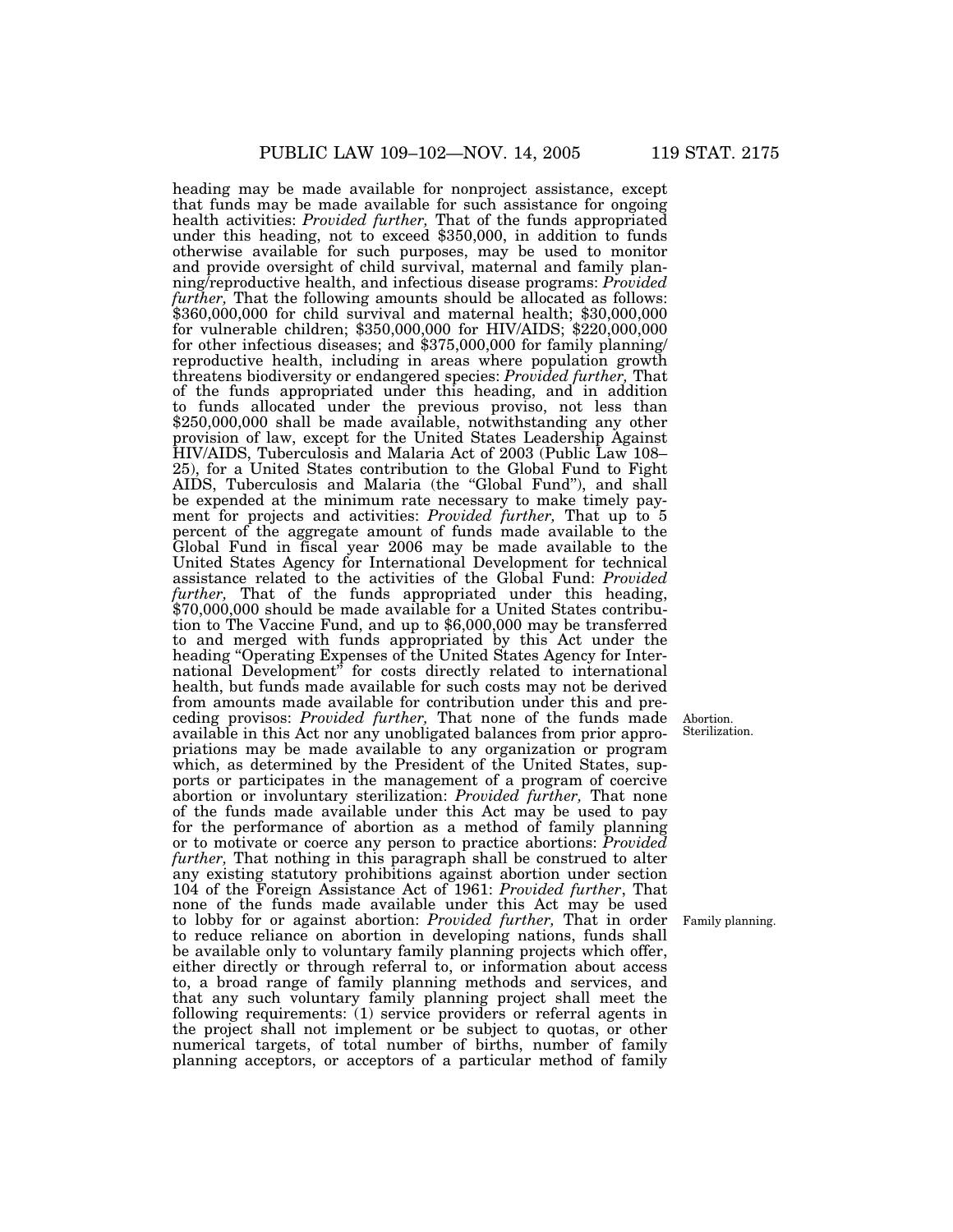heading may be made available for nonproject assistance, except that funds may be made available for such assistance for ongoing health activities: *Provided further,* That of the funds appropriated under this heading, not to exceed $350,000, in addition to funds otherwise available for such purposes, may be used to monitor and provide oversight of child survival, maternal and family planning/reproductive health, and infectious disease programs: *Provided further,* That the following amounts should be allocated as follows: $360,000,000 for child survival and maternal health; $30,000,000 for vulnerable children; $350,000,000 for HIV/AIDS; $220,000,000 for other infectious diseases; and $375,000,000 for family planning/reproductive health, including in areas where population growth threatens biodiversity or endangered species: *Provided further,* That of the funds appropriated under this heading, and in addition to funds allocated under the previous proviso, not less than $250,000,000 shall be made available, notwithstanding any other provision of law, except for the United States Leadership Against HIV/AIDS, Tuberculosis and Malaria Act of 2003 (Public Law 108–25), for a United States contribution to the Global Fund to Fight AIDS, Tuberculosis and Malaria (the "Global Fund"), and shall be expended at the minimum rate necessary to make timely payment for projects and activities: *Provided further,* That up to 5 percent of the aggregate amount of funds made available to the Global Fund in fiscal year 2006 may be made available to the United States Agency for International Development for technical assistance related to the activities of the Global Fund: *Provided further,* That of the funds appropriated under this heading, $70,000,000 should be made available for a United States contribution to The Vaccine Fund, and up to $6,000,000 may be transferred to and merged with funds appropriated by this Act under the heading "Operating Expenses of the United States Agency for International Development" for costs directly related to international health, but funds made available for such costs may not be derived from amounts made available for contribution under this and preceding provisos: *Provided further,* That none of the funds made available in this Act nor any unobligated balances from prior appropriations may be made available to any organization or program which, as determined by the President of the United States, supports or participates in the management of a program of coercive abortion or involuntary sterilization: *Provided further,* That none of the funds made available under this Act may be used to pay for the performance of abortion as a method of family planning or to motivate or coerce any person to practice abortions: *Provided further,* That nothing in this paragraph shall be construed to alter any existing statutory prohibitions against abortion under section 104 of the Foreign Assistance Act of 1961: *Provided further*, That none of the funds made available under this Act may be used to lobby for or against abortion: *Provided further,* That in order to reduce reliance on abortion in developing nations, funds shall be available only to voluntary family planning projects which offer, either directly or through referral to, or information about access to, a broad range of family planning methods and services, and that any such voluntary family planning project shall meet the following requirements: (1) service providers or referral agents in the project shall not implement or be subject to quotas, or other numerical targets, of total number of births, number of family planning acceptors, or acceptors of a particular method of family

Abortion. Sterilization.

Family planning.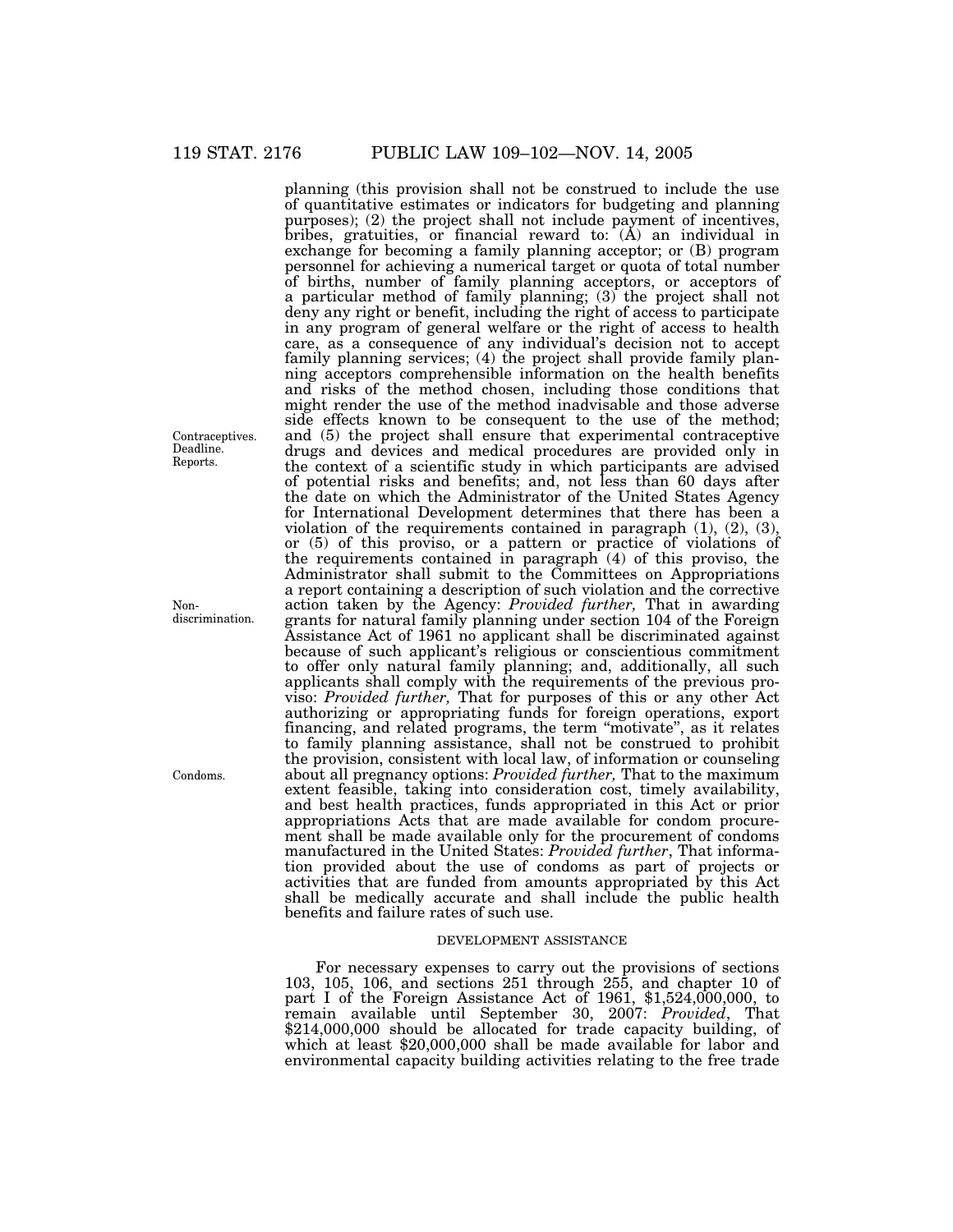planning (this provision shall not be construed to include the use of quantitative estimates or indicators for budgeting and planning purposes); (2) the project shall not include payment of incentives, bribes, gratuities, or financial reward to: (A) an individual in exchange for becoming a family planning acceptor; or (B) program personnel for achieving a numerical target or quota of total number of births, number of family planning acceptors, or acceptors of a particular method of family planning; (3) the project shall not deny any right or benefit, including the right of access to participate in any program of general welfare or the right of access to health care, as a consequence of any individual's decision not to accept family planning services; (4) the project shall provide family planning acceptors comprehensible information on the health benefits and risks of the method chosen, including those conditions that might render the use of the method inadvisable and those adverse side effects known to be consequent to the use of the method; and (5) the project shall ensure that experimental contraceptive drugs and devices and medical procedures are provided only in the context of a scientific study in which participants are advised of potential risks and benefits; and, not less than 60 days after the date on which the Administrator of the United States Agency for International Development determines that there has been a violation of the requirements contained in paragraph (1), (2), (3), or (5) of this proviso, or a pattern or practice of violations of the requirements contained in paragraph (4) of this proviso, the Administrator shall submit to the Committees on Appropriations a report containing a description of such violation and the corrective action taken by the Agency: *Provided further,* That in awarding grants for natural family planning under section 104 of the Foreign Assistance Act of 1961 no applicant shall be discriminated against because of such applicant's religious or conscientious commitment to offer only natural family planning; and, additionally, all such applicants shall comply with the requirements of the previous proviso: *Provided further,* That for purposes of this or any other Act authorizing or appropriating funds for foreign operations, export financing, and related programs, the term "motivate", as it relates to family planning assistance, shall not be construed to prohibit the provision, consistent with local law, of information or counseling about all pregnancy options: *Provided further,* That to the maximum extent feasible, taking into consideration cost, timely availability, and best health practices, funds appropriated in this Act or prior appropriations Acts that are made available for condom procurement shall be made available only for the procurement of condoms manufactured in the United States: *Provided further*, That information provided about the use of condoms as part of projects or activities that are funded from amounts appropriated by this Act shall be medically accurate and shall include the public health benefits and failure rates of such use.

Contraceptives. Deadline. Reports.

Non-discrimination.

Condoms.

## DEVELOPMENT ASSISTANCE

For necessary expenses to carry out the provisions of sections 103, 105, 106, and sections 251 through 255, and chapter 10 of part I of the Foreign Assistance Act of 1961, $1,524,000,000, to remain available until September 30, 2007: *Provided*, That $214,000,000 should be allocated for trade capacity building, of which at least $20,000,000 shall be made available for labor and environmental capacity building activities relating to the free trade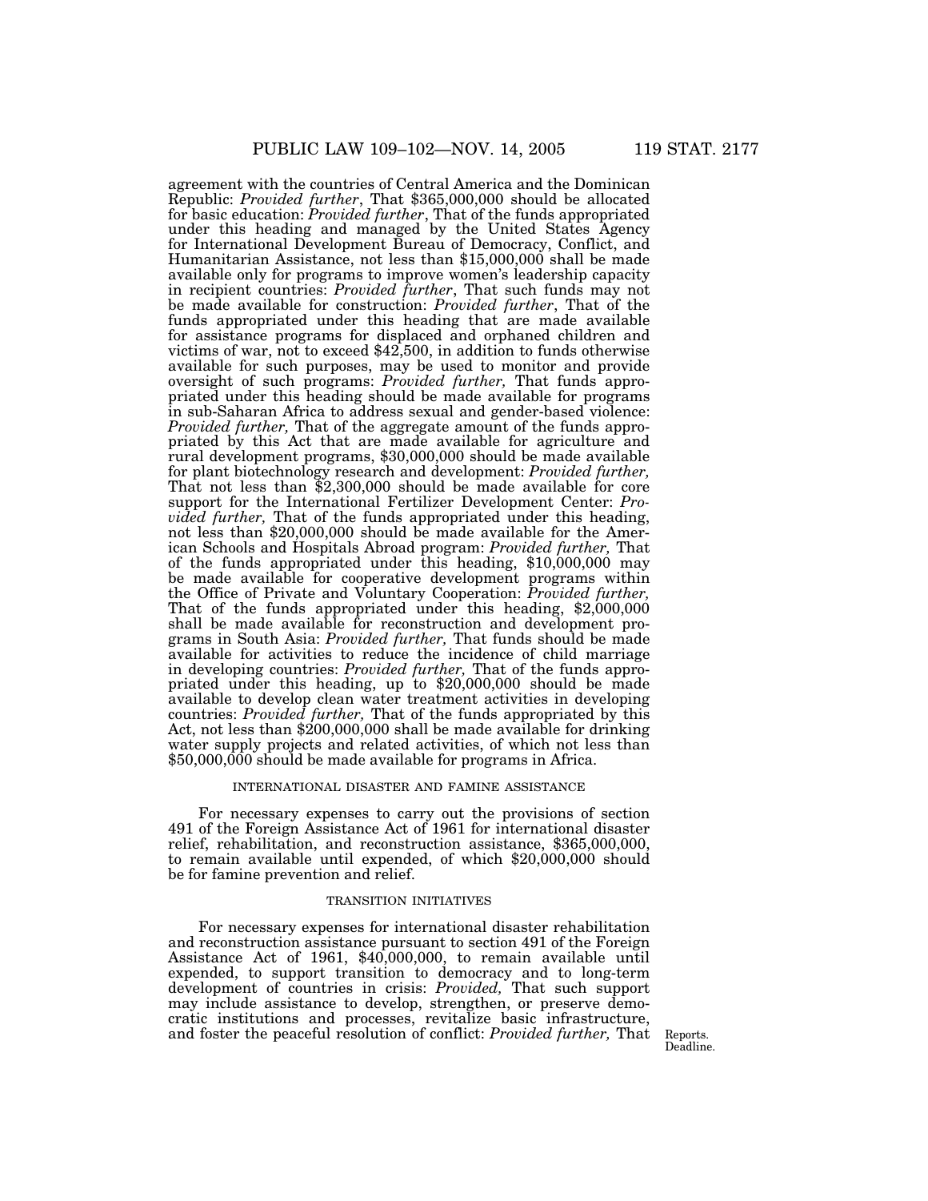agreement with the countries of Central America and the Dominican Republic: *Provided further*, That $365,000,000 should be allocated for basic education: *Provided further*, That of the funds appropriated under this heading and managed by the United States Agency for International Development Bureau of Democracy, Conflict, and Humanitarian Assistance, not less than $15,000,000 shall be made available only for programs to improve women's leadership capacity in recipient countries: *Provided further*, That such funds may not be made available for construction: *Provided further*, That of the funds appropriated under this heading that are made available for assistance programs for displaced and orphaned children and victims of war, not to exceed $42,500, in addition to funds otherwise available for such purposes, may be used to monitor and provide oversight of such programs: *Provided further,* That funds appropriated under this heading should be made available for programs in sub-Saharan Africa to address sexual and gender-based violence: *Provided further,* That of the aggregate amount of the funds appropriated by this Act that are made available for agriculture and rural development programs, $30,000,000 should be made available for plant biotechnology research and development: *Provided further,* That not less than $2,300,000 should be made available for core support for the International Fertilizer Development Center: *Provided further,* That of the funds appropriated under this heading, not less than $20,000,000 should be made available for the American Schools and Hospitals Abroad program: *Provided further,* That of the funds appropriated under this heading, $10,000,000 may be made available for cooperative development programs within the Office of Private and Voluntary Cooperation: *Provided further,* That of the funds appropriated under this heading, $2,000,000 shall be made available for reconstruction and development programs in South Asia: *Provided further,* That funds should be made available for activities to reduce the incidence of child marriage in developing countries: *Provided further,* That of the funds appropriated under this heading, up to $20,000,000 should be made available to develop clean water treatment activities in developing countries: *Provided further,* That of the funds appropriated by this Act, not less than $200,000,000 shall be made available for drinking water supply projects and related activities, of which not less than $50,000,000 should be made available for programs in Africa.

INTERNATIONAL DISASTER AND FAMINE ASSISTANCE

For necessary expenses to carry out the provisions of section 491 of the Foreign Assistance Act of 1961 for international disaster relief, rehabilitation, and reconstruction assistance, $365,000,000, to remain available until expended, of which $20,000,000 should be for famine prevention and relief.

TRANSITION INITIATIVES

For necessary expenses for international disaster rehabilitation and reconstruction assistance pursuant to section 491 of the Foreign Assistance Act of 1961, $40,000,000, to remain available until expended, to support transition to democracy and to long-term development of countries in crisis: *Provided,* That such support may include assistance to develop, strengthen, or preserve democratic institutions and processes, revitalize basic infrastructure, and foster the peaceful resolution of conflict: *Provided further,* That

Reports. Deadline.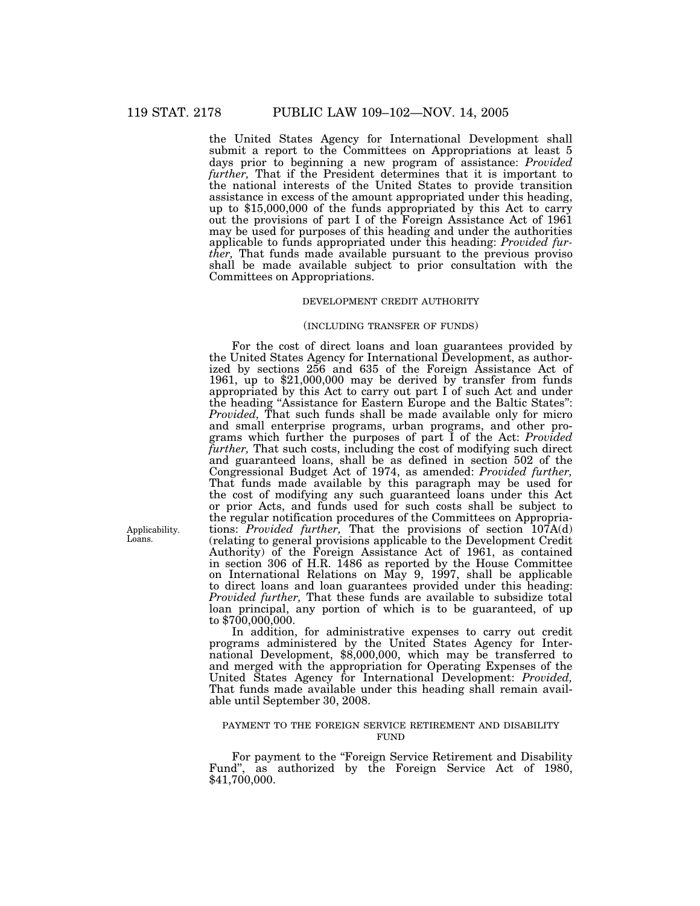the United States Agency for International Development shall submit a report to the Committees on Appropriations at least 5 days prior to beginning a new program of assistance: *Provided further,* That if the President determines that it is important to the national interests of the United States to provide transition assistance in excess of the amount appropriated under this heading, up to $15,000,000 of the funds appropriated by this Act to carry out the provisions of part I of the Foreign Assistance Act of 1961 may be used for purposes of this heading and under the authorities applicable to funds appropriated under this heading: *Provided further,* That funds made available pursuant to the previous proviso shall be made available subject to prior consultation with the Committees on Appropriations.

### DEVELOPMENT CREDIT AUTHORITY

(INCLUDING TRANSFER OF FUNDS)

For the cost of direct loans and loan guarantees provided by the United States Agency for International Development, as authorized by sections 256 and 635 of the Foreign Assistance Act of 1961, up to $21,000,000 may be derived by transfer from funds appropriated by this Act to carry out part I of such Act and under the heading "Assistance for Eastern Europe and the Baltic States": *Provided,* That such funds shall be made available only for micro and small enterprise programs, urban programs, and other programs which further the purposes of part I of the Act: *Provided further,* That such costs, including the cost of modifying such direct and guaranteed loans, shall be as defined in section 502 of the Congressional Budget Act of 1974, as amended: *Provided further,* That funds made available by this paragraph may be used for the cost of modifying any such guaranteed loans under this Act or prior Acts, and funds used for such costs shall be subject to the regular notification procedures of the Committees on Appropriations: *Provided further,* That the provisions of section 107A(d) (relating to general provisions applicable to the Development Credit Authority) of the Foreign Assistance Act of 1961, as contained in section 306 of H.R. 1486 as reported by the House Committee on International Relations on May 9, 1997, shall be applicable to direct loans and loan guarantees provided under this heading: *Provided further,* That these funds are available to subsidize total loan principal, any portion of which is to be guaranteed, of up to $700,000,000.

Applicability. Loans.

In addition, for administrative expenses to carry out credit programs administered by the United States Agency for International Development, $8,000,000, which may be transferred to and merged with the appropriation for Operating Expenses of the United States Agency for International Development: *Provided,* That funds made available under this heading shall remain available until September 30, 2008.

### PAYMENT TO THE FOREIGN SERVICE RETIREMENT AND DISABILITY FUND

For payment to the "Foreign Service Retirement and Disability Fund", as authorized by the Foreign Service Act of 1980, $41,700,000.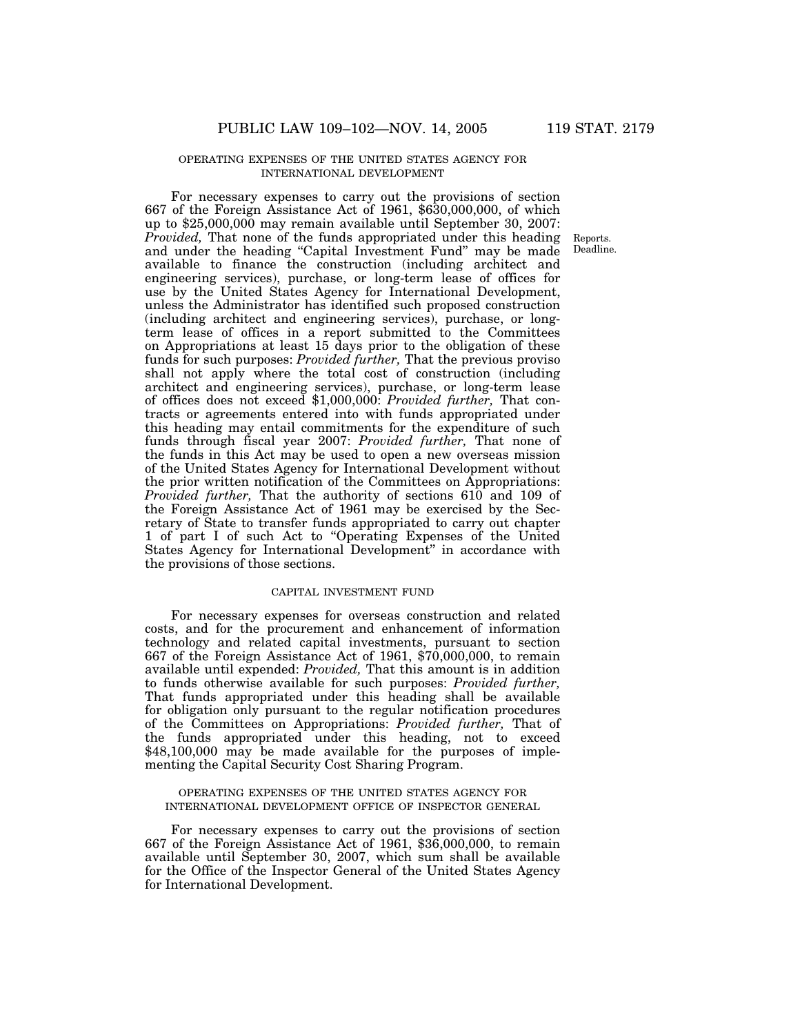### OPERATING EXPENSES OF THE UNITED STATES AGENCY FOR INTERNATIONAL DEVELOPMENT

For necessary expenses to carry out the provisions of section 667 of the Foreign Assistance Act of 1961, $630,000,000, of which up to $25,000,000 may remain available until September 30, 2007: *Provided,* That none of the funds appropriated under this heading and under the heading "Capital Investment Fund" may be made available to finance the construction (including architect and engineering services), purchase, or long-term lease of offices for use by the United States Agency for International Development, unless the Administrator has identified such proposed construction (including architect and engineering services), purchase, or long-term lease of offices in a report submitted to the Committees on Appropriations at least 15 days prior to the obligation of these funds for such purposes: *Provided further,* That the previous proviso shall not apply where the total cost of construction (including architect and engineering services), purchase, or long-term lease of offices does not exceed $1,000,000: *Provided further,* That contracts or agreements entered into with funds appropriated under this heading may entail commitments for the expenditure of such funds through fiscal year 2007: *Provided further,* That none of the funds in this Act may be used to open a new overseas mission of the United States Agency for International Development without the prior written notification of the Committees on Appropriations: *Provided further,* That the authority of sections 610 and 109 of the Foreign Assistance Act of 1961 may be exercised by the Secretary of State to transfer funds appropriated to carry out chapter 1 of part I of such Act to "Operating Expenses of the United States Agency for International Development" in accordance with the provisions of those sections.

Reports.
Deadline.

### CAPITAL INVESTMENT FUND

For necessary expenses for overseas construction and related costs, and for the procurement and enhancement of information technology and related capital investments, pursuant to section 667 of the Foreign Assistance Act of 1961, $70,000,000, to remain available until expended: *Provided,* That this amount is in addition to funds otherwise available for such purposes: *Provided further,* That funds appropriated under this heading shall be available for obligation only pursuant to the regular notification procedures of the Committees on Appropriations: *Provided further,* That of the funds appropriated under this heading, not to exceed $48,100,000 may be made available for the purposes of implementing the Capital Security Cost Sharing Program.

### OPERATING EXPENSES OF THE UNITED STATES AGENCY FOR INTERNATIONAL DEVELOPMENT OFFICE OF INSPECTOR GENERAL

For necessary expenses to carry out the provisions of section 667 of the Foreign Assistance Act of 1961, $36,000,000, to remain available until September 30, 2007, which sum shall be available for the Office of the Inspector General of the United States Agency for International Development.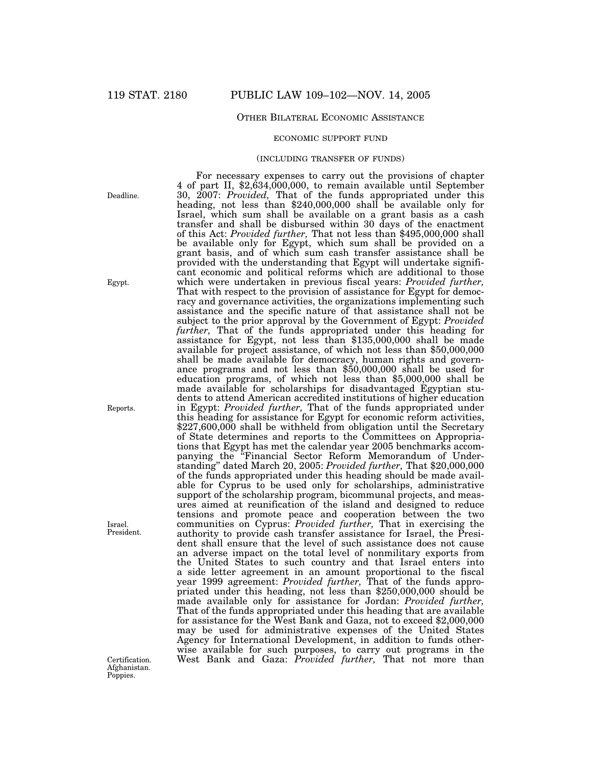## OTHER BILATERAL ECONOMIC ASSISTANCE

### ECONOMIC SUPPORT FUND

### (INCLUDING TRANSFER OF FUNDS)

Deadline.

For necessary expenses to carry out the provisions of chapter 4 of part II, $2,634,000,000, to remain available until September 30, 2007: *Provided,* That of the funds appropriated under this heading, not less than $240,000,000 shall be available only for Israel, which sum shall be available on a grant basis as a cash transfer and shall be disbursed within 30 days of the enactment of this Act: *Provided further,* That not less than $495,000,000 shall be available only for Egypt, which sum shall be provided on a grant basis, and of which sum cash transfer assistance shall be provided with the understanding that Egypt will undertake significant economic and political reforms which are additional to those which were undertaken in previous fiscal years: *Provided further,* That with respect to the provision of assistance for Egypt for democracy and governance activities, the organizations implementing such assistance and the specific nature of that assistance shall not be subject to the prior approval by the Government of Egypt: *Provided further,* That of the funds appropriated under this heading for assistance for Egypt, not less than $135,000,000 shall be made available for project assistance, of which not less than $50,000,000 shall be made available for democracy, human rights and governance programs and not less than $50,000,000 shall be used for education programs, of which not less than $5,000,000 shall be made available for scholarships for disadvantaged Egyptian students to attend American accredited institutions of higher education in Egypt: *Provided further,* That of the funds appropriated under this heading for assistance for Egypt for economic reform activities, $227,600,000 shall be withheld from obligation until the Secretary of State determines and reports to the Committees on Appropriations that Egypt has met the calendar year 2005 benchmarks accompanying the "Financial Sector Reform Memorandum of Understanding" dated March 20, 2005: *Provided further,* That $20,000,000 of the funds appropriated under this heading should be made available for Cyprus to be used only for scholarships, administrative support of the scholarship program, bicommunal projects, and measures aimed at reunification of the island and designed to reduce tensions and promote peace and cooperation between the two communities on Cyprus: *Provided further,* That in exercising the authority to provide cash transfer assistance for Israel, the President shall ensure that the level of such assistance does not cause an adverse impact on the total level of nonmilitary exports from the United States to such country and that Israel enters into a side letter agreement in an amount proportional to the fiscal year 1999 agreement: *Provided further,* That of the funds appropriated under this heading, not less than $250,000,000 should be made available only for assistance for Jordan: *Provided further,* That of the funds appropriated under this heading that are available for assistance for the West Bank and Gaza, not to exceed $2,000,000 may be used for administrative expenses of the United States Agency for International Development, in addition to funds otherwise available for such purposes, to carry out programs in the West Bank and Gaza: *Provided further,* That not more than

Egypt.

Reports.

Israel.
President.

Certification.
Afghanistan.
Poppies.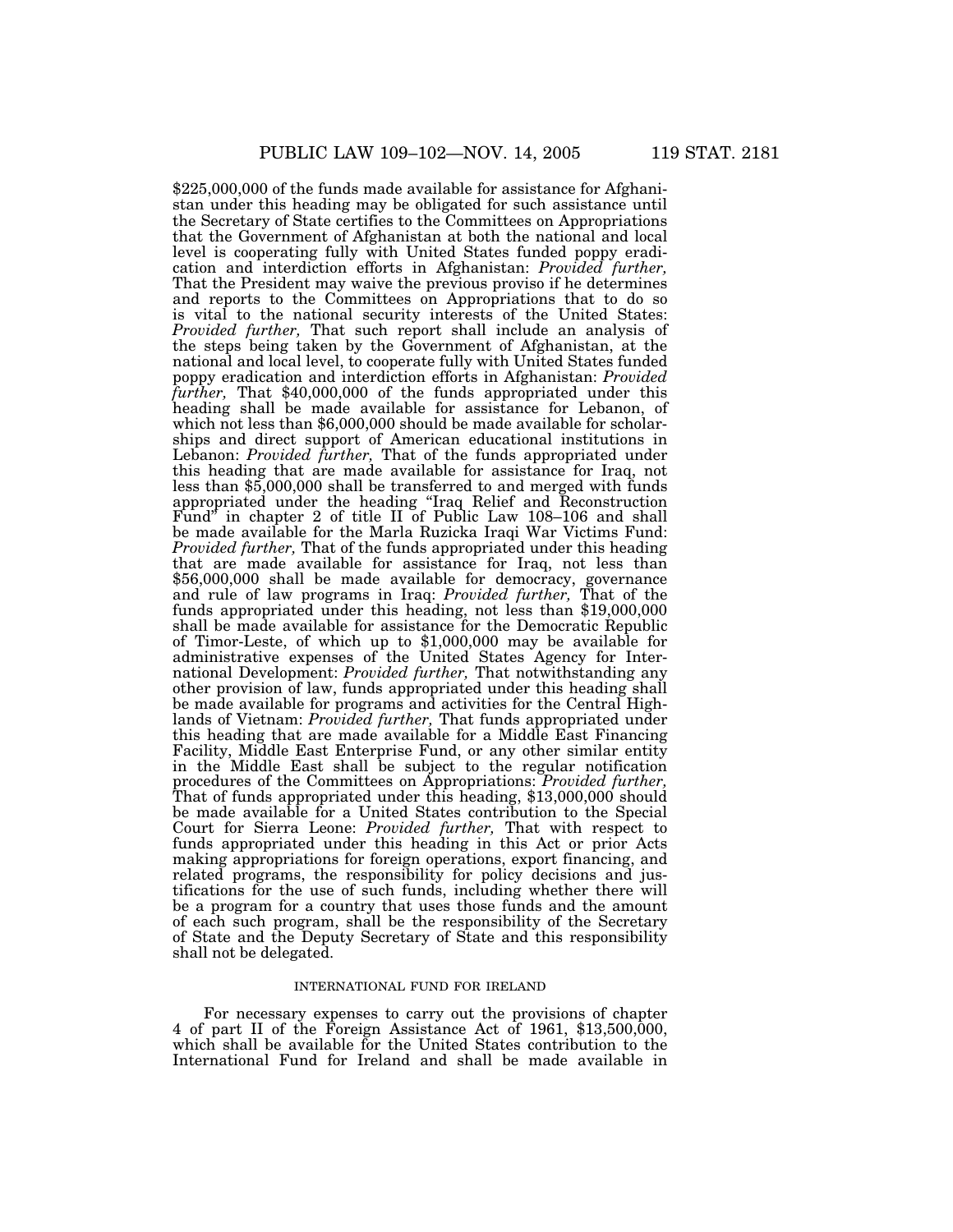$225,000,000 of the funds made available for assistance for Afghanistan under this heading may be obligated for such assistance until the Secretary of State certifies to the Committees on Appropriations that the Government of Afghanistan at both the national and local level is cooperating fully with United States funded poppy eradication and interdiction efforts in Afghanistan: *Provided further,* That the President may waive the previous proviso if he determines and reports to the Committees on Appropriations that to do so is vital to the national security interests of the United States: *Provided further,* That such report shall include an analysis of the steps being taken by the Government of Afghanistan, at the national and local level, to cooperate fully with United States funded poppy eradication and interdiction efforts in Afghanistan: *Provided further,* That $40,000,000 of the funds appropriated under this heading shall be made available for assistance for Lebanon, of which not less than $6,000,000 should be made available for scholarships and direct support of American educational institutions in Lebanon: *Provided further,* That of the funds appropriated under this heading that are made available for assistance for Iraq, not less than $5,000,000 shall be transferred to and merged with funds appropriated under the heading "Iraq Relief and Reconstruction Fund" in chapter 2 of title II of Public Law 108–106 and shall be made available for the Marla Ruzicka Iraqi War Victims Fund: *Provided further,* That of the funds appropriated under this heading that are made available for assistance for Iraq, not less than $56,000,000 shall be made available for democracy, governance and rule of law programs in Iraq: *Provided further,* That of the funds appropriated under this heading, not less than $19,000,000 shall be made available for assistance for the Democratic Republic of Timor-Leste, of which up to $1,000,000 may be available for administrative expenses of the United States Agency for International Development: *Provided further,* That notwithstanding any other provision of law, funds appropriated under this heading shall be made available for programs and activities for the Central Highlands of Vietnam: *Provided further,* That funds appropriated under this heading that are made available for a Middle East Financing Facility, Middle East Enterprise Fund, or any other similar entity in the Middle East shall be subject to the regular notification procedures of the Committees on Appropriations: *Provided further,* That of funds appropriated under this heading, $13,000,000 should be made available for a United States contribution to the Special Court for Sierra Leone: *Provided further,* That with respect to funds appropriated under this heading in this Act or prior Acts making appropriations for foreign operations, export financing, and related programs, the responsibility for policy decisions and justifications for the use of such funds, including whether there will be a program for a country that uses those funds and the amount of each such program, shall be the responsibility of the Secretary of State and the Deputy Secretary of State and this responsibility shall not be delegated.

## INTERNATIONAL FUND FOR IRELAND

For necessary expenses to carry out the provisions of chapter 4 of part II of the Foreign Assistance Act of 1961, $13,500,000, which shall be available for the United States contribution to the International Fund for Ireland and shall be made available in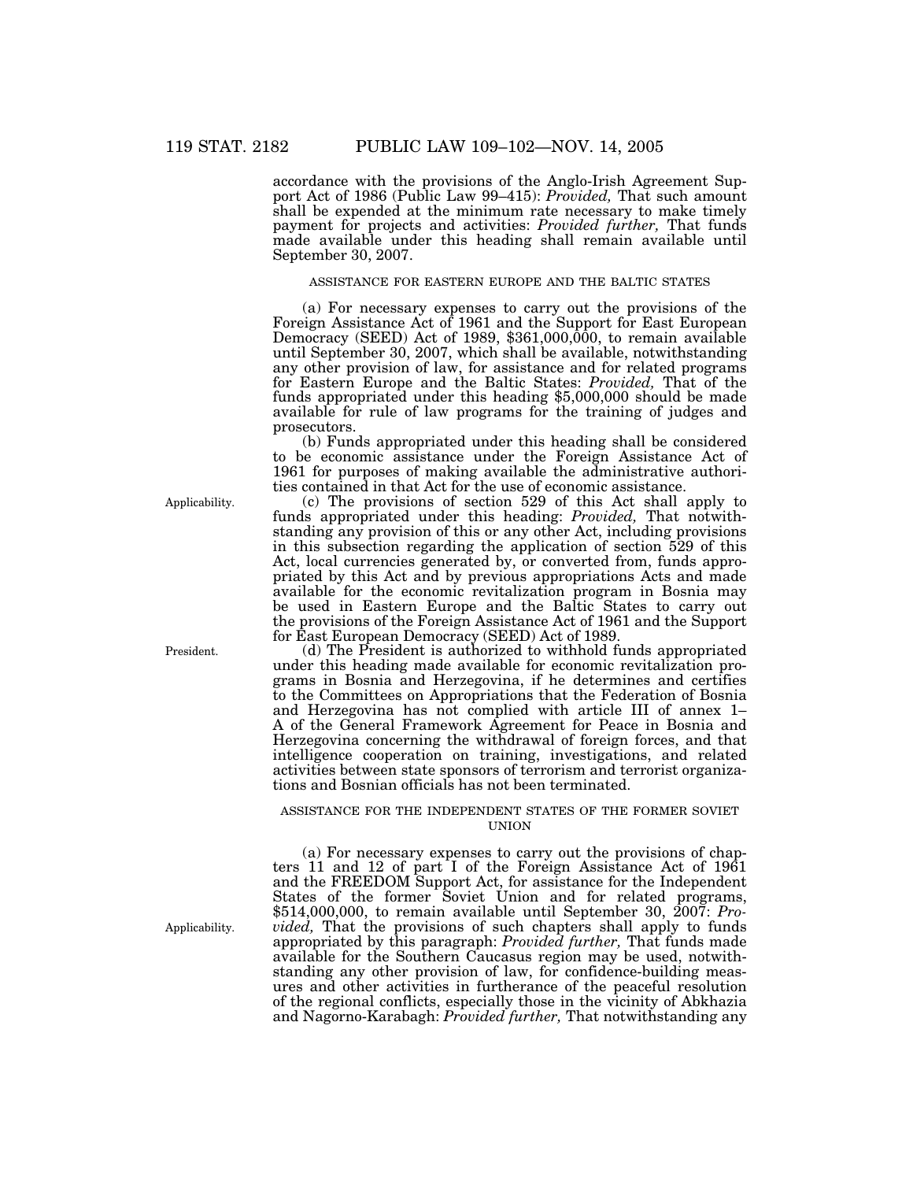accordance with the provisions of the Anglo-Irish Agreement Support Act of 1986 (Public Law 99–415): *Provided,* That such amount shall be expended at the minimum rate necessary to make timely payment for projects and activities: *Provided further,* That funds made available under this heading shall remain available until September 30, 2007.

ASSISTANCE FOR EASTERN EUROPE AND THE BALTIC STATES

(a) For necessary expenses to carry out the provisions of the Foreign Assistance Act of 1961 and the Support for East European Democracy (SEED) Act of 1989, $361,000,000, to remain available until September 30, 2007, which shall be available, notwithstanding any other provision of law, for assistance and for related programs for Eastern Europe and the Baltic States: *Provided,* That of the funds appropriated under this heading $5,000,000 should be made available for rule of law programs for the training of judges and prosecutors.

(b) Funds appropriated under this heading shall be considered to be economic assistance under the Foreign Assistance Act of 1961 for purposes of making available the administrative authorities contained in that Act for the use of economic assistance.

Applicability.

(c) The provisions of section 529 of this Act shall apply to funds appropriated under this heading: *Provided,* That notwithstanding any provision of this or any other Act, including provisions in this subsection regarding the application of section 529 of this Act, local currencies generated by, or converted from, funds appropriated by this Act and by previous appropriations Acts and made available for the economic revitalization program in Bosnia may be used in Eastern Europe and the Baltic States to carry out the provisions of the Foreign Assistance Act of 1961 and the Support for East European Democracy (SEED) Act of 1989.

President.

(d) The President is authorized to withhold funds appropriated under this heading made available for economic revitalization programs in Bosnia and Herzegovina, if he determines and certifies to the Committees on Appropriations that the Federation of Bosnia and Herzegovina has not complied with article III of annex 1–A of the General Framework Agreement for Peace in Bosnia and Herzegovina concerning the withdrawal of foreign forces, and that intelligence cooperation on training, investigations, and related activities between state sponsors of terrorism and terrorist organizations and Bosnian officials has not been terminated.

ASSISTANCE FOR THE INDEPENDENT STATES OF THE FORMER SOVIET UNION

(a) For necessary expenses to carry out the provisions of chapters 11 and 12 of part I of the Foreign Assistance Act of 1961 and the FREEDOM Support Act, for assistance for the Independent States of the former Soviet Union and for related programs, $514,000,000, to remain available until September 30, 2007: *Provided,* That the provisions of such chapters shall apply to funds appropriated by this paragraph: *Provided further,* That funds made available for the Southern Caucasus region may be used, notwithstanding any other provision of law, for confidence-building measures and other activities in furtherance of the peaceful resolution of the regional conflicts, especially those in the vicinity of Abkhazia and Nagorno-Karabagh: *Provided further,* That notwithstanding any

Applicability.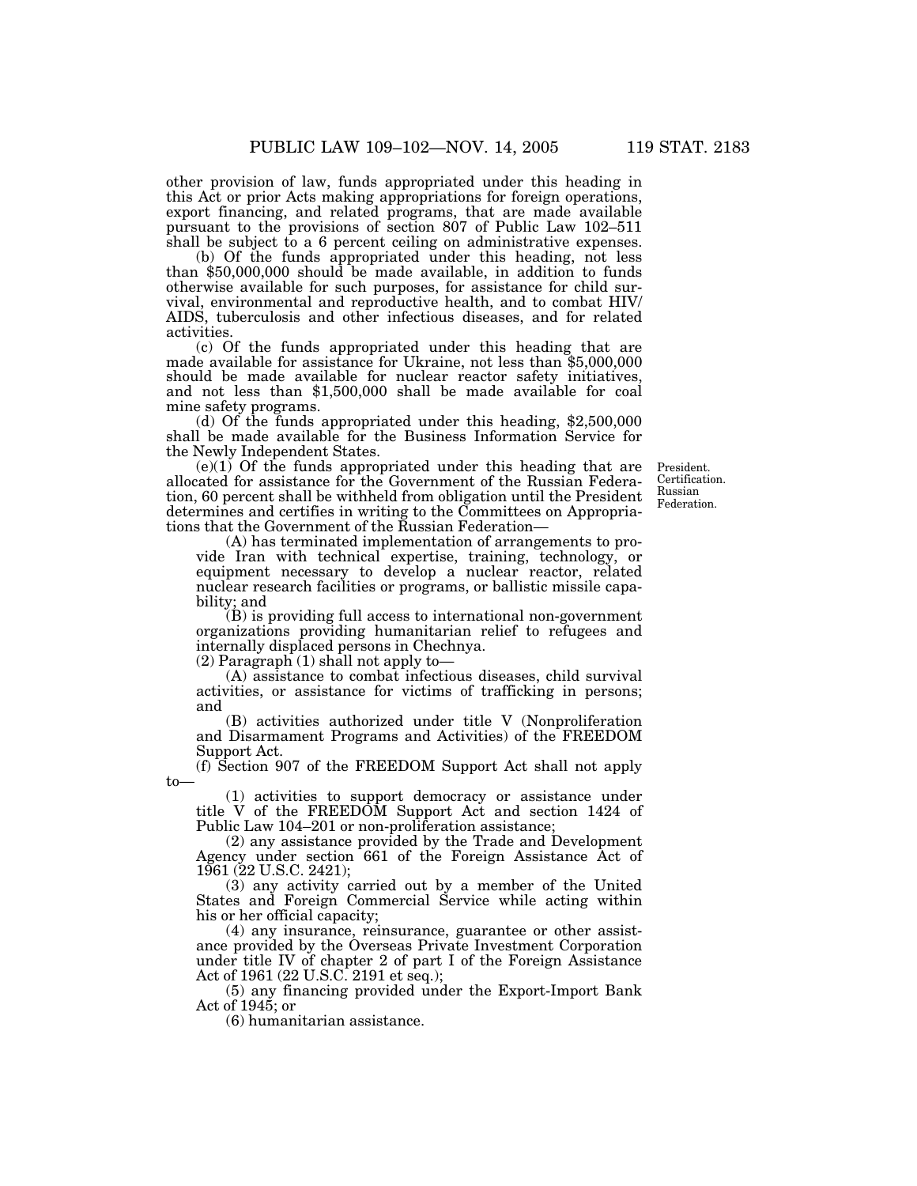other provision of law, funds appropriated under this heading in this Act or prior Acts making appropriations for foreign operations, export financing, and related programs, that are made available pursuant to the provisions of section 807 of Public Law 102–511 shall be subject to a 6 percent ceiling on administrative expenses.

(b) Of the funds appropriated under this heading, not less than $50,000,000 should be made available, in addition to funds otherwise available for such purposes, for assistance for child survival, environmental and reproductive health, and to combat HIV/AIDS, tuberculosis and other infectious diseases, and for related activities.

(c) Of the funds appropriated under this heading that are made available for assistance for Ukraine, not less than $5,000,000 should be made available for nuclear reactor safety initiatives, and not less than $1,500,000 shall be made available for coal mine safety programs.

(d) Of the funds appropriated under this heading, $2,500,000 shall be made available for the Business Information Service for the Newly Independent States.

President. Certification. Russian Federation.

(e)(1) Of the funds appropriated under this heading that are allocated for assistance for the Government of the Russian Federation, 60 percent shall be withheld from obligation until the President determines and certifies in writing to the Committees on Appropriations that the Government of the Russian Federation—

(A) has terminated implementation of arrangements to provide Iran with technical expertise, training, technology, or equipment necessary to develop a nuclear reactor, related nuclear research facilities or programs, or ballistic missile capability; and

(B) is providing full access to international non-government organizations providing humanitarian relief to refugees and internally displaced persons in Chechnya.

(2) Paragraph (1) shall not apply to—

(A) assistance to combat infectious diseases, child survival activities, or assistance for victims of trafficking in persons; and

(B) activities authorized under title V (Nonproliferation and Disarmament Programs and Activities) of the FREEDOM Support Act.

(f) Section 907 of the FREEDOM Support Act shall not apply to—

(1) activities to support democracy or assistance under title V of the FREEDOM Support Act and section 1424 of Public Law 104–201 or non-proliferation assistance;

(2) any assistance provided by the Trade and Development Agency under section 661 of the Foreign Assistance Act of 1961 (22 U.S.C. 2421);

(3) any activity carried out by a member of the United States and Foreign Commercial Service while acting within his or her official capacity;

(4) any insurance, reinsurance, guarantee or other assistance provided by the Overseas Private Investment Corporation under title IV of chapter 2 of part I of the Foreign Assistance Act of 1961 (22 U.S.C. 2191 et seq.);

(5) any financing provided under the Export-Import Bank Act of 1945; or

(6) humanitarian assistance.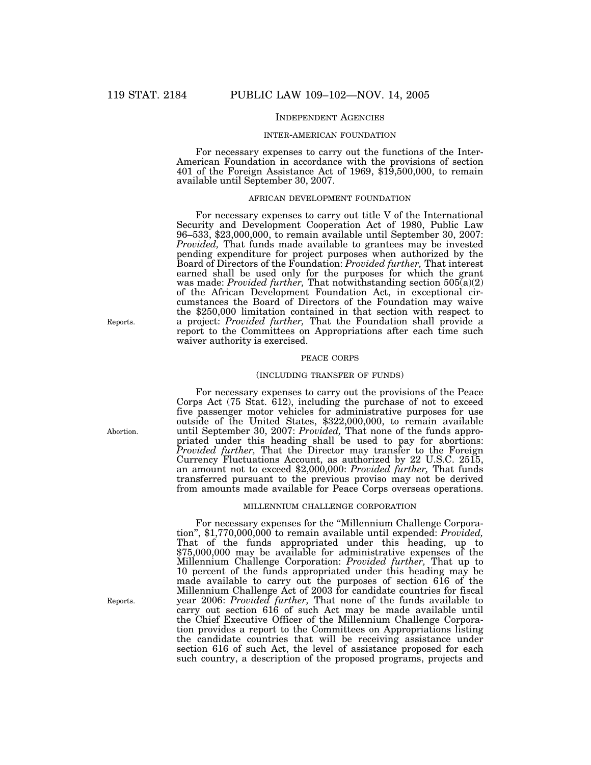## INDEPENDENT AGENCIES

### INTER-AMERICAN FOUNDATION

For necessary expenses to carry out the functions of the Inter-American Foundation in accordance with the provisions of section 401 of the Foreign Assistance Act of 1969, $19,500,000, to remain available until September 30, 2007.

### AFRICAN DEVELOPMENT FOUNDATION

For necessary expenses to carry out title V of the International Security and Development Cooperation Act of 1980, Public Law 96–533, $23,000,000, to remain available until September 30, 2007: *Provided,* That funds made available to grantees may be invested pending expenditure for project purposes when authorized by the Board of Directors of the Foundation: *Provided further,* That interest earned shall be used only for the purposes for which the grant was made: *Provided further,* That notwithstanding section 505(a)(2) of the African Development Foundation Act, in exceptional circumstances the Board of Directors of the Foundation may waive the $250,000 limitation contained in that section with respect to a project: *Provided further,* That the Foundation shall provide a report to the Committees on Appropriations after each time such waiver authority is exercised.

Reports.

### PEACE CORPS

### (INCLUDING TRANSFER OF FUNDS)

For necessary expenses to carry out the provisions of the Peace Corps Act (75 Stat. 612), including the purchase of not to exceed five passenger motor vehicles for administrative purposes for use outside of the United States, $322,000,000, to remain available until September 30, 2007: *Provided,* That none of the funds appropriated under this heading shall be used to pay for abortions: *Provided further,* That the Director may transfer to the Foreign Currency Fluctuations Account, as authorized by 22 U.S.C. 2515, an amount not to exceed $2,000,000: *Provided further,* That funds transferred pursuant to the previous proviso may not be derived from amounts made available for Peace Corps overseas operations.

Abortion.

### MILLENNIUM CHALLENGE CORPORATION

For necessary expenses for the "Millennium Challenge Corporation", $1,770,000,000 to remain available until expended: *Provided,* That of the funds appropriated under this heading, up to $75,000,000 may be available for administrative expenses of the Millennium Challenge Corporation: *Provided further,* That up to 10 percent of the funds appropriated under this heading may be made available to carry out the purposes of section 616 of the Millennium Challenge Act of 2003 for candidate countries for fiscal year 2006: *Provided further,* That none of the funds available to carry out section 616 of such Act may be made available until the Chief Executive Officer of the Millennium Challenge Corporation provides a report to the Committees on Appropriations listing the candidate countries that will be receiving assistance under section 616 of such Act, the level of assistance proposed for each such country, a description of the proposed programs, projects and

Reports.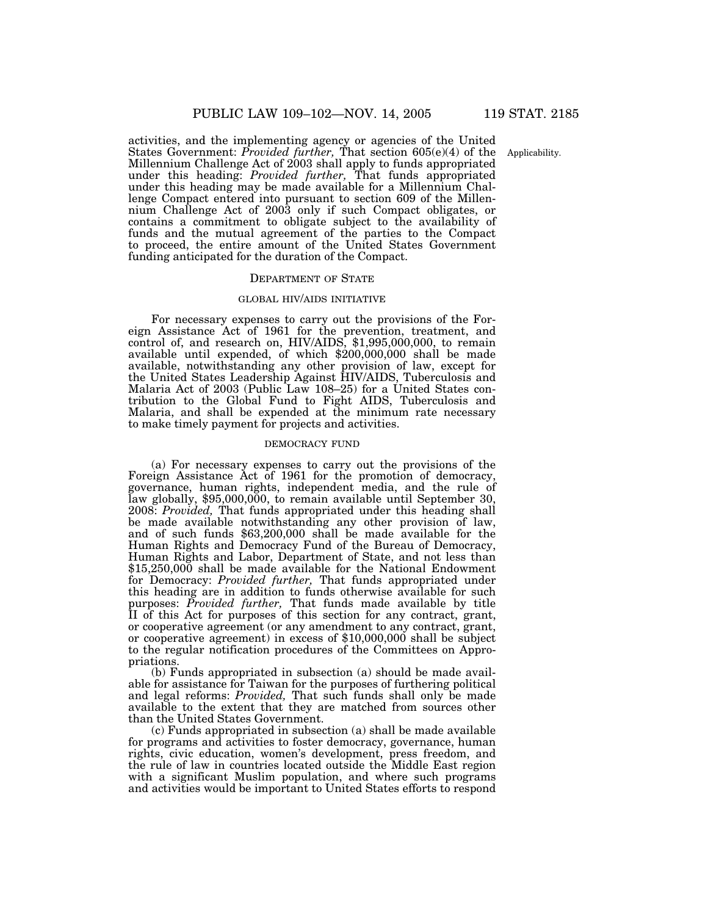activities, and the implementing agency or agencies of the United States Government: *Provided further,* That section 605(e)(4) of the Millennium Challenge Act of 2003 shall apply to funds appropriated under this heading: *Provided further,* That funds appropriated under this heading may be made available for a Millennium Challenge Compact entered into pursuant to section 609 of the Millennium Challenge Act of 2003 only if such Compact obligates, or contains a commitment to obligate subject to the availability of funds and the mutual agreement of the parties to the Compact to proceed, the entire amount of the United States Government funding anticipated for the duration of the Compact.

Applicability.

## DEPARTMENT OF STATE

### GLOBAL HIV/AIDS INITIATIVE

For necessary expenses to carry out the provisions of the Foreign Assistance Act of 1961 for the prevention, treatment, and control of, and research on, HIV/AIDS, $1,995,000,000, to remain available until expended, of which $200,000,000 shall be made available, notwithstanding any other provision of law, except for the United States Leadership Against HIV/AIDS, Tuberculosis and Malaria Act of 2003 (Public Law 108–25) for a United States contribution to the Global Fund to Fight AIDS, Tuberculosis and Malaria, and shall be expended at the minimum rate necessary to make timely payment for projects and activities.

### DEMOCRACY FUND

(a) For necessary expenses to carry out the provisions of the Foreign Assistance Act of 1961 for the promotion of democracy, governance, human rights, independent media, and the rule of law globally, $95,000,000, to remain available until September 30, 2008: *Provided,* That funds appropriated under this heading shall be made available notwithstanding any other provision of law, and of such funds $63,200,000 shall be made available for the Human Rights and Democracy Fund of the Bureau of Democracy, Human Rights and Labor, Department of State, and not less than $15,250,000 shall be made available for the National Endowment for Democracy: *Provided further,* That funds appropriated under this heading are in addition to funds otherwise available for such purposes: *Provided further,* That funds made available by title II of this Act for purposes of this section for any contract, grant, or cooperative agreement (or any amendment to any contract, grant, or cooperative agreement) in excess of $10,000,000 shall be subject to the regular notification procedures of the Committees on Appropriations.

(b) Funds appropriated in subsection (a) should be made available for assistance for Taiwan for the purposes of furthering political and legal reforms: *Provided,* That such funds shall only be made available to the extent that they are matched from sources other than the United States Government.

(c) Funds appropriated in subsection (a) shall be made available for programs and activities to foster democracy, governance, human rights, civic education, women's development, press freedom, and the rule of law in countries located outside the Middle East region with a significant Muslim population, and where such programs and activities would be important to United States efforts to respond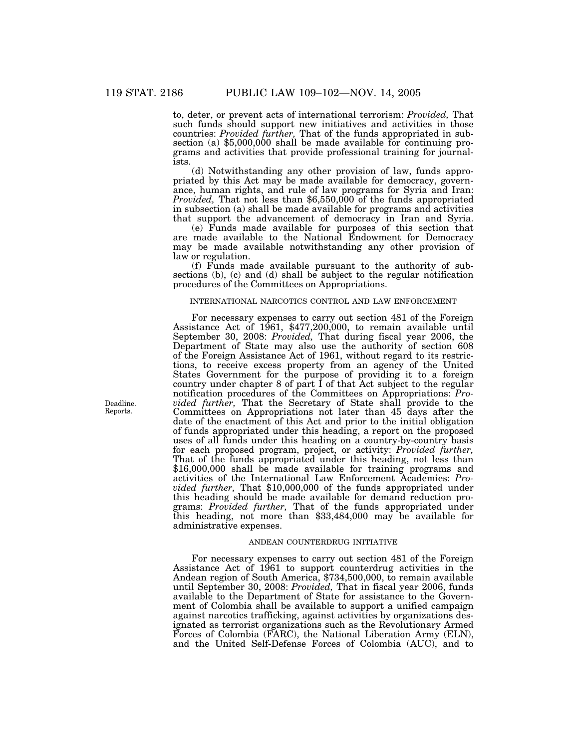to, deter, or prevent acts of international terrorism: *Provided,* That such funds should support new initiatives and activities in those countries: *Provided further,* That of the funds appropriated in subsection (a) $5,000,000 shall be made available for continuing programs and activities that provide professional training for journalists.

(d) Notwithstanding any other provision of law, funds appropriated by this Act may be made available for democracy, governance, human rights, and rule of law programs for Syria and Iran: *Provided,* That not less than $6,550,000 of the funds appropriated in subsection (a) shall be made available for programs and activities that support the advancement of democracy in Iran and Syria.

(e) Funds made available for purposes of this section that are made available to the National Endowment for Democracy may be made available notwithstanding any other provision of law or regulation.

(f) Funds made available pursuant to the authority of subsections (b), (c) and (d) shall be subject to the regular notification procedures of the Committees on Appropriations.

INTERNATIONAL NARCOTICS CONTROL AND LAW ENFORCEMENT

For necessary expenses to carry out section 481 of the Foreign Assistance Act of 1961, $477,200,000, to remain available until September 30, 2008: *Provided,* That during fiscal year 2006, the Department of State may also use the authority of section 608 of the Foreign Assistance Act of 1961, without regard to its restrictions, to receive excess property from an agency of the United States Government for the purpose of providing it to a foreign country under chapter 8 of part I of that Act subject to the regular notification procedures of the Committees on Appropriations: *Provided further,* That the Secretary of State shall provide to the Committees on Appropriations not later than 45 days after the date of the enactment of this Act and prior to the initial obligation of funds appropriated under this heading, a report on the proposed uses of all funds under this heading on a country-by-country basis for each proposed program, project, or activity: *Provided further,* That of the funds appropriated under this heading, not less than $16,000,000 shall be made available for training programs and activities of the International Law Enforcement Academies: *Provided further,* That $10,000,000 of the funds appropriated under this heading should be made available for demand reduction programs: *Provided further,* That of the funds appropriated under this heading, not more than $33,484,000 may be available for administrative expenses.

Deadline. Reports.

ANDEAN COUNTERDRUG INITIATIVE

For necessary expenses to carry out section 481 of the Foreign Assistance Act of 1961 to support counterdrug activities in the Andean region of South America, $734,500,000, to remain available until September 30, 2008: *Provided,* That in fiscal year 2006, funds available to the Department of State for assistance to the Government of Colombia shall be available to support a unified campaign against narcotics trafficking, against activities by organizations designated as terrorist organizations such as the Revolutionary Armed Forces of Colombia (FARC), the National Liberation Army (ELN), and the United Self-Defense Forces of Colombia (AUC), and to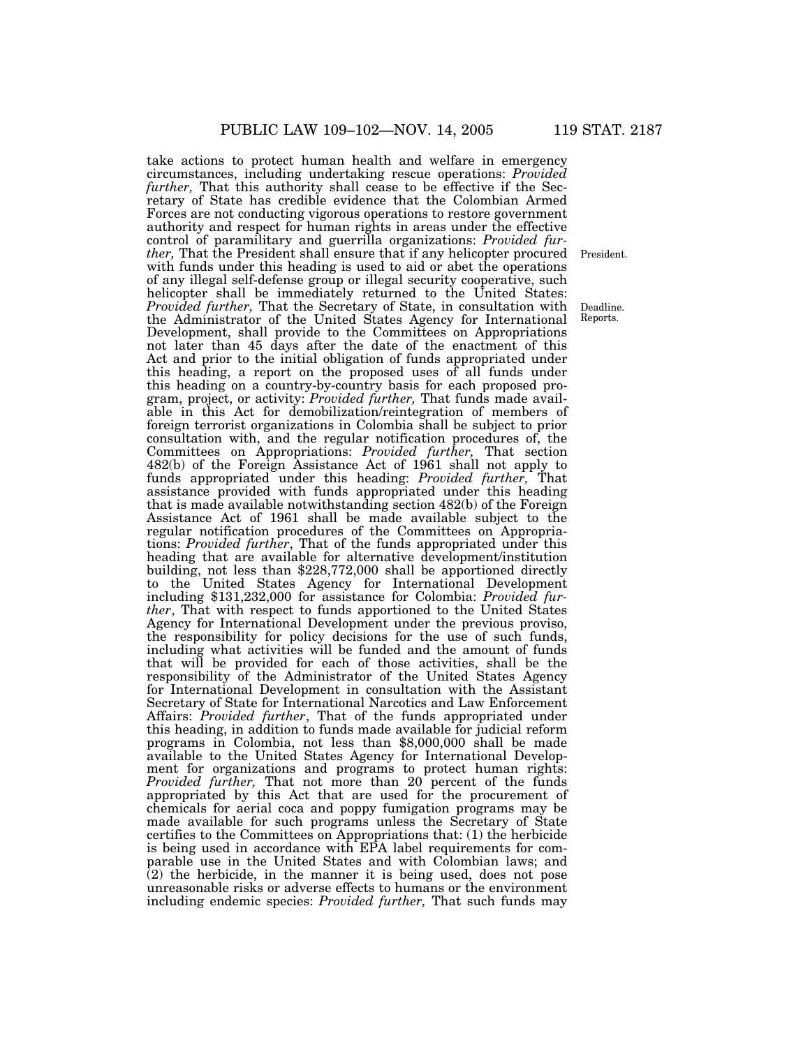take actions to protect human health and welfare in emergency circumstances, including undertaking rescue operations: *Provided further,* That this authority shall cease to be effective if the Secretary of State has credible evidence that the Colombian Armed Forces are not conducting vigorous operations to restore government authority and respect for human rights in areas under the effective control of paramilitary and guerrilla organizations: *Provided further,* That the President shall ensure that if any helicopter procured with funds under this heading is used to aid or abet the operations of any illegal self-defense group or illegal security cooperative, such helicopter shall be immediately returned to the United States: *Provided further,* That the Secretary of State, in consultation with the Administrator of the United States Agency for International Development, shall provide to the Committees on Appropriations not later than 45 days after the date of the enactment of this Act and prior to the initial obligation of funds appropriated under this heading, a report on the proposed uses of all funds under this heading on a country-by-country basis for each proposed program, project, or activity: *Provided further,* That funds made available in this Act for demobilization/reintegration of members of foreign terrorist organizations in Colombia shall be subject to prior consultation with, and the regular notification procedures of, the Committees on Appropriations: *Provided further,* That section 482(b) of the Foreign Assistance Act of 1961 shall not apply to funds appropriated under this heading: *Provided further,* That assistance provided with funds appropriated under this heading that is made available notwithstanding section 482(b) of the Foreign Assistance Act of 1961 shall be made available subject to the regular notification procedures of the Committees on Appropriations: *Provided further*, That of the funds appropriated under this heading that are available for alternative development/institution building, not less than $228,772,000 shall be apportioned directly to the United States Agency for International Development including $131,232,000 for assistance for Colombia: *Provided further*, That with respect to funds apportioned to the United States Agency for International Development under the previous proviso, the responsibility for policy decisions for the use of such funds, including what activities will be funded and the amount of funds that will be provided for each of those activities, shall be the responsibility of the Administrator of the United States Agency for International Development in consultation with the Assistant Secretary of State for International Narcotics and Law Enforcement Affairs: *Provided further*, That of the funds appropriated under this heading, in addition to funds made available for judicial reform programs in Colombia, not less than $8,000,000 shall be made available to the United States Agency for International Development for organizations and programs to protect human rights: *Provided further,* That not more than 20 percent of the funds appropriated by this Act that are used for the procurement of chemicals for aerial coca and poppy fumigation programs may be made available for such programs unless the Secretary of State certifies to the Committees on Appropriations that: (1) the herbicide is being used in accordance with EPA label requirements for comparable use in the United States and with Colombian laws; and (2) the herbicide, in the manner it is being used, does not pose unreasonable risks or adverse effects to humans or the environment including endemic species: *Provided further,* That such funds may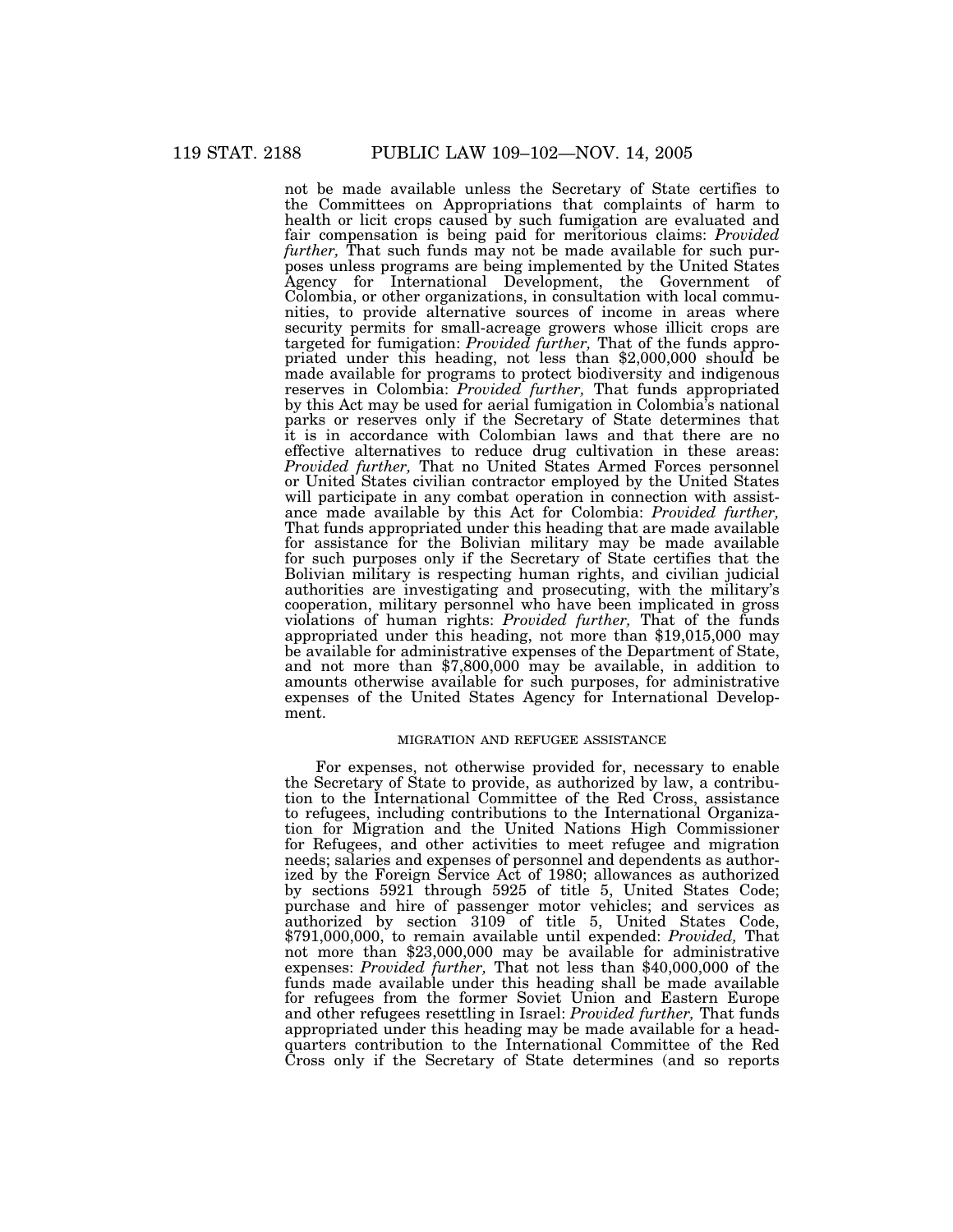not be made available unless the Secretary of State certifies to the Committees on Appropriations that complaints of harm to health or licit crops caused by such fumigation are evaluated and fair compensation is being paid for meritorious claims: *Provided further,* That such funds may not be made available for such purposes unless programs are being implemented by the United States Agency for International Development, the Government of Colombia, or other organizations, in consultation with local communities, to provide alternative sources of income in areas where security permits for small-acreage growers whose illicit crops are targeted for fumigation: *Provided further,* That of the funds appropriated under this heading, not less than $2,000,000 should be made available for programs to protect biodiversity and indigenous reserves in Colombia: *Provided further,* That funds appropriated by this Act may be used for aerial fumigation in Colombia's national parks or reserves only if the Secretary of State determines that it is in accordance with Colombian laws and that there are no effective alternatives to reduce drug cultivation in these areas: *Provided further,* That no United States Armed Forces personnel or United States civilian contractor employed by the United States will participate in any combat operation in connection with assistance made available by this Act for Colombia: *Provided further,* That funds appropriated under this heading that are made available for assistance for the Bolivian military may be made available for such purposes only if the Secretary of State certifies that the Bolivian military is respecting human rights, and civilian judicial authorities are investigating and prosecuting, with the military's cooperation, military personnel who have been implicated in gross violations of human rights: *Provided further,* That of the funds appropriated under this heading, not more than $19,015,000 may be available for administrative expenses of the Department of State, and not more than $7,800,000 may be available, in addition to amounts otherwise available for such purposes, for administrative expenses of the United States Agency for International Development.

MIGRATION AND REFUGEE ASSISTANCE

For expenses, not otherwise provided for, necessary to enable the Secretary of State to provide, as authorized by law, a contribution to the International Committee of the Red Cross, assistance to refugees, including contributions to the International Organization for Migration and the United Nations High Commissioner for Refugees, and other activities to meet refugee and migration needs; salaries and expenses of personnel and dependents as authorized by the Foreign Service Act of 1980; allowances as authorized by sections 5921 through 5925 of title 5, United States Code; purchase and hire of passenger motor vehicles; and services as authorized by section 3109 of title 5, United States Code, $791,000,000, to remain available until expended: *Provided,* That not more than $23,000,000 may be available for administrative expenses: *Provided further,* That not less than $40,000,000 of the funds made available under this heading shall be made available for refugees from the former Soviet Union and Eastern Europe and other refugees resettling in Israel: *Provided further,* That funds appropriated under this heading may be made available for a headquarters contribution to the International Committee of the Red Cross only if the Secretary of State determines (and so reports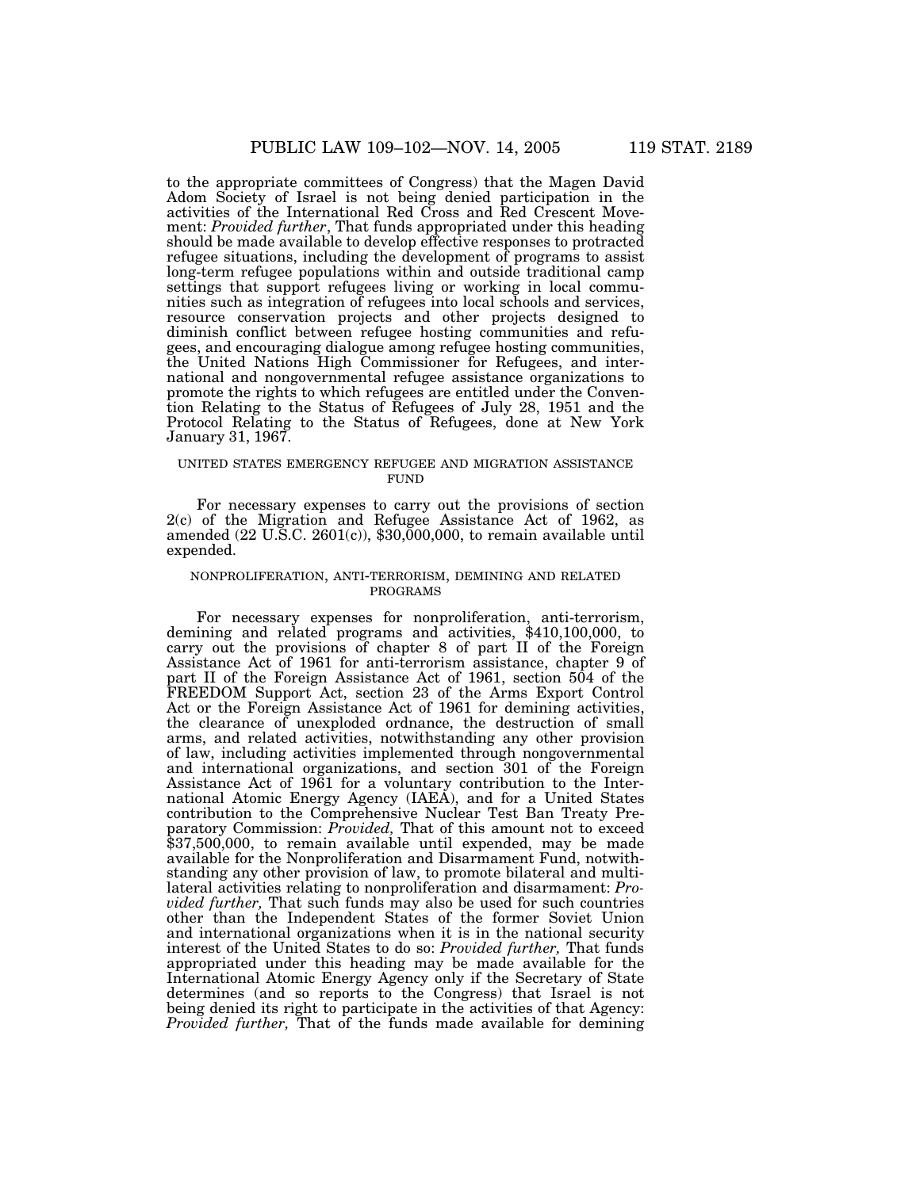to the appropriate committees of Congress) that the Magen David Adom Society of Israel is not being denied participation in the activities of the International Red Cross and Red Crescent Movement: *Provided further*, That funds appropriated under this heading should be made available to develop effective responses to protracted refugee situations, including the development of programs to assist long-term refugee populations within and outside traditional camp settings that support refugees living or working in local communities such as integration of refugees into local schools and services, resource conservation projects and other projects designed to diminish conflict between refugee hosting communities and refugees, and encouraging dialogue among refugee hosting communities, the United Nations High Commissioner for Refugees, and international and nongovernmental refugee assistance organizations to promote the rights to which refugees are entitled under the Convention Relating to the Status of Refugees of July 28, 1951 and the Protocol Relating to the Status of Refugees, done at New York January 31, 1967.

UNITED STATES EMERGENCY REFUGEE AND MIGRATION ASSISTANCE FUND

For necessary expenses to carry out the provisions of section 2(c) of the Migration and Refugee Assistance Act of 1962, as amended (22 U.S.C. 2601(c)), $30,000,000, to remain available until expended.

NONPROLIFERATION, ANTI-TERRORISM, DEMINING AND RELATED PROGRAMS

For necessary expenses for nonproliferation, anti-terrorism, demining and related programs and activities, $410,100,000, to carry out the provisions of chapter 8 of part II of the Foreign Assistance Act of 1961 for anti-terrorism assistance, chapter 9 of part II of the Foreign Assistance Act of 1961, section 504 of the FREEDOM Support Act, section 23 of the Arms Export Control Act or the Foreign Assistance Act of 1961 for demining activities, the clearance of unexploded ordnance, the destruction of small arms, and related activities, notwithstanding any other provision of law, including activities implemented through nongovernmental and international organizations, and section 301 of the Foreign Assistance Act of 1961 for a voluntary contribution to the International Atomic Energy Agency (IAEA), and for a United States contribution to the Comprehensive Nuclear Test Ban Treaty Preparatory Commission: *Provided,* That of this amount not to exceed $37,500,000, to remain available until expended, may be made available for the Nonproliferation and Disarmament Fund, notwithstanding any other provision of law, to promote bilateral and multilateral activities relating to nonproliferation and disarmament: *Provided further,* That such funds may also be used for such countries other than the Independent States of the former Soviet Union and international organizations when it is in the national security interest of the United States to do so: *Provided further,* That funds appropriated under this heading may be made available for the International Atomic Energy Agency only if the Secretary of State determines (and so reports to the Congress) that Israel is not being denied its right to participate in the activities of that Agency: *Provided further,* That of the funds made available for demining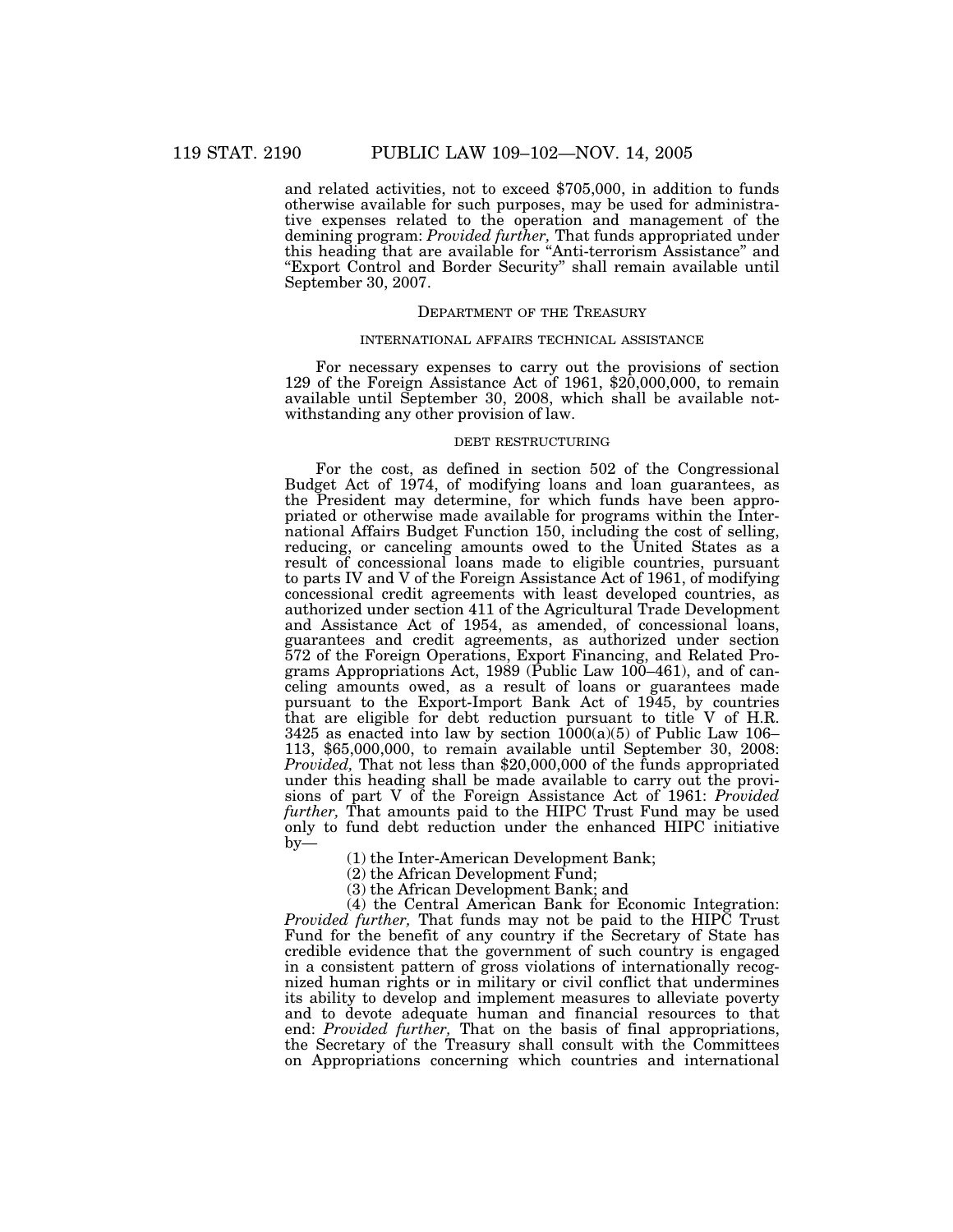and related activities, not to exceed $705,000, in addition to funds otherwise available for such purposes, may be used for administrative expenses related to the operation and management of the demining program: *Provided further,* That funds appropriated under this heading that are available for "Anti-terrorism Assistance" and "Export Control and Border Security" shall remain available until September 30, 2007.

## DEPARTMENT OF THE TREASURY

### INTERNATIONAL AFFAIRS TECHNICAL ASSISTANCE

For necessary expenses to carry out the provisions of section 129 of the Foreign Assistance Act of 1961, $20,000,000, to remain available until September 30, 2008, which shall be available notwithstanding any other provision of law.

### DEBT RESTRUCTURING

For the cost, as defined in section 502 of the Congressional Budget Act of 1974, of modifying loans and loan guarantees, as the President may determine, for which funds have been appropriated or otherwise made available for programs within the International Affairs Budget Function 150, including the cost of selling, reducing, or canceling amounts owed to the United States as a result of concessional loans made to eligible countries, pursuant to parts IV and V of the Foreign Assistance Act of 1961, of modifying concessional credit agreements with least developed countries, as authorized under section 411 of the Agricultural Trade Development and Assistance Act of 1954, as amended, of concessional loans, guarantees and credit agreements, as authorized under section 572 of the Foreign Operations, Export Financing, and Related Programs Appropriations Act, 1989 (Public Law 100–461), and of canceling amounts owed, as a result of loans or guarantees made pursuant to the Export-Import Bank Act of 1945, by countries that are eligible for debt reduction pursuant to title V of H.R. 3425 as enacted into law by section 1000(a)(5) of Public Law 106–113, $65,000,000, to remain available until September 30, 2008: *Provided,* That not less than $20,000,000 of the funds appropriated under this heading shall be made available to carry out the provisions of part V of the Foreign Assistance Act of 1961: *Provided further,* That amounts paid to the HIPC Trust Fund may be used only to fund debt reduction under the enhanced HIPC initiative by—

(1) the Inter-American Development Bank;

(2) the African Development Fund;

(3) the African Development Bank; and

(4) the Central American Bank for Economic Integration: *Provided further,* That funds may not be paid to the HIPC Trust Fund for the benefit of any country if the Secretary of State has credible evidence that the government of such country is engaged in a consistent pattern of gross violations of internationally recognized human rights or in military or civil conflict that undermines its ability to develop and implement measures to alleviate poverty and to devote adequate human and financial resources to that end: *Provided further,* That on the basis of final appropriations, the Secretary of the Treasury shall consult with the Committees on Appropriations concerning which countries and international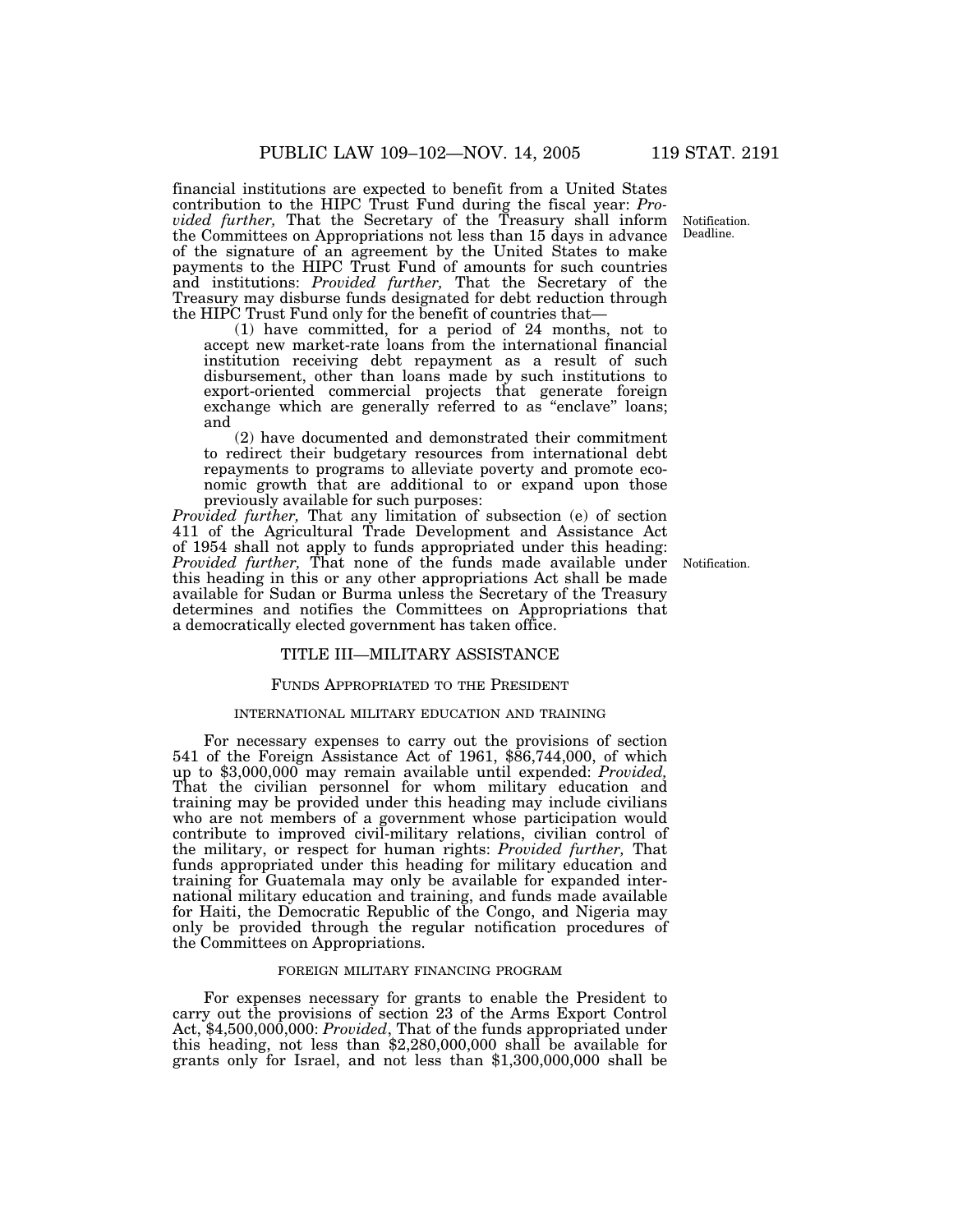financial institutions are expected to benefit from a United States contribution to the HIPC Trust Fund during the fiscal year: *Provided further,* That the Secretary of the Treasury shall inform the Committees on Appropriations not less than 15 days in advance of the signature of an agreement by the United States to make payments to the HIPC Trust Fund of amounts for such countries and institutions: *Provided further,* That the Secretary of the Treasury may disburse funds designated for debt reduction through the HIPC Trust Fund only for the benefit of countries that—

Notification. Deadline.

(1) have committed, for a period of 24 months, not to accept new market-rate loans from the international financial institution receiving debt repayment as a result of such disbursement, other than loans made by such institutions to export-oriented commercial projects that generate foreign exchange which are generally referred to as "enclave" loans; and

(2) have documented and demonstrated their commitment to redirect their budgetary resources from international debt repayments to programs to alleviate poverty and promote economic growth that are additional to or expand upon those previously available for such purposes:

*Provided further,* That any limitation of subsection (e) of section 411 of the Agricultural Trade Development and Assistance Act of 1954 shall not apply to funds appropriated under this heading: *Provided further,* That none of the funds made available under this heading in this or any other appropriations Act shall be made available for Sudan or Burma unless the Secretary of the Treasury determines and notifies the Committees on Appropriations that a democratically elected government has taken office.

Notification.

## TITLE III—MILITARY ASSISTANCE

### FUNDS APPROPRIATED TO THE PRESIDENT

#### INTERNATIONAL MILITARY EDUCATION AND TRAINING

For necessary expenses to carry out the provisions of section 541 of the Foreign Assistance Act of 1961, $86,744,000, of which up to $3,000,000 may remain available until expended: *Provided,* That the civilian personnel for whom military education and training may be provided under this heading may include civilians who are not members of a government whose participation would contribute to improved civil-military relations, civilian control of the military, or respect for human rights: *Provided further,* That funds appropriated under this heading for military education and training for Guatemala may only be available for expanded international military education and training, and funds made available for Haiti, the Democratic Republic of the Congo, and Nigeria may only be provided through the regular notification procedures of the Committees on Appropriations.

#### FOREIGN MILITARY FINANCING PROGRAM

For expenses necessary for grants to enable the President to carry out the provisions of section 23 of the Arms Export Control Act, $4,500,000,000: *Provided*, That of the funds appropriated under this heading, not less than $2,280,000,000 shall be available for grants only for Israel, and not less than $1,300,000,000 shall be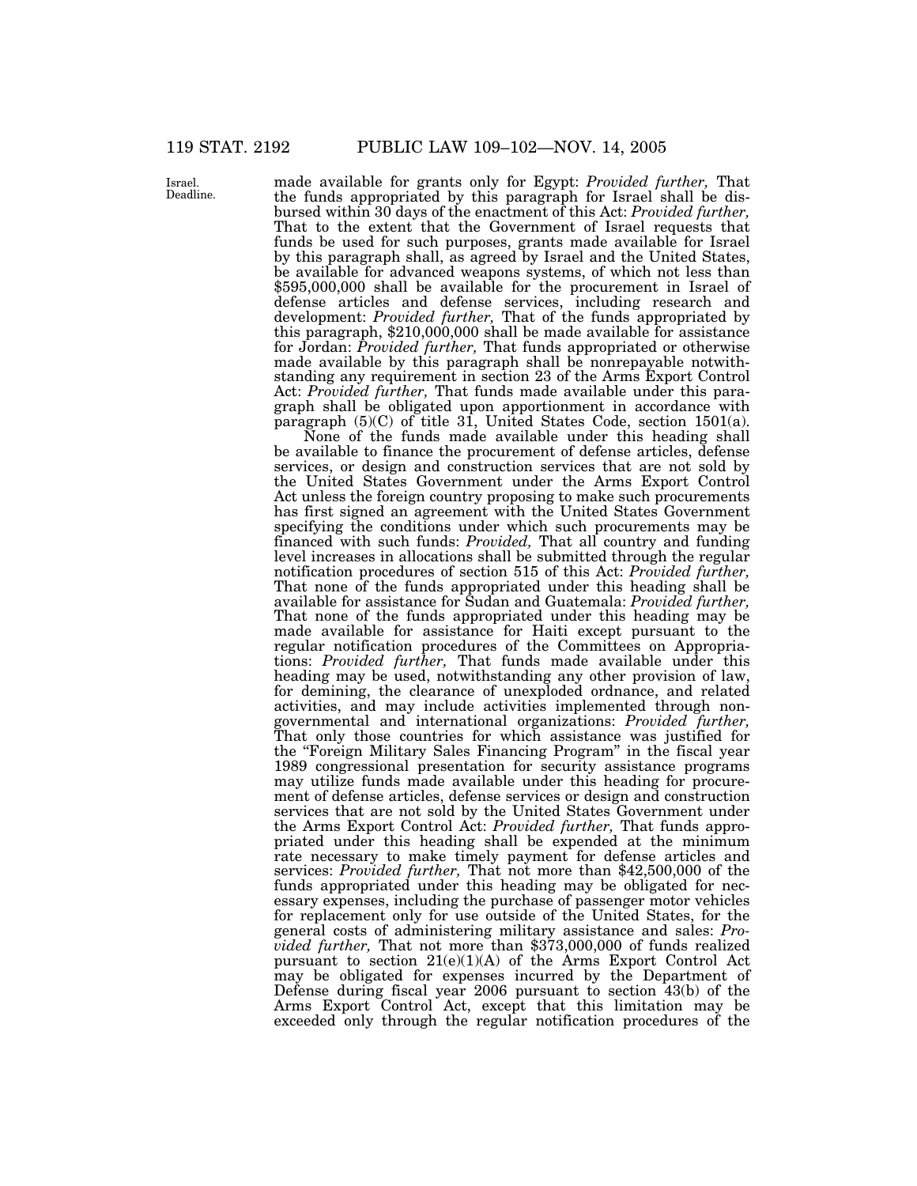made available for grants only for Egypt: *Provided further,* That the funds appropriated by this paragraph for Israel shall be disbursed within 30 days of the enactment of this Act: *Provided further,* That to the extent that the Government of Israel requests that funds be used for such purposes, grants made available for Israel by this paragraph shall, as agreed by Israel and the United States, be available for advanced weapons systems, of which not less than $595,000,000 shall be available for the procurement in Israel of defense articles and defense services, including research and development: *Provided further,* That of the funds appropriated by this paragraph, $210,000,000 shall be made available for assistance for Jordan: *Provided further,* That funds appropriated or otherwise made available by this paragraph shall be nonrepayable notwithstanding any requirement in section 23 of the Arms Export Control Act: *Provided further,* That funds made available under this paragraph shall be obligated upon apportionment in accordance with paragraph (5)(C) of title 31, United States Code, section 1501(a).

None of the funds made available under this heading shall be available to finance the procurement of defense articles, defense services, or design and construction services that are not sold by the United States Government under the Arms Export Control Act unless the foreign country proposing to make such procurements has first signed an agreement with the United States Government specifying the conditions under which such procurements may be financed with such funds: *Provided,* That all country and funding level increases in allocations shall be submitted through the regular notification procedures of section 515 of this Act: *Provided further,* That none of the funds appropriated under this heading shall be available for assistance for Sudan and Guatemala: *Provided further,* That none of the funds appropriated under this heading may be made available for assistance for Haiti except pursuant to the regular notification procedures of the Committees on Appropriations: *Provided further,* That funds made available under this heading may be used, notwithstanding any other provision of law, for demining, the clearance of unexploded ordnance, and related activities, and may include activities implemented through nongovernmental and international organizations: *Provided further,* That only those countries for which assistance was justified for the "Foreign Military Sales Financing Program" in the fiscal year 1989 congressional presentation for security assistance programs may utilize funds made available under this heading for procurement of defense articles, defense services or design and construction services that are not sold by the United States Government under the Arms Export Control Act: *Provided further,* That funds appropriated under this heading shall be expended at the minimum rate necessary to make timely payment for defense articles and services: *Provided further,* That not more than $42,500,000 of the funds appropriated under this heading may be obligated for necessary expenses, including the purchase of passenger motor vehicles for replacement only for use outside of the United States, for the general costs of administering military assistance and sales: *Provided further,* That not more than $373,000,000 of funds realized pursuant to section 21(e)(1)(A) of the Arms Export Control Act may be obligated for expenses incurred by the Department of Defense during fiscal year 2006 pursuant to section 43(b) of the Arms Export Control Act, except that this limitation may be exceeded only through the regular notification procedures of the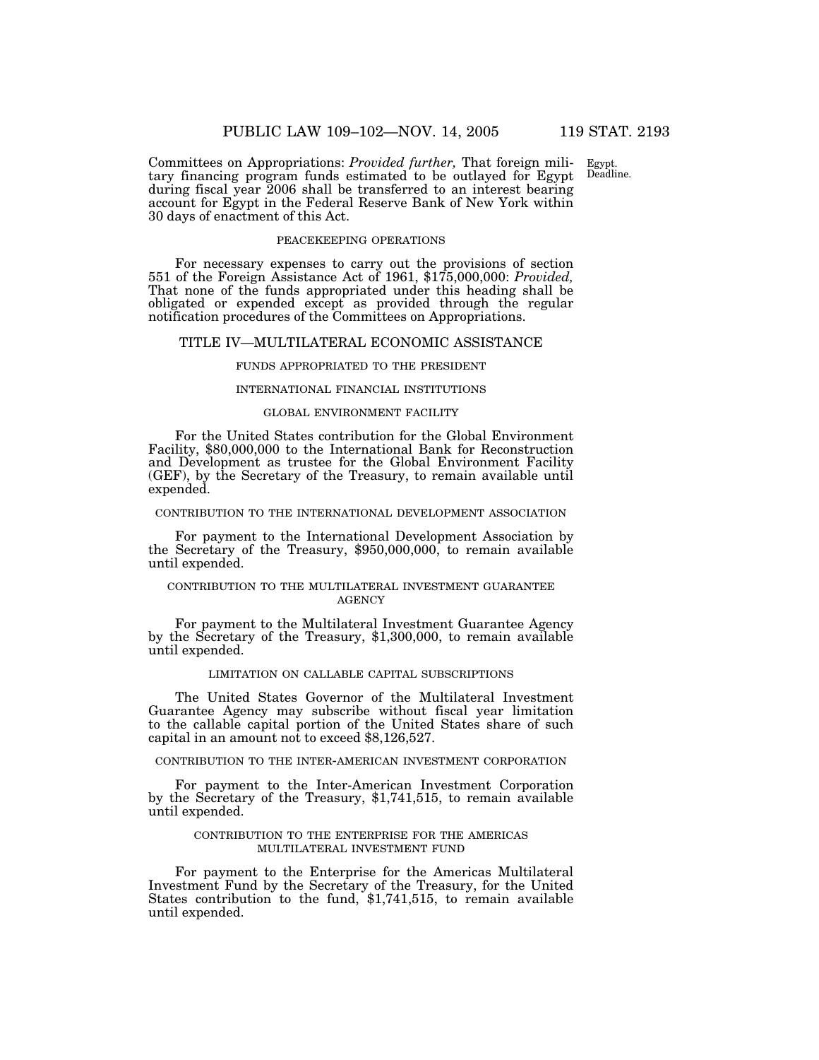Committees on Appropriations: *Provided further,* That foreign military financing program funds estimated to be outlayed for Egypt during fiscal year 2006 shall be transferred to an interest bearing account for Egypt in the Federal Reserve Bank of New York within 30 days of enactment of this Act.

Egypt. Deadline.

#### PEACEKEEPING OPERATIONS

For necessary expenses to carry out the provisions of section 551 of the Foreign Assistance Act of 1961, $175,000,000: *Provided,* That none of the funds appropriated under this heading shall be obligated or expended except as provided through the regular notification procedures of the Committees on Appropriations.

## TITLE IV—MULTILATERAL ECONOMIC ASSISTANCE

### FUNDS APPROPRIATED TO THE PRESIDENT

### INTERNATIONAL FINANCIAL INSTITUTIONS

#### GLOBAL ENVIRONMENT FACILITY

For the United States contribution for the Global Environment Facility, $80,000,000 to the International Bank for Reconstruction and Development as trustee for the Global Environment Facility (GEF), by the Secretary of the Treasury, to remain available until expended.

#### CONTRIBUTION TO THE INTERNATIONAL DEVELOPMENT ASSOCIATION

For payment to the International Development Association by the Secretary of the Treasury, $950,000,000, to remain available until expended.

#### CONTRIBUTION TO THE MULTILATERAL INVESTMENT GUARANTEE AGENCY

For payment to the Multilateral Investment Guarantee Agency by the Secretary of the Treasury, $1,300,000, to remain available until expended.

#### LIMITATION ON CALLABLE CAPITAL SUBSCRIPTIONS

The United States Governor of the Multilateral Investment Guarantee Agency may subscribe without fiscal year limitation to the callable capital portion of the United States share of such capital in an amount not to exceed $8,126,527.

#### CONTRIBUTION TO THE INTER-AMERICAN INVESTMENT CORPORATION

For payment to the Inter-American Investment Corporation by the Secretary of the Treasury, $1,741,515, to remain available until expended.

#### CONTRIBUTION TO THE ENTERPRISE FOR THE AMERICAS MULTILATERAL INVESTMENT FUND

For payment to the Enterprise for the Americas Multilateral Investment Fund by the Secretary of the Treasury, for the United States contribution to the fund, $1,741,515, to remain available until expended.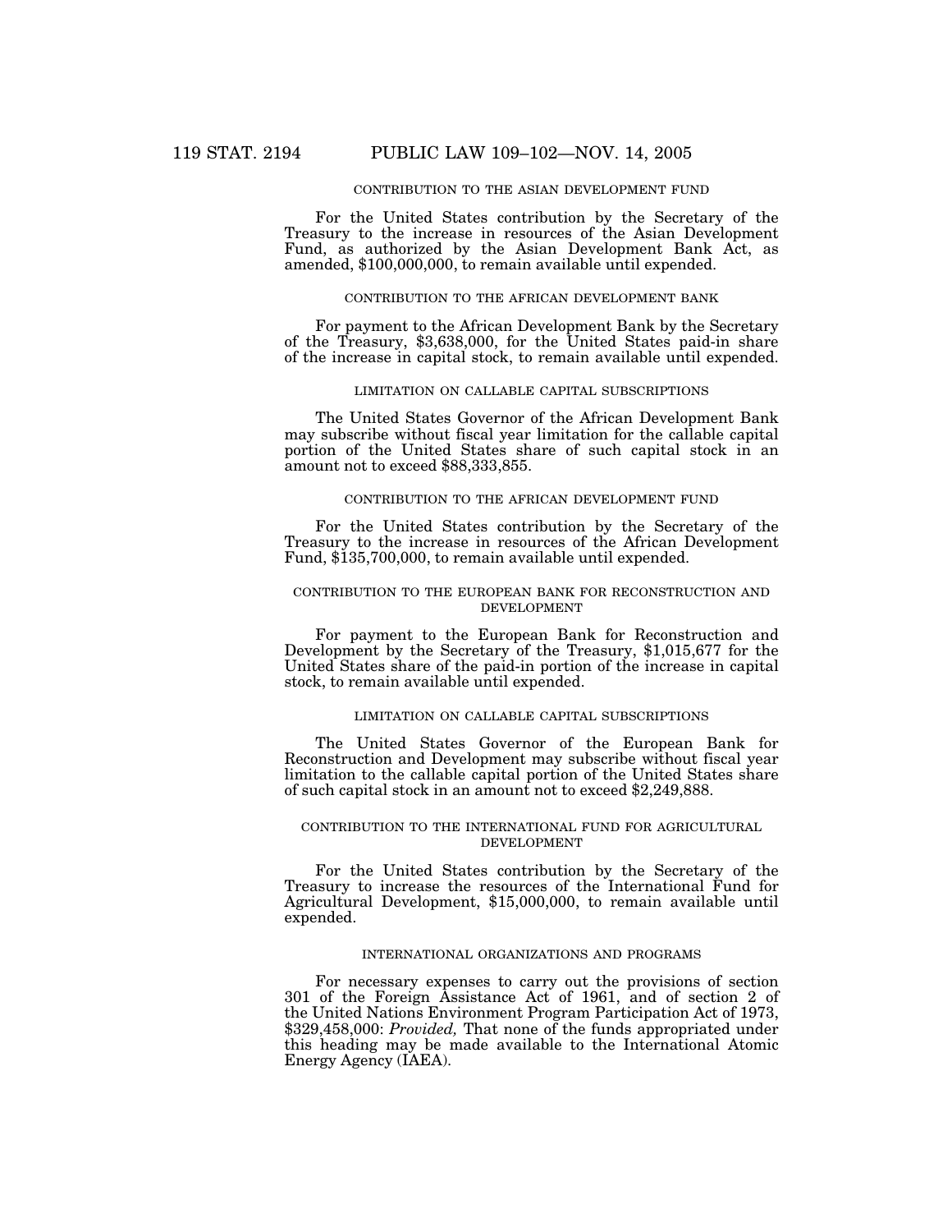### CONTRIBUTION TO THE ASIAN DEVELOPMENT FUND

For the United States contribution by the Secretary of the Treasury to the increase in resources of the Asian Development Fund, as authorized by the Asian Development Bank Act, as amended, $100,000,000, to remain available until expended.

### CONTRIBUTION TO THE AFRICAN DEVELOPMENT BANK

For payment to the African Development Bank by the Secretary of the Treasury, $3,638,000, for the United States paid-in share of the increase in capital stock, to remain available until expended.

### LIMITATION ON CALLABLE CAPITAL SUBSCRIPTIONS

The United States Governor of the African Development Bank may subscribe without fiscal year limitation for the callable capital portion of the United States share of such capital stock in an amount not to exceed $88,333,855.

### CONTRIBUTION TO THE AFRICAN DEVELOPMENT FUND

For the United States contribution by the Secretary of the Treasury to the increase in resources of the African Development Fund, $135,700,000, to remain available until expended.

### CONTRIBUTION TO THE EUROPEAN BANK FOR RECONSTRUCTION AND DEVELOPMENT

For payment to the European Bank for Reconstruction and Development by the Secretary of the Treasury, $1,015,677 for the United States share of the paid-in portion of the increase in capital stock, to remain available until expended.

### LIMITATION ON CALLABLE CAPITAL SUBSCRIPTIONS

The United States Governor of the European Bank for Reconstruction and Development may subscribe without fiscal year limitation to the callable capital portion of the United States share of such capital stock in an amount not to exceed $2,249,888.

### CONTRIBUTION TO THE INTERNATIONAL FUND FOR AGRICULTURAL DEVELOPMENT

For the United States contribution by the Secretary of the Treasury to increase the resources of the International Fund for Agricultural Development, $15,000,000, to remain available until expended.

### INTERNATIONAL ORGANIZATIONS AND PROGRAMS

For necessary expenses to carry out the provisions of section 301 of the Foreign Assistance Act of 1961, and of section 2 of the United Nations Environment Program Participation Act of 1973, $329,458,000: *Provided,* That none of the funds appropriated under this heading may be made available to the International Atomic Energy Agency (IAEA).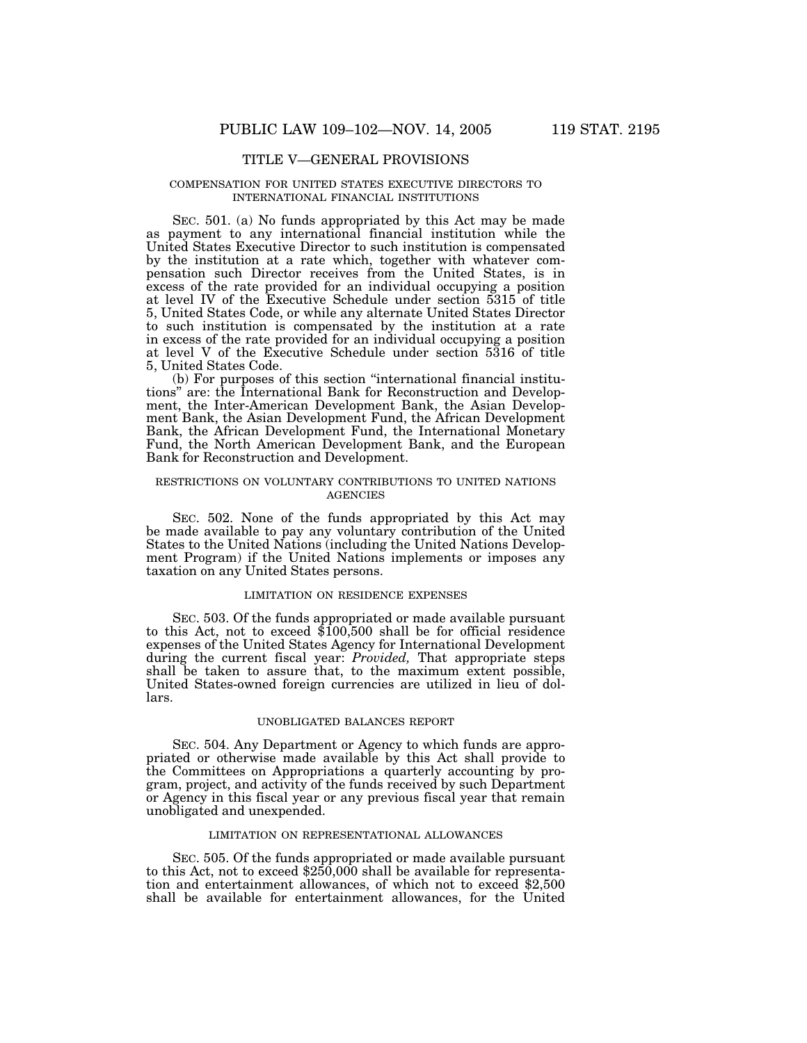## TITLE V—GENERAL PROVISIONS

### COMPENSATION FOR UNITED STATES EXECUTIVE DIRECTORS TO INTERNATIONAL FINANCIAL INSTITUTIONS

SEC. 501. (a) No funds appropriated by this Act may be made as payment to any international financial institution while the United States Executive Director to such institution is compensated by the institution at a rate which, together with whatever compensation such Director receives from the United States, is in excess of the rate provided for an individual occupying a position at level IV of the Executive Schedule under section 5315 of title 5, United States Code, or while any alternate United States Director to such institution is compensated by the institution at a rate in excess of the rate provided for an individual occupying a position at level V of the Executive Schedule under section 5316 of title 5, United States Code.

(b) For purposes of this section "international financial institutions" are: the International Bank for Reconstruction and Development, the Inter-American Development Bank, the Asian Development Bank, the Asian Development Fund, the African Development Bank, the African Development Fund, the International Monetary Fund, the North American Development Bank, and the European Bank for Reconstruction and Development.

### RESTRICTIONS ON VOLUNTARY CONTRIBUTIONS TO UNITED NATIONS AGENCIES

SEC. 502. None of the funds appropriated by this Act may be made available to pay any voluntary contribution of the United States to the United Nations (including the United Nations Development Program) if the United Nations implements or imposes any taxation on any United States persons.

### LIMITATION ON RESIDENCE EXPENSES

SEC. 503. Of the funds appropriated or made available pursuant to this Act, not to exceed $100,500 shall be for official residence expenses of the United States Agency for International Development during the current fiscal year: *Provided,* That appropriate steps shall be taken to assure that, to the maximum extent possible, United States-owned foreign currencies are utilized in lieu of dollars.

### UNOBLIGATED BALANCES REPORT

SEC. 504. Any Department or Agency to which funds are appropriated or otherwise made available by this Act shall provide to the Committees on Appropriations a quarterly accounting by program, project, and activity of the funds received by such Department or Agency in this fiscal year or any previous fiscal year that remain unobligated and unexpended.

### LIMITATION ON REPRESENTATIONAL ALLOWANCES

SEC. 505. Of the funds appropriated or made available pursuant to this Act, not to exceed $250,000 shall be available for representation and entertainment allowances, of which not to exceed $2,500 shall be available for entertainment allowances, for the United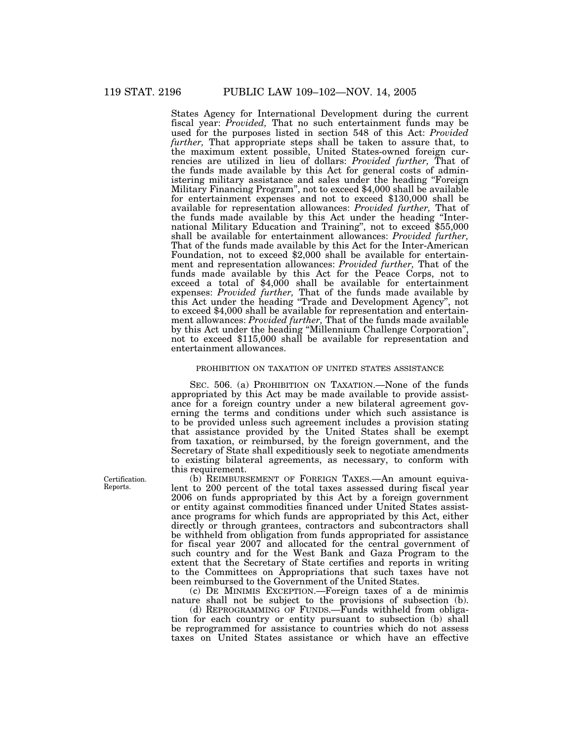States Agency for International Development during the current fiscal year: *Provided,* That no such entertainment funds may be used for the purposes listed in section 548 of this Act: *Provided further,* That appropriate steps shall be taken to assure that, to the maximum extent possible, United States-owned foreign currencies are utilized in lieu of dollars: *Provided further,* That of the funds made available by this Act for general costs of administering military assistance and sales under the heading "Foreign Military Financing Program", not to exceed $4,000 shall be available for entertainment expenses and not to exceed $130,000 shall be available for representation allowances: *Provided further,* That of the funds made available by this Act under the heading "International Military Education and Training", not to exceed $55,000 shall be available for entertainment allowances: *Provided further,* That of the funds made available by this Act for the Inter-American Foundation, not to exceed $2,000 shall be available for entertainment and representation allowances: *Provided further,* That of the funds made available by this Act for the Peace Corps, not to exceed a total of $4,000 shall be available for entertainment expenses: *Provided further,* That of the funds made available by this Act under the heading "Trade and Development Agency", not to exceed $4,000 shall be available for representation and entertainment allowances: *Provided further,* That of the funds made available by this Act under the heading "Millennium Challenge Corporation", not to exceed $115,000 shall be available for representation and entertainment allowances.

PROHIBITION ON TAXATION OF UNITED STATES ASSISTANCE

SEC. 506. (a) PROHIBITION ON TAXATION.—None of the funds appropriated by this Act may be made available to provide assistance for a foreign country under a new bilateral agreement governing the terms and conditions under which such assistance is to be provided unless such agreement includes a provision stating that assistance provided by the United States shall be exempt from taxation, or reimbursed, by the foreign government, and the Secretary of State shall expeditiously seek to negotiate amendments to existing bilateral agreements, as necessary, to conform with this requirement.

Certification. Reports.

(b) REIMBURSEMENT OF FOREIGN TAXES.—An amount equivalent to 200 percent of the total taxes assessed during fiscal year 2006 on funds appropriated by this Act by a foreign government or entity against commodities financed under United States assistance programs for which funds are appropriated by this Act, either directly or through grantees, contractors and subcontractors shall be withheld from obligation from funds appropriated for assistance for fiscal year 2007 and allocated for the central government of such country and for the West Bank and Gaza Program to the extent that the Secretary of State certifies and reports in writing to the Committees on Appropriations that such taxes have not been reimbursed to the Government of the United States.

(c) DE MINIMIS EXCEPTION.—Foreign taxes of a de minimis nature shall not be subject to the provisions of subsection (b).

(d) REPROGRAMMING OF FUNDS.—Funds withheld from obligation for each country or entity pursuant to subsection (b) shall be reprogrammed for assistance to countries which do not assess taxes on United States assistance or which have an effective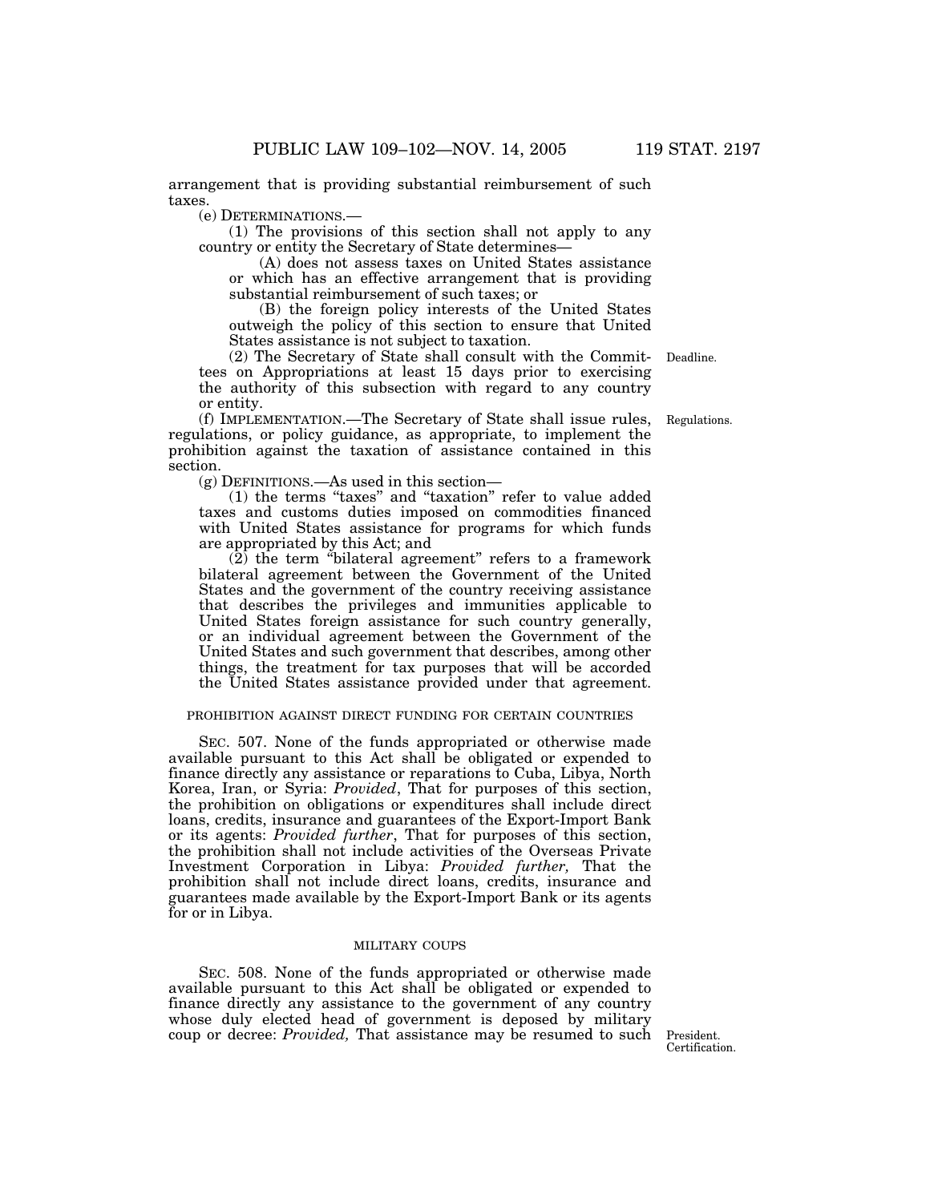arrangement that is providing substantial reimbursement of such taxes.

(e) DETERMINATIONS.—

(1) The provisions of this section shall not apply to any country or entity the Secretary of State determines—

(A) does not assess taxes on United States assistance or which has an effective arrangement that is providing substantial reimbursement of such taxes; or

(B) the foreign policy interests of the United States outweigh the policy of this section to ensure that United States assistance is not subject to taxation.

(2) The Secretary of State shall consult with the Committees on Appropriations at least 15 days prior to exercising the authority of this subsection with regard to any country or entity.

(f) IMPLEMENTATION.—The Secretary of State shall issue rules, regulations, or policy guidance, as appropriate, to implement the prohibition against the taxation of assistance contained in this section.

(g) DEFINITIONS.—As used in this section—

(1) the terms "taxes" and "taxation" refer to value added taxes and customs duties imposed on commodities financed with United States assistance for programs for which funds are appropriated by this Act; and

(2) the term "bilateral agreement" refers to a framework bilateral agreement between the Government of the United States and the government of the country receiving assistance that describes the privileges and immunities applicable to United States foreign assistance for such country generally, or an individual agreement between the Government of the United States and such government that describes, among other things, the treatment for tax purposes that will be accorded the United States assistance provided under that agreement.

PROHIBITION AGAINST DIRECT FUNDING FOR CERTAIN COUNTRIES

SEC. 507. None of the funds appropriated or otherwise made available pursuant to this Act shall be obligated or expended to finance directly any assistance or reparations to Cuba, Libya, North Korea, Iran, or Syria: *Provided*, That for purposes of this section, the prohibition on obligations or expenditures shall include direct loans, credits, insurance and guarantees of the Export-Import Bank or its agents: *Provided further*, That for purposes of this section, the prohibition shall not include activities of the Overseas Private Investment Corporation in Libya: *Provided further,* That the prohibition shall not include direct loans, credits, insurance and guarantees made available by the Export-Import Bank or its agents for or in Libya.

MILITARY COUPS

SEC. 508. None of the funds appropriated or otherwise made available pursuant to this Act shall be obligated or expended to finance directly any assistance to the government of any country whose duly elected head of government is deposed by military coup or decree: *Provided,* That assistance may be resumed to such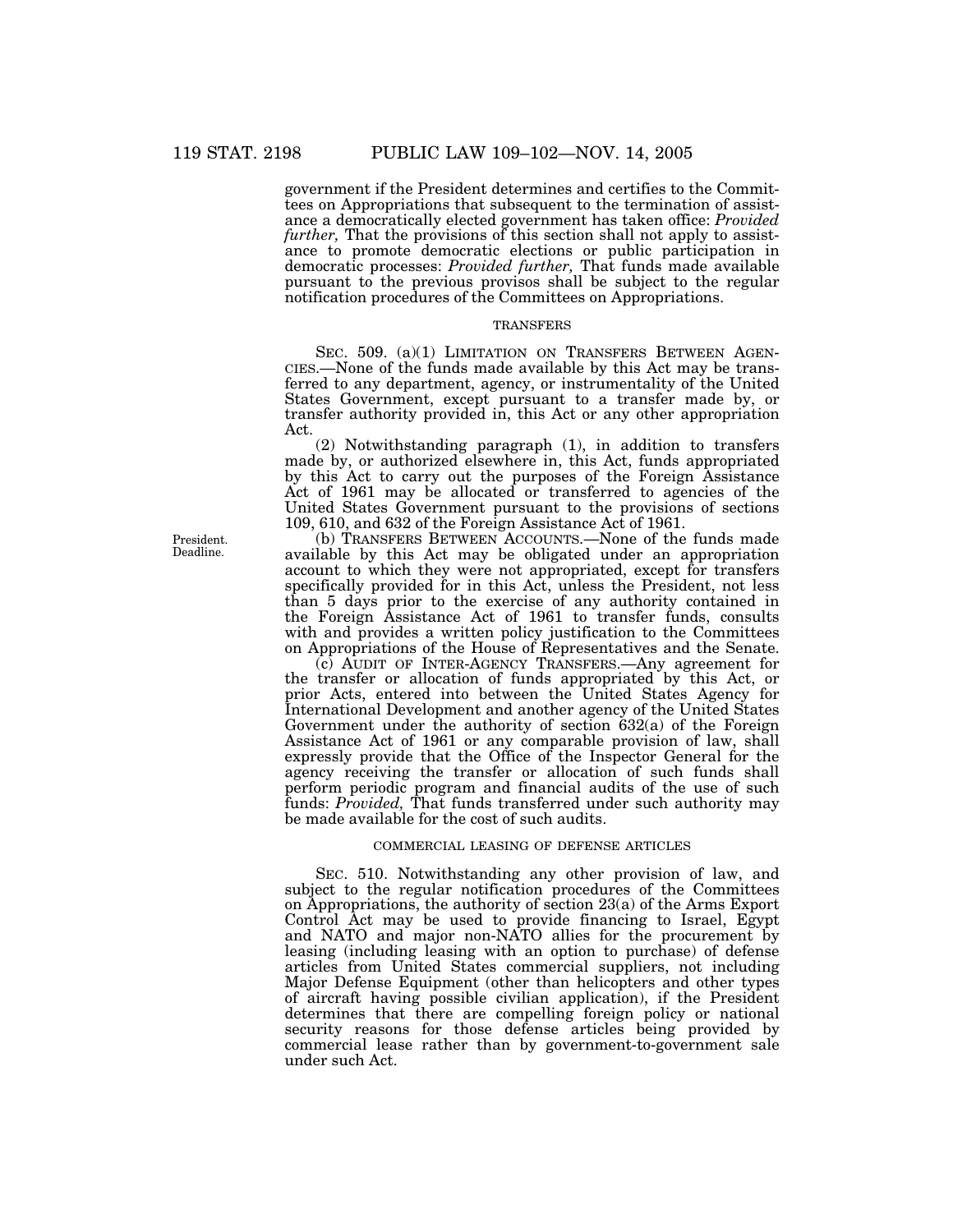government if the President determines and certifies to the Committees on Appropriations that subsequent to the termination of assistance a democratically elected government has taken office: *Provided further,* That the provisions of this section shall not apply to assistance to promote democratic elections or public participation in democratic processes: *Provided further,* That funds made available pursuant to the previous provisos shall be subject to the regular notification procedures of the Committees on Appropriations.

### TRANSFERS

SEC. 509. (a)(1) LIMITATION ON TRANSFERS BETWEEN AGENCIES.—None of the funds made available by this Act may be transferred to any department, agency, or instrumentality of the United States Government, except pursuant to a transfer made by, or transfer authority provided in, this Act or any other appropriation Act.

(2) Notwithstanding paragraph (1), in addition to transfers made by, or authorized elsewhere in, this Act, funds appropriated by this Act to carry out the purposes of the Foreign Assistance Act of 1961 may be allocated or transferred to agencies of the United States Government pursuant to the provisions of sections 109, 610, and 632 of the Foreign Assistance Act of 1961.

President. Deadline.

(b) TRANSFERS BETWEEN ACCOUNTS.—None of the funds made available by this Act may be obligated under an appropriation account to which they were not appropriated, except for transfers specifically provided for in this Act, unless the President, not less than 5 days prior to the exercise of any authority contained in the Foreign Assistance Act of 1961 to transfer funds, consults with and provides a written policy justification to the Committees on Appropriations of the House of Representatives and the Senate.

(c) AUDIT OF INTER-AGENCY TRANSFERS.—Any agreement for the transfer or allocation of funds appropriated by this Act, or prior Acts, entered into between the United States Agency for International Development and another agency of the United States Government under the authority of section 632(a) of the Foreign Assistance Act of 1961 or any comparable provision of law, shall expressly provide that the Office of the Inspector General for the agency receiving the transfer or allocation of such funds shall perform periodic program and financial audits of the use of such funds: *Provided,* That funds transferred under such authority may be made available for the cost of such audits.

### COMMERCIAL LEASING OF DEFENSE ARTICLES

SEC. 510. Notwithstanding any other provision of law, and subject to the regular notification procedures of the Committees on Appropriations, the authority of section 23(a) of the Arms Export Control Act may be used to provide financing to Israel, Egypt and NATO and major non-NATO allies for the procurement by leasing (including leasing with an option to purchase) of defense articles from United States commercial suppliers, not including Major Defense Equipment (other than helicopters and other types of aircraft having possible civilian application), if the President determines that there are compelling foreign policy or national security reasons for those defense articles being provided by commercial lease rather than by government-to-government sale under such Act.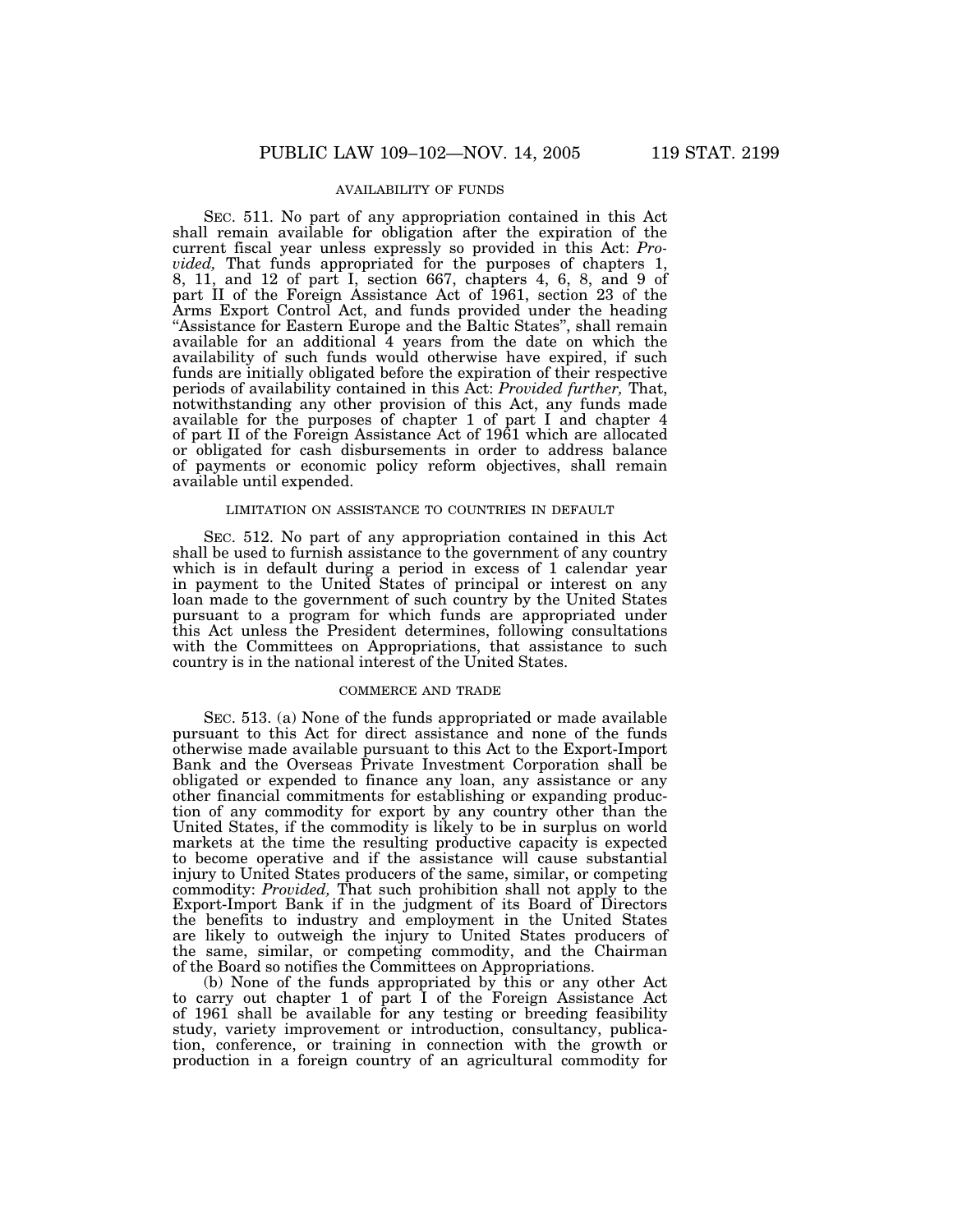AVAILABILITY OF FUNDS

SEC. 511. No part of any appropriation contained in this Act shall remain available for obligation after the expiration of the current fiscal year unless expressly so provided in this Act: *Provided,* That funds appropriated for the purposes of chapters 1, 8, 11, and 12 of part I, section 667, chapters 4, 6, 8, and 9 of part II of the Foreign Assistance Act of 1961, section 23 of the Arms Export Control Act, and funds provided under the heading "Assistance for Eastern Europe and the Baltic States", shall remain available for an additional 4 years from the date on which the availability of such funds would otherwise have expired, if such funds are initially obligated before the expiration of their respective periods of availability contained in this Act: *Provided further,* That, notwithstanding any other provision of this Act, any funds made available for the purposes of chapter 1 of part I and chapter 4 of part II of the Foreign Assistance Act of 1961 which are allocated or obligated for cash disbursements in order to address balance of payments or economic policy reform objectives, shall remain available until expended.

LIMITATION ON ASSISTANCE TO COUNTRIES IN DEFAULT

SEC. 512. No part of any appropriation contained in this Act shall be used to furnish assistance to the government of any country which is in default during a period in excess of 1 calendar year in payment to the United States of principal or interest on any loan made to the government of such country by the United States pursuant to a program for which funds are appropriated under this Act unless the President determines, following consultations with the Committees on Appropriations, that assistance to such country is in the national interest of the United States.

COMMERCE AND TRADE

SEC. 513. (a) None of the funds appropriated or made available pursuant to this Act for direct assistance and none of the funds otherwise made available pursuant to this Act to the Export-Import Bank and the Overseas Private Investment Corporation shall be obligated or expended to finance any loan, any assistance or any other financial commitments for establishing or expanding production of any commodity for export by any country other than the United States, if the commodity is likely to be in surplus on world markets at the time the resulting productive capacity is expected to become operative and if the assistance will cause substantial injury to United States producers of the same, similar, or competing commodity: *Provided,* That such prohibition shall not apply to the Export-Import Bank if in the judgment of its Board of Directors the benefits to industry and employment in the United States are likely to outweigh the injury to United States producers of the same, similar, or competing commodity, and the Chairman of the Board so notifies the Committees on Appropriations.

(b) None of the funds appropriated by this or any other Act to carry out chapter 1 of part I of the Foreign Assistance Act of 1961 shall be available for any testing or breeding feasibility study, variety improvement or introduction, consultancy, publication, conference, or training in connection with the growth or production in a foreign country of an agricultural commodity for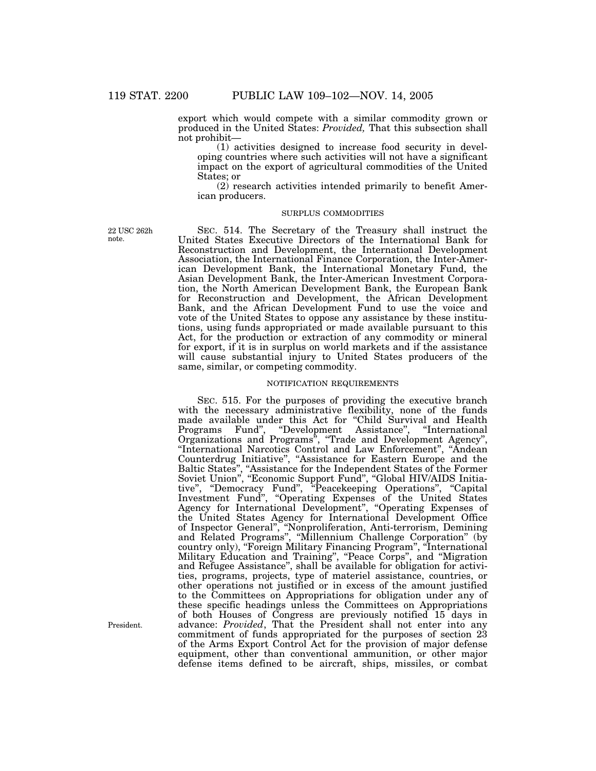export which would compete with a similar commodity grown or produced in the United States: *Provided,* That this subsection shall not prohibit—

(1) activities designed to increase food security in developing countries where such activities will not have a significant impact on the export of agricultural commodities of the United States; or

(2) research activities intended primarily to benefit American producers.

SURPLUS COMMODITIES

22 USC 262h note.

SEC. 514. The Secretary of the Treasury shall instruct the United States Executive Directors of the International Bank for Reconstruction and Development, the International Development Association, the International Finance Corporation, the Inter-American Development Bank, the International Monetary Fund, the Asian Development Bank, the Inter-American Investment Corporation, the North American Development Bank, the European Bank for Reconstruction and Development, the African Development Bank, and the African Development Fund to use the voice and vote of the United States to oppose any assistance by these institutions, using funds appropriated or made available pursuant to this Act, for the production or extraction of any commodity or mineral for export, if it is in surplus on world markets and if the assistance will cause substantial injury to United States producers of the same, similar, or competing commodity.

NOTIFICATION REQUIREMENTS

SEC. 515. For the purposes of providing the executive branch with the necessary administrative flexibility, none of the funds made available under this Act for "Child Survival and Health Programs Fund", "Development Assistance", "International Organizations and Programs", "Trade and Development Agency", "International Narcotics Control and Law Enforcement", "Andean Counterdrug Initiative", "Assistance for Eastern Europe and the Baltic States", "Assistance for the Independent States of the Former Soviet Union", "Economic Support Fund", "Global HIV/AIDS Initiative", "Democracy Fund", "Peacekeeping Operations", "Capital Investment Fund", "Operating Expenses of the United States Agency for International Development", "Operating Expenses of the United States Agency for International Development Office of Inspector General", "Nonproliferation, Anti-terrorism, Demining and Related Programs", "Millennium Challenge Corporation" (by country only), "Foreign Military Financing Program", "International Military Education and Training", "Peace Corps", and "Migration and Refugee Assistance", shall be available for obligation for activities, programs, projects, type of materiel assistance, countries, or other operations not justified or in excess of the amount justified to the Committees on Appropriations for obligation under any of these specific headings unless the Committees on Appropriations of both Houses of Congress are previously notified 15 days in advance: *Provided*, That the President shall not enter into any commitment of funds appropriated for the purposes of section 23 of the Arms Export Control Act for the provision of major defense equipment, other than conventional ammunition, or other major defense items defined to be aircraft, ships, missiles, or combat

President.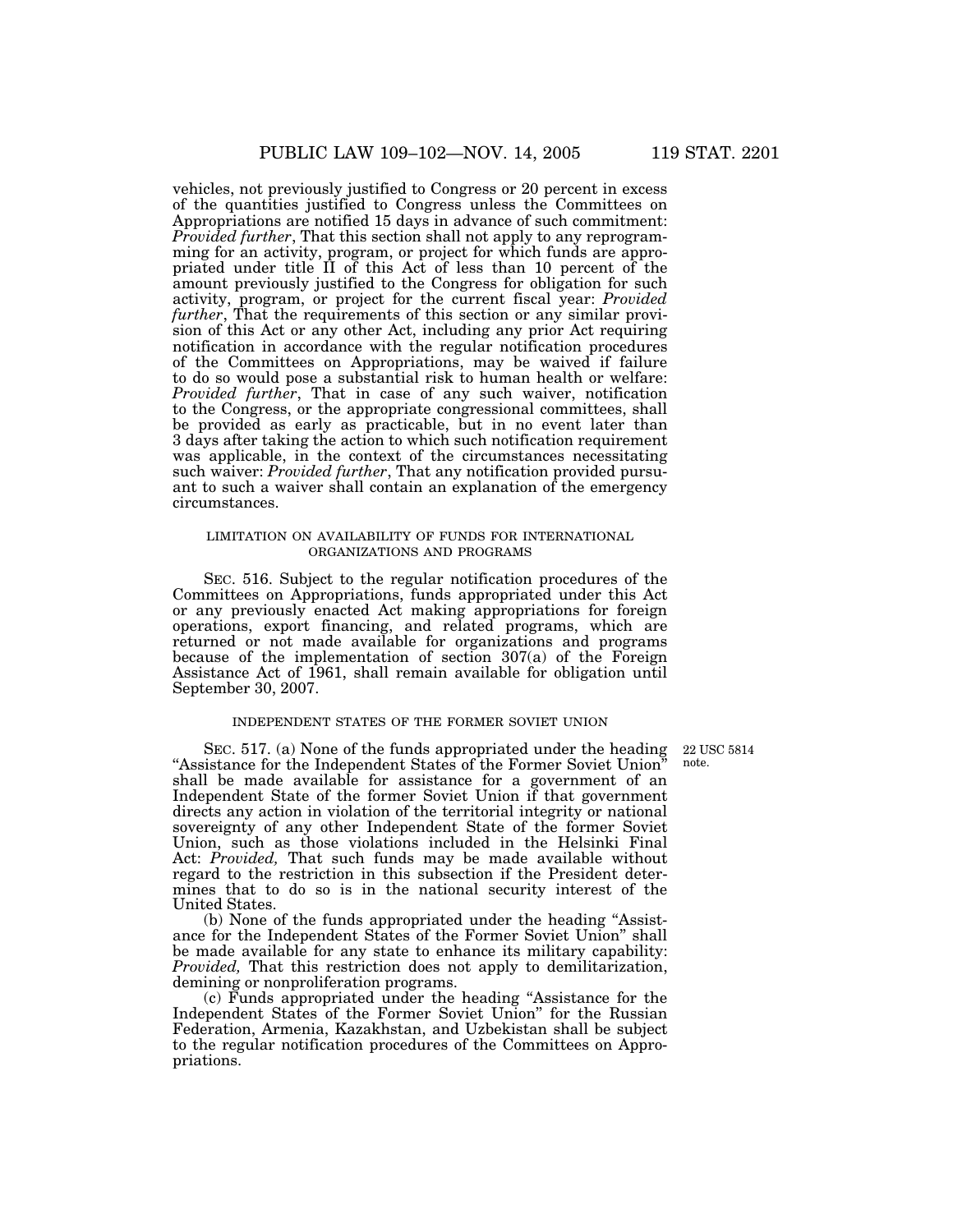vehicles, not previously justified to Congress or 20 percent in excess of the quantities justified to Congress unless the Committees on Appropriations are notified 15 days in advance of such commitment: *Provided further*, That this section shall not apply to any reprogramming for an activity, program, or project for which funds are appropriated under title II of this Act of less than 10 percent of the amount previously justified to the Congress for obligation for such activity, program, or project for the current fiscal year: *Provided further*, That the requirements of this section or any similar provision of this Act or any other Act, including any prior Act requiring notification in accordance with the regular notification procedures of the Committees on Appropriations, may be waived if failure to do so would pose a substantial risk to human health or welfare: *Provided further*, That in case of any such waiver, notification to the Congress, or the appropriate congressional committees, shall be provided as early as practicable, but in no event later than 3 days after taking the action to which such notification requirement was applicable, in the context of the circumstances necessitating such waiver: *Provided further*, That any notification provided pursuant to such a waiver shall contain an explanation of the emergency circumstances.

LIMITATION ON AVAILABILITY OF FUNDS FOR INTERNATIONAL ORGANIZATIONS AND PROGRAMS

SEC. 516. Subject to the regular notification procedures of the Committees on Appropriations, funds appropriated under this Act or any previously enacted Act making appropriations for foreign operations, export financing, and related programs, which are returned or not made available for organizations and programs because of the implementation of section 307(a) of the Foreign Assistance Act of 1961, shall remain available for obligation until September 30, 2007.

INDEPENDENT STATES OF THE FORMER SOVIET UNION

22 USC 5814 note.

SEC. 517. (a) None of the funds appropriated under the heading "Assistance for the Independent States of the Former Soviet Union" shall be made available for assistance for a government of an Independent State of the former Soviet Union if that government directs any action in violation of the territorial integrity or national sovereignty of any other Independent State of the former Soviet Union, such as those violations included in the Helsinki Final Act: *Provided,* That such funds may be made available without regard to the restriction in this subsection if the President determines that to do so is in the national security interest of the United States.

(b) None of the funds appropriated under the heading "Assistance for the Independent States of the Former Soviet Union" shall be made available for any state to enhance its military capability: *Provided,* That this restriction does not apply to demilitarization, demining or nonproliferation programs.

(c) Funds appropriated under the heading "Assistance for the Independent States of the Former Soviet Union" for the Russian Federation, Armenia, Kazakhstan, and Uzbekistan shall be subject to the regular notification procedures of the Committees on Appropriations.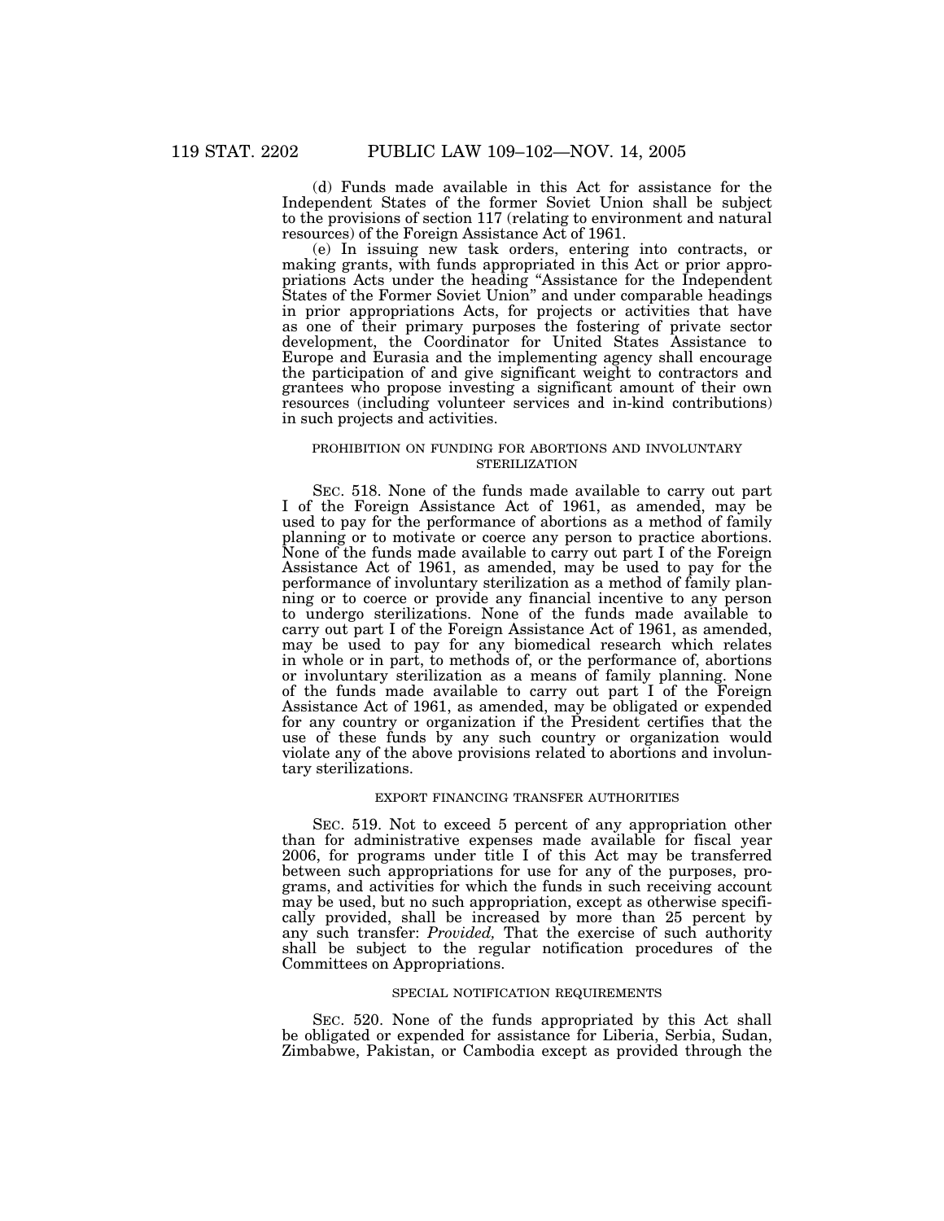(d) Funds made available in this Act for assistance for the Independent States of the former Soviet Union shall be subject to the provisions of section 117 (relating to environment and natural resources) of the Foreign Assistance Act of 1961.

(e) In issuing new task orders, entering into contracts, or making grants, with funds appropriated in this Act or prior appropriations Acts under the heading "Assistance for the Independent States of the Former Soviet Union" and under comparable headings in prior appropriations Acts, for projects or activities that have as one of their primary purposes the fostering of private sector development, the Coordinator for United States Assistance to Europe and Eurasia and the implementing agency shall encourage the participation of and give significant weight to contractors and grantees who propose investing a significant amount of their own resources (including volunteer services and in-kind contributions) in such projects and activities.

PROHIBITION ON FUNDING FOR ABORTIONS AND INVOLUNTARY STERILIZATION

SEC. 518. None of the funds made available to carry out part I of the Foreign Assistance Act of 1961, as amended, may be used to pay for the performance of abortions as a method of family planning or to motivate or coerce any person to practice abortions. None of the funds made available to carry out part I of the Foreign Assistance Act of 1961, as amended, may be used to pay for the performance of involuntary sterilization as a method of family planning or to coerce or provide any financial incentive to any person to undergo sterilizations. None of the funds made available to carry out part I of the Foreign Assistance Act of 1961, as amended, may be used to pay for any biomedical research which relates in whole or in part, to methods of, or the performance of, abortions or involuntary sterilization as a means of family planning. None of the funds made available to carry out part I of the Foreign Assistance Act of 1961, as amended, may be obligated or expended for any country or organization if the President certifies that the use of these funds by any such country or organization would violate any of the above provisions related to abortions and involuntary sterilizations.

EXPORT FINANCING TRANSFER AUTHORITIES

SEC. 519. Not to exceed 5 percent of any appropriation other than for administrative expenses made available for fiscal year 2006, for programs under title I of this Act may be transferred between such appropriations for use for any of the purposes, programs, and activities for which the funds in such receiving account may be used, but no such appropriation, except as otherwise specifically provided, shall be increased by more than 25 percent by any such transfer: *Provided,* That the exercise of such authority shall be subject to the regular notification procedures of the Committees on Appropriations.

SPECIAL NOTIFICATION REQUIREMENTS

SEC. 520. None of the funds appropriated by this Act shall be obligated or expended for assistance for Liberia, Serbia, Sudan, Zimbabwe, Pakistan, or Cambodia except as provided through the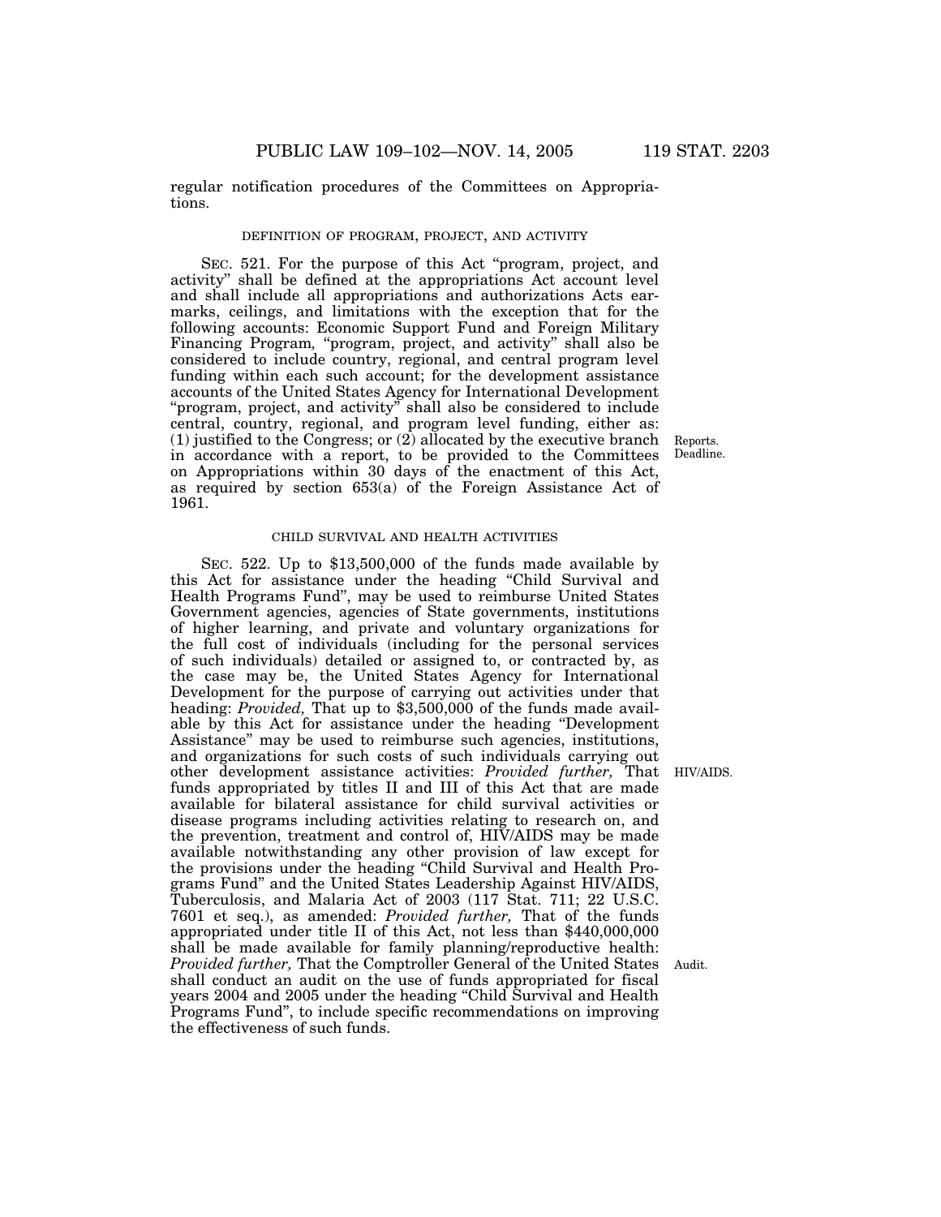regular notification procedures of the Committees on Appropriations.

### DEFINITION OF PROGRAM, PROJECT, AND ACTIVITY

SEC. 521. For the purpose of this Act "program, project, and activity" shall be defined at the appropriations Act account level and shall include all appropriations and authorizations Acts earmarks, ceilings, and limitations with the exception that for the following accounts: Economic Support Fund and Foreign Military Financing Program, "program, project, and activity" shall also be considered to include country, regional, and central program level funding within each such account; for the development assistance accounts of the United States Agency for International Development "program, project, and activity" shall also be considered to include central, country, regional, and program level funding, either as: (1) justified to the Congress; or (2) allocated by the executive branch in accordance with a report, to be provided to the Committees on Appropriations within 30 days of the enactment of this Act, as required by section 653(a) of the Foreign Assistance Act of 1961.

Reports. Deadline.

### CHILD SURVIVAL AND HEALTH ACTIVITIES

SEC. 522. Up to $13,500,000 of the funds made available by this Act for assistance under the heading "Child Survival and Health Programs Fund", may be used to reimburse United States Government agencies, agencies of State governments, institutions of higher learning, and private and voluntary organizations for the full cost of individuals (including for the personal services of such individuals) detailed or assigned to, or contracted by, as the case may be, the United States Agency for International Development for the purpose of carrying out activities under that heading: *Provided,* That up to $3,500,000 of the funds made available by this Act for assistance under the heading "Development Assistance" may be used to reimburse such agencies, institutions, and organizations for such costs of such individuals carrying out other development assistance activities: *Provided further,* That funds appropriated by titles II and III of this Act that are made available for bilateral assistance for child survival activities or disease programs including activities relating to research on, and the prevention, treatment and control of, HIV/AIDS may be made available notwithstanding any other provision of law except for the provisions under the heading "Child Survival and Health Programs Fund" and the United States Leadership Against HIV/AIDS, Tuberculosis, and Malaria Act of 2003 (117 Stat. 711; 22 U.S.C. 7601 et seq.), as amended: *Provided further,* That of the funds appropriated under title II of this Act, not less than $440,000,000 shall be made available for family planning/reproductive health: *Provided further,* That the Comptroller General of the United States shall conduct an audit on the use of funds appropriated for fiscal years 2004 and 2005 under the heading "Child Survival and Health Programs Fund", to include specific recommendations on improving the effectiveness of such funds.

HIV/AIDS.

Audit.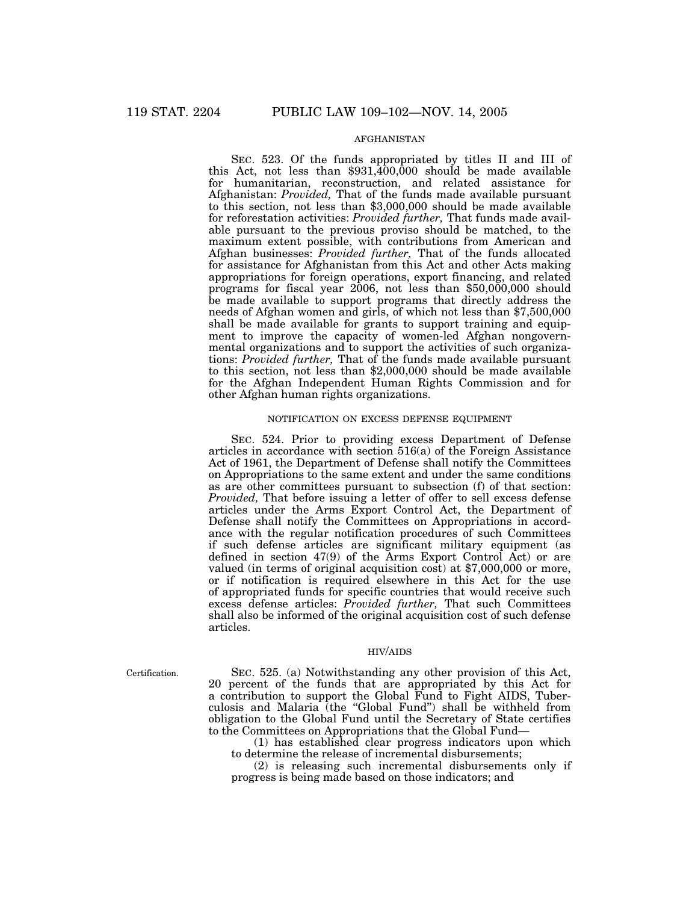AFGHANISTAN

SEC. 523. Of the funds appropriated by titles II and III of this Act, not less than $931,400,000 should be made available for humanitarian, reconstruction, and related assistance for Afghanistan: *Provided,* That of the funds made available pursuant to this section, not less than $3,000,000 should be made available for reforestation activities: *Provided further,* That funds made available pursuant to the previous proviso should be matched, to the maximum extent possible, with contributions from American and Afghan businesses: *Provided further,* That of the funds allocated for assistance for Afghanistan from this Act and other Acts making appropriations for foreign operations, export financing, and related programs for fiscal year 2006, not less than $50,000,000 should be made available to support programs that directly address the needs of Afghan women and girls, of which not less than $7,500,000 shall be made available for grants to support training and equipment to improve the capacity of women-led Afghan nongovernmental organizations and to support the activities of such organizations: *Provided further,* That of the funds made available pursuant to this section, not less than $2,000,000 should be made available for the Afghan Independent Human Rights Commission and for other Afghan human rights organizations.

NOTIFICATION ON EXCESS DEFENSE EQUIPMENT

SEC. 524. Prior to providing excess Department of Defense articles in accordance with section 516(a) of the Foreign Assistance Act of 1961, the Department of Defense shall notify the Committees on Appropriations to the same extent and under the same conditions as are other committees pursuant to subsection (f) of that section: *Provided,* That before issuing a letter of offer to sell excess defense articles under the Arms Export Control Act, the Department of Defense shall notify the Committees on Appropriations in accordance with the regular notification procedures of such Committees if such defense articles are significant military equipment (as defined in section 47(9) of the Arms Export Control Act) or are valued (in terms of original acquisition cost) at $7,000,000 or more, or if notification is required elsewhere in this Act for the use of appropriated funds for specific countries that would receive such excess defense articles: *Provided further,* That such Committees shall also be informed of the original acquisition cost of such defense articles.

HIV/AIDS

Certification.

SEC. 525. (a) Notwithstanding any other provision of this Act, 20 percent of the funds that are appropriated by this Act for a contribution to support the Global Fund to Fight AIDS, Tuberculosis and Malaria (the "Global Fund") shall be withheld from obligation to the Global Fund until the Secretary of State certifies to the Committees on Appropriations that the Global Fund—

(1) has established clear progress indicators upon which to determine the release of incremental disbursements;

(2) is releasing such incremental disbursements only if progress is being made based on those indicators; and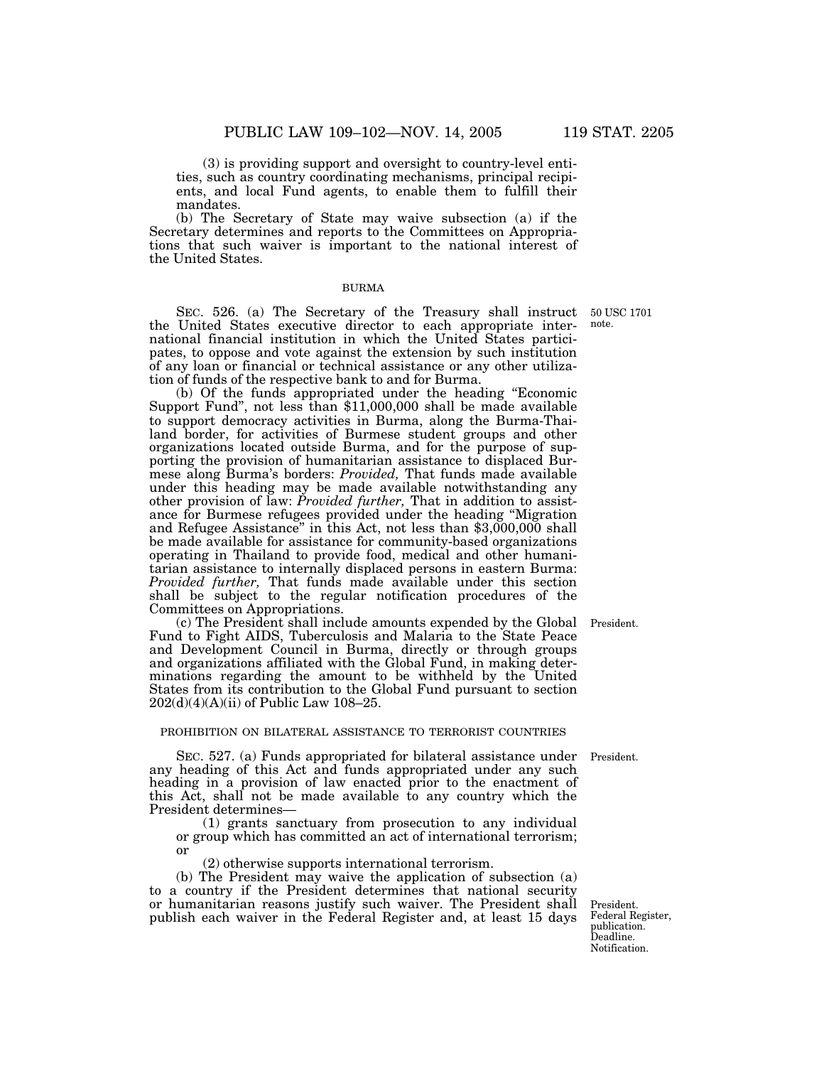(3) is providing support and oversight to country-level entities, such as country coordinating mechanisms, principal recipients, and local Fund agents, to enable them to fulfill their mandates.

(b) The Secretary of State may waive subsection (a) if the Secretary determines and reports to the Committees on Appropriations that such waiver is important to the national interest of the United States.

## BURMA

50 USC 1701 note.

SEC. 526. (a) The Secretary of the Treasury shall instruct the United States executive director to each appropriate international financial institution in which the United States participates, to oppose and vote against the extension by such institution of any loan or financial or technical assistance or any other utilization of funds of the respective bank to and for Burma.

(b) Of the funds appropriated under the heading "Economic Support Fund", not less than $11,000,000 shall be made available to support democracy activities in Burma, along the Burma-Thailand border, for activities of Burmese student groups and other organizations located outside Burma, and for the purpose of supporting the provision of humanitarian assistance to displaced Burmese along Burma's borders: *Provided,* That funds made available under this heading may be made available notwithstanding any other provision of law: *Provided further,* That in addition to assistance for Burmese refugees provided under the heading "Migration and Refugee Assistance" in this Act, not less than $3,000,000 shall be made available for assistance for community-based organizations operating in Thailand to provide food, medical and other humanitarian assistance to internally displaced persons in eastern Burma: *Provided further,* That funds made available under this section shall be subject to the regular notification procedures of the Committees on Appropriations.

President.

(c) The President shall include amounts expended by the Global Fund to Fight AIDS, Tuberculosis and Malaria to the State Peace and Development Council in Burma, directly or through groups and organizations affiliated with the Global Fund, in making determinations regarding the amount to be withheld by the United States from its contribution to the Global Fund pursuant to section 202(d)(4)(A)(ii) of Public Law 108–25.

## PROHIBITION ON BILATERAL ASSISTANCE TO TERRORIST COUNTRIES

President.

SEC. 527. (a) Funds appropriated for bilateral assistance under any heading of this Act and funds appropriated under any such heading in a provision of law enacted prior to the enactment of this Act, shall not be made available to any country which the President determines—

(1) grants sanctuary from prosecution to any individual or group which has committed an act of international terrorism; or

(2) otherwise supports international terrorism.

President. Federal Register, publication. Deadline. Notification.

(b) The President may waive the application of subsection (a) to a country if the President determines that national security or humanitarian reasons justify such waiver. The President shall publish each waiver in the Federal Register and, at least 15 days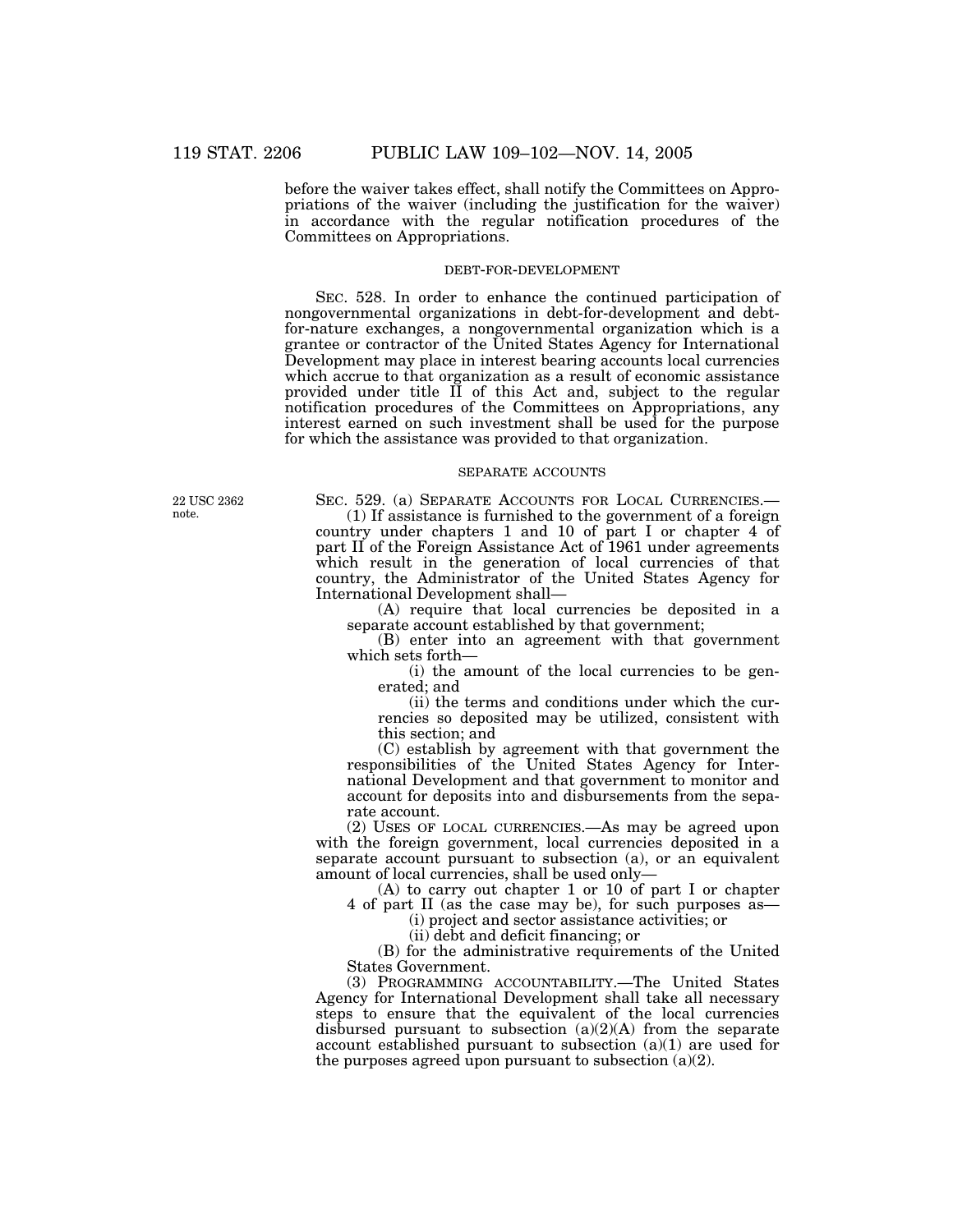before the waiver takes effect, shall notify the Committees on Appropriations of the waiver (including the justification for the waiver) in accordance with the regular notification procedures of the Committees on Appropriations.

DEBT-FOR-DEVELOPMENT

SEC. 528. In order to enhance the continued participation of nongovernmental organizations in debt-for-development and debt-for-nature exchanges, a nongovernmental organization which is a grantee or contractor of the United States Agency for International Development may place in interest bearing accounts local currencies which accrue to that organization as a result of economic assistance provided under title II of this Act and, subject to the regular notification procedures of the Committees on Appropriations, any interest earned on such investment shall be used for the purpose for which the assistance was provided to that organization.

SEPARATE ACCOUNTS

22 USC 2362 note.

SEC. 529. (a) SEPARATE ACCOUNTS FOR LOCAL CURRENCIES.—

(1) If assistance is furnished to the government of a foreign country under chapters 1 and 10 of part I or chapter 4 of part II of the Foreign Assistance Act of 1961 under agreements which result in the generation of local currencies of that country, the Administrator of the United States Agency for International Development shall—

(A) require that local currencies be deposited in a separate account established by that government;

(B) enter into an agreement with that government which sets forth—

(i) the amount of the local currencies to be generated; and

(ii) the terms and conditions under which the currencies so deposited may be utilized, consistent with this section; and

(C) establish by agreement with that government the responsibilities of the United States Agency for International Development and that government to monitor and account for deposits into and disbursements from the separate account.

(2) USES OF LOCAL CURRENCIES.—As may be agreed upon with the foreign government, local currencies deposited in a separate account pursuant to subsection (a), or an equivalent amount of local currencies, shall be used only—

(A) to carry out chapter 1 or 10 of part I or chapter 4 of part II (as the case may be), for such purposes as—

(i) project and sector assistance activities; or

(ii) debt and deficit financing; or

(B) for the administrative requirements of the United States Government.

(3) PROGRAMMING ACCOUNTABILITY.—The United States Agency for International Development shall take all necessary steps to ensure that the equivalent of the local currencies disbursed pursuant to subsection (a)(2)(A) from the separate account established pursuant to subsection (a)(1) are used for the purposes agreed upon pursuant to subsection (a)(2).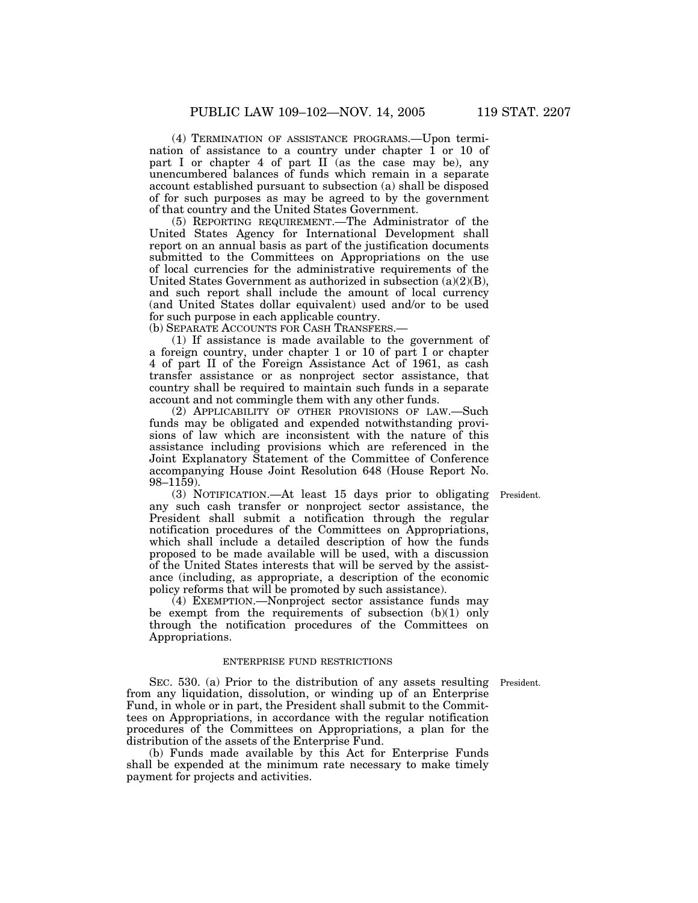(4) TERMINATION OF ASSISTANCE PROGRAMS.—Upon termination of assistance to a country under chapter 1 or 10 of part I or chapter 4 of part II (as the case may be), any unencumbered balances of funds which remain in a separate account established pursuant to subsection (a) shall be disposed of for such purposes as may be agreed to by the government of that country and the United States Government.

(5) REPORTING REQUIREMENT.—The Administrator of the United States Agency for International Development shall report on an annual basis as part of the justification documents submitted to the Committees on Appropriations on the use of local currencies for the administrative requirements of the United States Government as authorized in subsection (a)(2)(B), and such report shall include the amount of local currency (and United States dollar equivalent) used and/or to be used for such purpose in each applicable country.

(b) SEPARATE ACCOUNTS FOR CASH TRANSFERS.—

(1) If assistance is made available to the government of a foreign country, under chapter 1 or 10 of part I or chapter 4 of part II of the Foreign Assistance Act of 1961, as cash transfer assistance or as nonproject sector assistance, that country shall be required to maintain such funds in a separate account and not commingle them with any other funds.

(2) APPLICABILITY OF OTHER PROVISIONS OF LAW.—Such funds may be obligated and expended notwithstanding provisions of law which are inconsistent with the nature of this assistance including provisions which are referenced in the Joint Explanatory Statement of the Committee of Conference accompanying House Joint Resolution 648 (House Report No. 98–1159).

President.

(3) NOTIFICATION.—At least 15 days prior to obligating any such cash transfer or nonproject sector assistance, the President shall submit a notification through the regular notification procedures of the Committees on Appropriations, which shall include a detailed description of how the funds proposed to be made available will be used, with a discussion of the United States interests that will be served by the assistance (including, as appropriate, a description of the economic policy reforms that will be promoted by such assistance).

(4) EXEMPTION.—Nonproject sector assistance funds may be exempt from the requirements of subsection (b)(1) only through the notification procedures of the Committees on Appropriations.

ENTERPRISE FUND RESTRICTIONS

President.

SEC. 530. (a) Prior to the distribution of any assets resulting from any liquidation, dissolution, or winding up of an Enterprise Fund, in whole or in part, the President shall submit to the Committees on Appropriations, in accordance with the regular notification procedures of the Committees on Appropriations, a plan for the distribution of the assets of the Enterprise Fund.

(b) Funds made available by this Act for Enterprise Funds shall be expended at the minimum rate necessary to make timely payment for projects and activities.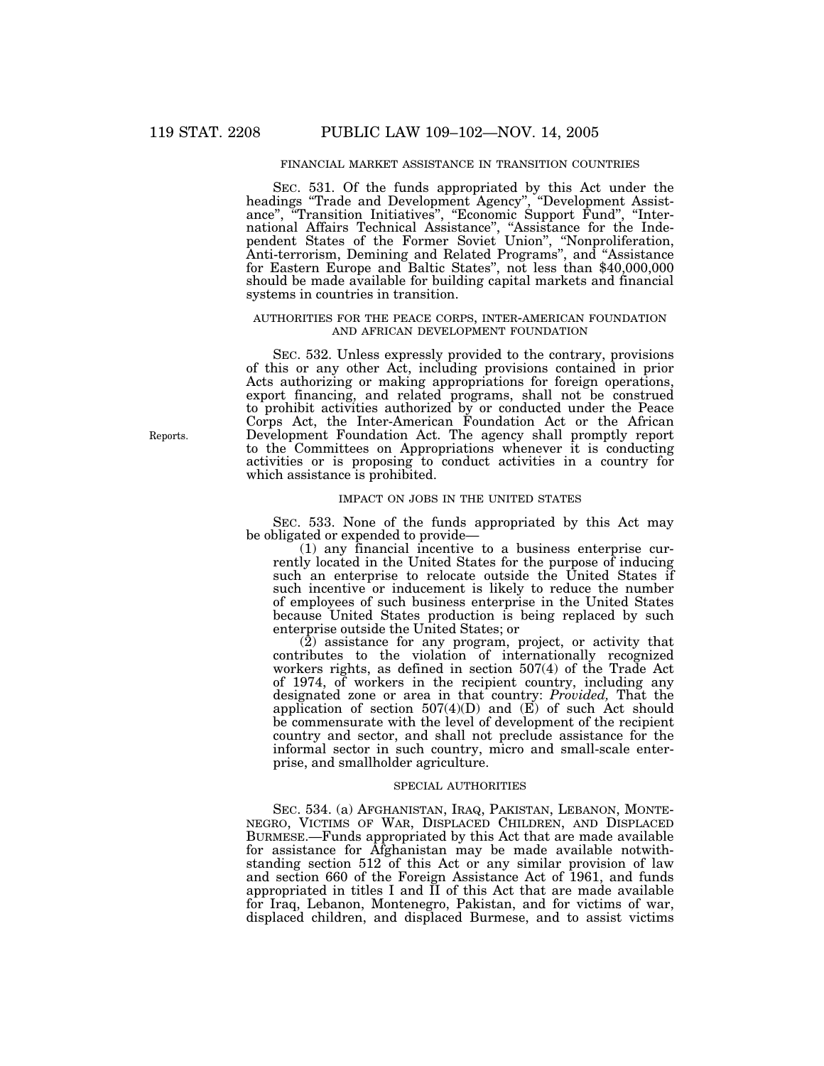FINANCIAL MARKET ASSISTANCE IN TRANSITION COUNTRIES

SEC. 531. Of the funds appropriated by this Act under the headings "Trade and Development Agency", "Development Assistance", "Transition Initiatives", "Economic Support Fund", "International Affairs Technical Assistance", "Assistance for the Independent States of the Former Soviet Union", "Nonproliferation, Anti-terrorism, Demining and Related Programs", and "Assistance for Eastern Europe and Baltic States", not less than $40,000,000 should be made available for building capital markets and financial systems in countries in transition.

AUTHORITIES FOR THE PEACE CORPS, INTER-AMERICAN FOUNDATION AND AFRICAN DEVELOPMENT FOUNDATION

SEC. 532. Unless expressly provided to the contrary, provisions of this or any other Act, including provisions contained in prior Acts authorizing or making appropriations for foreign operations, export financing, and related programs, shall not be construed to prohibit activities authorized by or conducted under the Peace Corps Act, the Inter-American Foundation Act or the African Development Foundation Act. The agency shall promptly report to the Committees on Appropriations whenever it is conducting activities or is proposing to conduct activities in a country for which assistance is prohibited.

Reports.

IMPACT ON JOBS IN THE UNITED STATES

SEC. 533. None of the funds appropriated by this Act may be obligated or expended to provide—

(1) any financial incentive to a business enterprise currently located in the United States for the purpose of inducing such an enterprise to relocate outside the United States if such incentive or inducement is likely to reduce the number of employees of such business enterprise in the United States because United States production is being replaced by such enterprise outside the United States; or

(2) assistance for any program, project, or activity that contributes to the violation of internationally recognized workers rights, as defined in section 507(4) of the Trade Act of 1974, of workers in the recipient country, including any designated zone or area in that country: *Provided,* That the application of section 507(4)(D) and (E) of such Act should be commensurate with the level of development of the recipient country and sector, and shall not preclude assistance for the informal sector in such country, micro and small-scale enterprise, and smallholder agriculture.

SPECIAL AUTHORITIES

SEC. 534. (a) AFGHANISTAN, IRAQ, PAKISTAN, LEBANON, MONTENEGRO, VICTIMS OF WAR, DISPLACED CHILDREN, AND DISPLACED BURMESE.—Funds appropriated by this Act that are made available for assistance for Afghanistan may be made available notwithstanding section 512 of this Act or any similar provision of law and section 660 of the Foreign Assistance Act of 1961, and funds appropriated in titles I and II of this Act that are made available for Iraq, Lebanon, Montenegro, Pakistan, and for victims of war, displaced children, and displaced Burmese, and to assist victims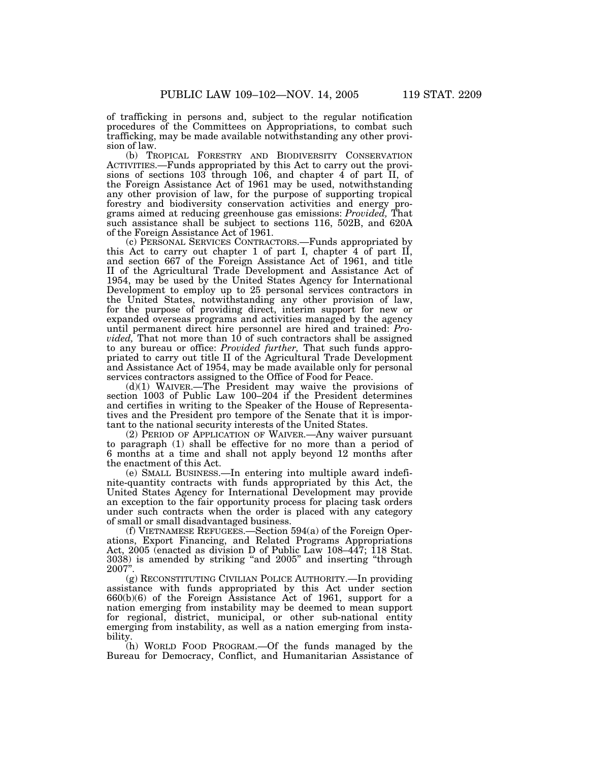of trafficking in persons and, subject to the regular notification procedures of the Committees on Appropriations, to combat such trafficking, may be made available notwithstanding any other provision of law.

(b) TROPICAL FORESTRY AND BIODIVERSITY CONSERVATION ACTIVITIES.—Funds appropriated by this Act to carry out the provisions of sections 103 through 106, and chapter 4 of part II, of the Foreign Assistance Act of 1961 may be used, notwithstanding any other provision of law, for the purpose of supporting tropical forestry and biodiversity conservation activities and energy programs aimed at reducing greenhouse gas emissions: *Provided,* That such assistance shall be subject to sections 116, 502B, and 620A of the Foreign Assistance Act of 1961.

(c) PERSONAL SERVICES CONTRACTORS.—Funds appropriated by this Act to carry out chapter 1 of part I, chapter 4 of part II, and section 667 of the Foreign Assistance Act of 1961, and title II of the Agricultural Trade Development and Assistance Act of 1954, may be used by the United States Agency for International Development to employ up to 25 personal services contractors in the United States, notwithstanding any other provision of law, for the purpose of providing direct, interim support for new or expanded overseas programs and activities managed by the agency until permanent direct hire personnel are hired and trained: *Provided,* That not more than 10 of such contractors shall be assigned to any bureau or office: *Provided further,* That such funds appropriated to carry out title II of the Agricultural Trade Development and Assistance Act of 1954, may be made available only for personal services contractors assigned to the Office of Food for Peace.

(d)(1) WAIVER.—The President may waive the provisions of section 1003 of Public Law 100–204 if the President determines and certifies in writing to the Speaker of the House of Representatives and the President pro tempore of the Senate that it is important to the national security interests of the United States.

(2) PERIOD OF APPLICATION OF WAIVER.—Any waiver pursuant to paragraph (1) shall be effective for no more than a period of 6 months at a time and shall not apply beyond 12 months after the enactment of this Act.

(e) SMALL BUSINESS.—In entering into multiple award indefinite-quantity contracts with funds appropriated by this Act, the United States Agency for International Development may provide an exception to the fair opportunity process for placing task orders under such contracts when the order is placed with any category of small or small disadvantaged business.

(f) VIETNAMESE REFUGEES.—Section 594(a) of the Foreign Operations, Export Financing, and Related Programs Appropriations Act, 2005 (enacted as division D of Public Law 108–447; 118 Stat. 3038) is amended by striking "and 2005" and inserting "through 2007".

(g) RECONSTITUTING CIVILIAN POLICE AUTHORITY.—In providing assistance with funds appropriated by this Act under section 660(b)(6) of the Foreign Assistance Act of 1961, support for a nation emerging from instability may be deemed to mean support for regional, district, municipal, or other sub-national entity emerging from instability, as well as a nation emerging from instability.

(h) WORLD FOOD PROGRAM.—Of the funds managed by the Bureau for Democracy, Conflict, and Humanitarian Assistance of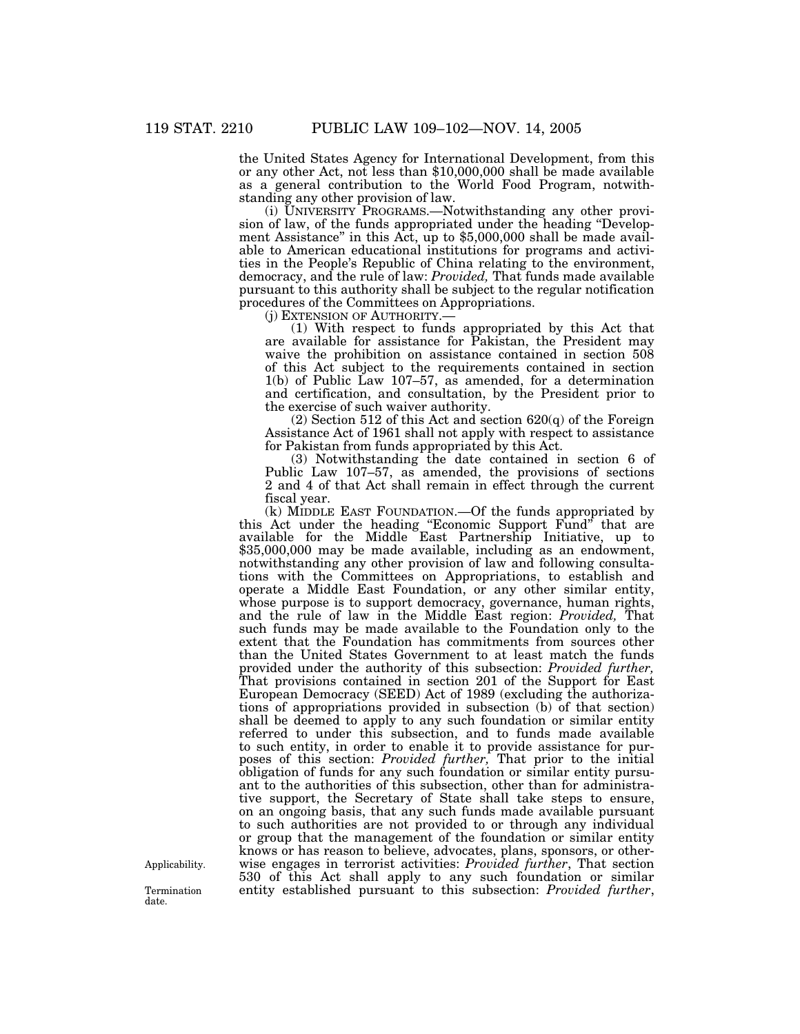the United States Agency for International Development, from this or any other Act, not less than $10,000,000 shall be made available as a general contribution to the World Food Program, notwithstanding any other provision of law.

(i) UNIVERSITY PROGRAMS.—Notwithstanding any other provision of law, of the funds appropriated under the heading "Development Assistance" in this Act, up to $5,000,000 shall be made available to American educational institutions for programs and activities in the People's Republic of China relating to the environment, democracy, and the rule of law: *Provided,* That funds made available pursuant to this authority shall be subject to the regular notification procedures of the Committees on Appropriations.

(j) EXTENSION OF AUTHORITY.—

(1) With respect to funds appropriated by this Act that are available for assistance for Pakistan, the President may waive the prohibition on assistance contained in section 508 of this Act subject to the requirements contained in section 1(b) of Public Law 107–57, as amended, for a determination and certification, and consultation, by the President prior to the exercise of such waiver authority.

(2) Section 512 of this Act and section 620(q) of the Foreign Assistance Act of 1961 shall not apply with respect to assistance for Pakistan from funds appropriated by this Act.

(3) Notwithstanding the date contained in section 6 of Public Law 107–57, as amended, the provisions of sections 2 and 4 of that Act shall remain in effect through the current fiscal year.

(k) MIDDLE EAST FOUNDATION.—Of the funds appropriated by this Act under the heading "Economic Support Fund" that are available for the Middle East Partnership Initiative, up to $35,000,000 may be made available, including as an endowment, notwithstanding any other provision of law and following consultations with the Committees on Appropriations, to establish and operate a Middle East Foundation, or any other similar entity, whose purpose is to support democracy, governance, human rights, and the rule of law in the Middle East region: *Provided,* That such funds may be made available to the Foundation only to the extent that the Foundation has commitments from sources other than the United States Government to at least match the funds provided under the authority of this subsection: *Provided further,* That provisions contained in section 201 of the Support for East European Democracy (SEED) Act of 1989 (excluding the authorizations of appropriations provided in subsection (b) of that section) shall be deemed to apply to any such foundation or similar entity referred to under this subsection, and to funds made available to such entity, in order to enable it to provide assistance for purposes of this section: *Provided further,* That prior to the initial obligation of funds for any such foundation or similar entity pursuant to the authorities of this subsection, other than for administrative support, the Secretary of State shall take steps to ensure, on an ongoing basis, that any such funds made available pursuant to such authorities are not provided to or through any individual or group that the management of the foundation or similar entity knows or has reason to believe, advocates, plans, sponsors, or otherwise engages in terrorist activities: *Provided further*, That section 530 of this Act shall apply to any such foundation or similar entity established pursuant to this subsection: *Provided further*,

Applicability.

Termination date.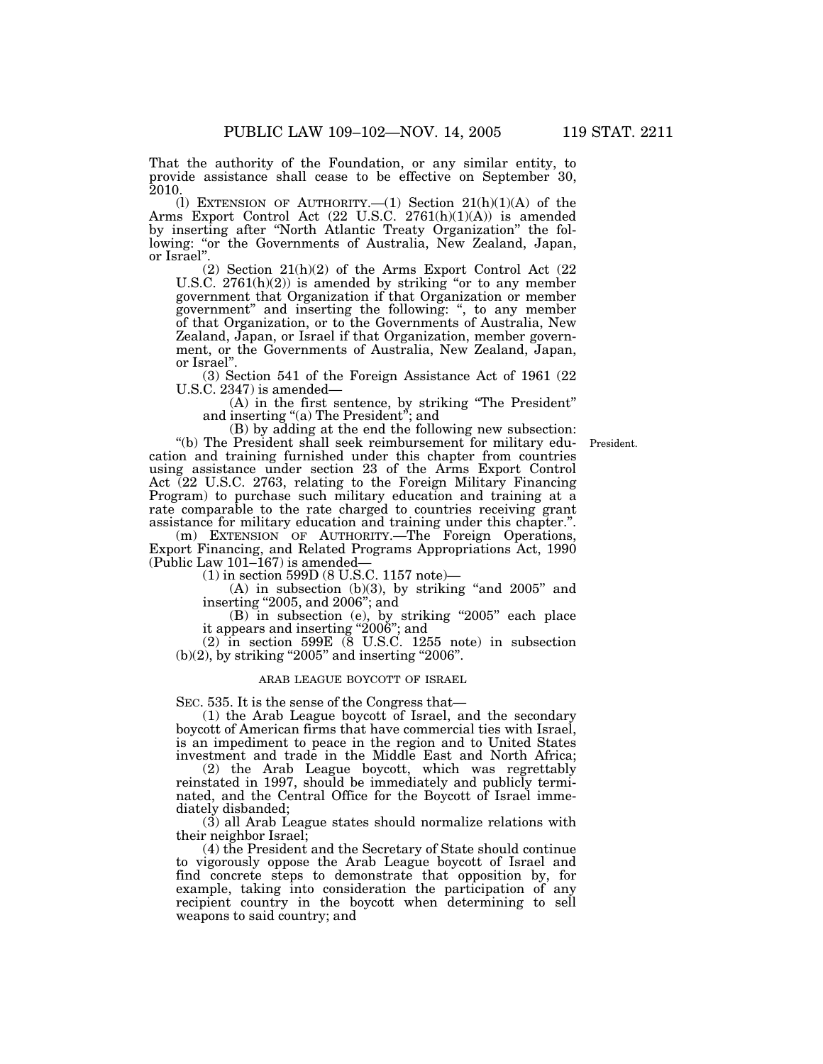That the authority of the Foundation, or any similar entity, to provide assistance shall cease to be effective on September 30, 2010.

(l) EXTENSION OF AUTHORITY.—(1) Section 21(h)(1)(A) of the Arms Export Control Act (22 U.S.C. 2761(h)(1)(A)) is amended by inserting after "North Atlantic Treaty Organization" the following: "or the Governments of Australia, New Zealand, Japan, or Israel".

(2) Section 21(h)(2) of the Arms Export Control Act (22 U.S.C. 2761(h)(2)) is amended by striking "or to any member government that Organization if that Organization or member government" and inserting the following: ", to any member of that Organization, or to the Governments of Australia, New Zealand, Japan, or Israel if that Organization, member government, or the Governments of Australia, New Zealand, Japan, or Israel".

(3) Section 541 of the Foreign Assistance Act of 1961 (22 U.S.C. 2347) is amended—

(A) in the first sentence, by striking "The President" and inserting "(a) The President"; and

(B) by adding at the end the following new subsection:

President.

"(b) The President shall seek reimbursement for military education and training furnished under this chapter from countries using assistance under section 23 of the Arms Export Control Act (22 U.S.C. 2763, relating to the Foreign Military Financing Program) to purchase such military education and training at a rate comparable to the rate charged to countries receiving grant assistance for military education and training under this chapter.".

(m) EXTENSION OF AUTHORITY.—The Foreign Operations, Export Financing, and Related Programs Appropriations Act, 1990 (Public Law 101–167) is amended—

(1) in section 599D (8 U.S.C. 1157 note)—

(A) in subsection (b)(3), by striking "and 2005" and inserting "2005, and 2006"; and

(B) in subsection (e), by striking "2005" each place it appears and inserting "2006"; and

(2) in section 599E (8 U.S.C. 1255 note) in subsection (b)(2), by striking "2005" and inserting "2006".

ARAB LEAGUE BOYCOTT OF ISRAEL

SEC. 535. It is the sense of the Congress that—

(1) the Arab League boycott of Israel, and the secondary boycott of American firms that have commercial ties with Israel, is an impediment to peace in the region and to United States investment and trade in the Middle East and North Africa;

(2) the Arab League boycott, which was regrettably reinstated in 1997, should be immediately and publicly terminated, and the Central Office for the Boycott of Israel immediately disbanded;

(3) all Arab League states should normalize relations with their neighbor Israel;

(4) the President and the Secretary of State should continue to vigorously oppose the Arab League boycott of Israel and find concrete steps to demonstrate that opposition by, for example, taking into consideration the participation of any recipient country in the boycott when determining to sell weapons to said country; and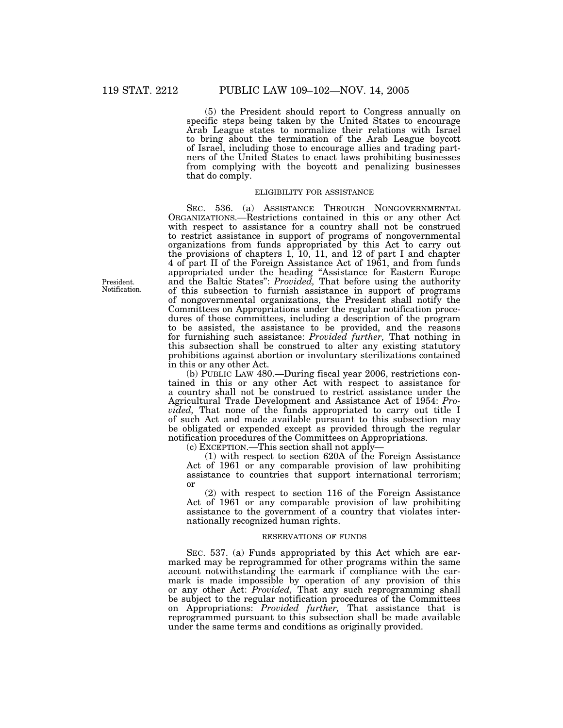(5) the President should report to Congress annually on specific steps being taken by the United States to encourage Arab League states to normalize their relations with Israel to bring about the termination of the Arab League boycott of Israel, including those to encourage allies and trading partners of the United States to enact laws prohibiting businesses from complying with the boycott and penalizing businesses that do comply.

ELIGIBILITY FOR ASSISTANCE

SEC. 536. (a) ASSISTANCE THROUGH NONGOVERNMENTAL ORGANIZATIONS.—Restrictions contained in this or any other Act with respect to assistance for a country shall not be construed to restrict assistance in support of programs of nongovernmental organizations from funds appropriated by this Act to carry out the provisions of chapters 1, 10, 11, and 12 of part I and chapter 4 of part II of the Foreign Assistance Act of 1961, and from funds appropriated under the heading "Assistance for Eastern Europe and the Baltic States": *Provided,* That before using the authority of this subsection to furnish assistance in support of programs of nongovernmental organizations, the President shall notify the Committees on Appropriations under the regular notification procedures of those committees, including a description of the program to be assisted, the assistance to be provided, and the reasons for furnishing such assistance: *Provided further,* That nothing in this subsection shall be construed to alter any existing statutory prohibitions against abortion or involuntary sterilizations contained in this or any other Act.

President. Notification.

(b) PUBLIC LAW 480.—During fiscal year 2006, restrictions contained in this or any other Act with respect to assistance for a country shall not be construed to restrict assistance under the Agricultural Trade Development and Assistance Act of 1954: *Provided,* That none of the funds appropriated to carry out title I of such Act and made available pursuant to this subsection may be obligated or expended except as provided through the regular notification procedures of the Committees on Appropriations.

(c) EXCEPTION.—This section shall not apply—

(1) with respect to section 620A of the Foreign Assistance Act of 1961 or any comparable provision of law prohibiting assistance to countries that support international terrorism; or

(2) with respect to section 116 of the Foreign Assistance Act of 1961 or any comparable provision of law prohibiting assistance to the government of a country that violates internationally recognized human rights.

RESERVATIONS OF FUNDS

SEC. 537. (a) Funds appropriated by this Act which are earmarked may be reprogrammed for other programs within the same account notwithstanding the earmark if compliance with the earmark is made impossible by operation of any provision of this or any other Act: *Provided,* That any such reprogramming shall be subject to the regular notification procedures of the Committees on Appropriations: *Provided further,* That assistance that is reprogrammed pursuant to this subsection shall be made available under the same terms and conditions as originally provided.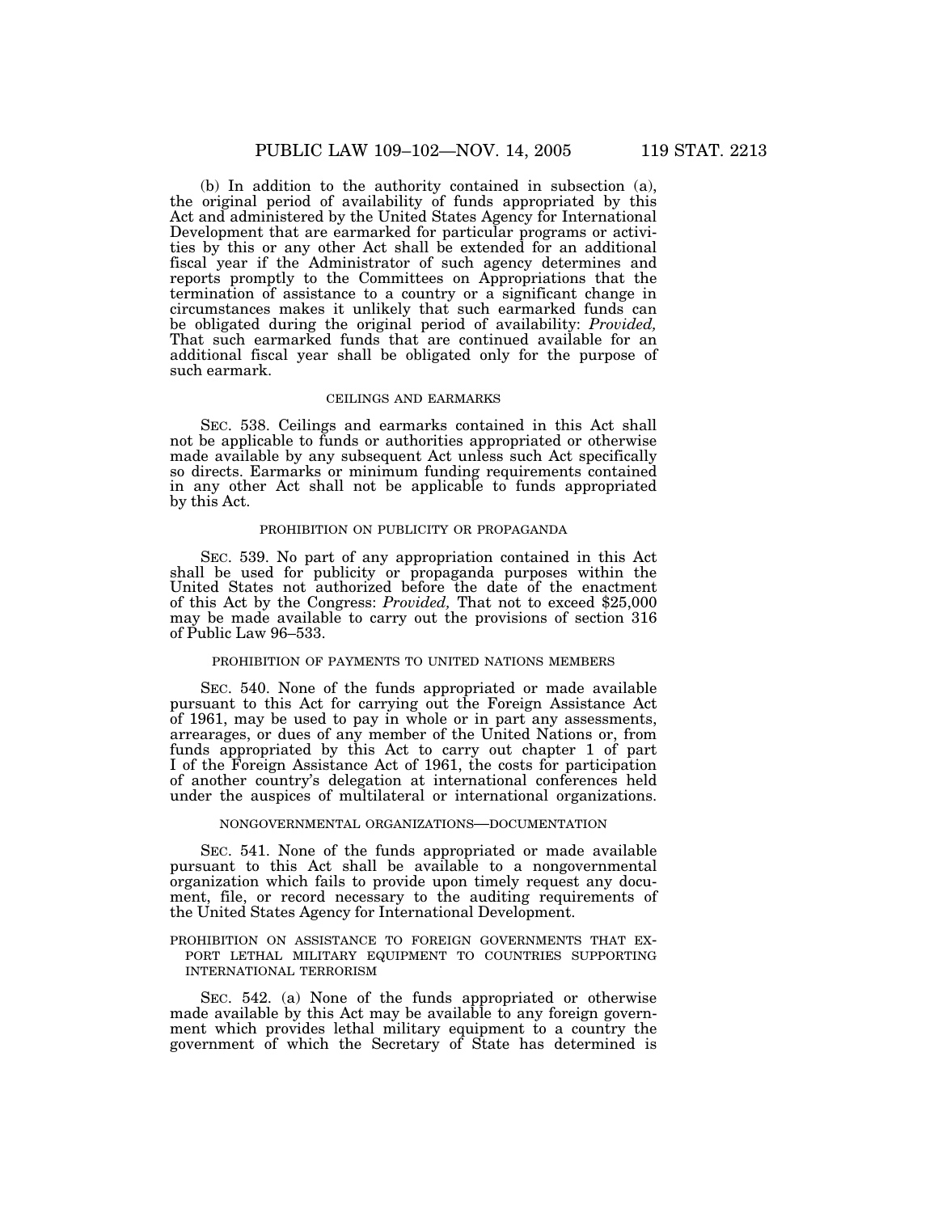(b) In addition to the authority contained in subsection (a), the original period of availability of funds appropriated by this Act and administered by the United States Agency for International Development that are earmarked for particular programs or activities by this or any other Act shall be extended for an additional fiscal year if the Administrator of such agency determines and reports promptly to the Committees on Appropriations that the termination of assistance to a country or a significant change in circumstances makes it unlikely that such earmarked funds can be obligated during the original period of availability: *Provided,* That such earmarked funds that are continued available for an additional fiscal year shall be obligated only for the purpose of such earmark.

CEILINGS AND EARMARKS

SEC. 538. Ceilings and earmarks contained in this Act shall not be applicable to funds or authorities appropriated or otherwise made available by any subsequent Act unless such Act specifically so directs. Earmarks or minimum funding requirements contained in any other Act shall not be applicable to funds appropriated by this Act.

PROHIBITION ON PUBLICITY OR PROPAGANDA

SEC. 539. No part of any appropriation contained in this Act shall be used for publicity or propaganda purposes within the United States not authorized before the date of the enactment of this Act by the Congress: *Provided,* That not to exceed $25,000 may be made available to carry out the provisions of section 316 of Public Law 96–533.

PROHIBITION OF PAYMENTS TO UNITED NATIONS MEMBERS

SEC. 540. None of the funds appropriated or made available pursuant to this Act for carrying out the Foreign Assistance Act of 1961, may be used to pay in whole or in part any assessments, arrearages, or dues of any member of the United Nations or, from funds appropriated by this Act to carry out chapter 1 of part I of the Foreign Assistance Act of 1961, the costs for participation of another country's delegation at international conferences held under the auspices of multilateral or international organizations.

NONGOVERNMENTAL ORGANIZATIONS—DOCUMENTATION

SEC. 541. None of the funds appropriated or made available pursuant to this Act shall be available to a nongovernmental organization which fails to provide upon timely request any document, file, or record necessary to the auditing requirements of the United States Agency for International Development.

PROHIBITION ON ASSISTANCE TO FOREIGN GOVERNMENTS THAT EXPORT LETHAL MILITARY EQUIPMENT TO COUNTRIES SUPPORTING INTERNATIONAL TERRORISM

SEC. 542. (a) None of the funds appropriated or otherwise made available by this Act may be available to any foreign government which provides lethal military equipment to a country the government of which the Secretary of State has determined is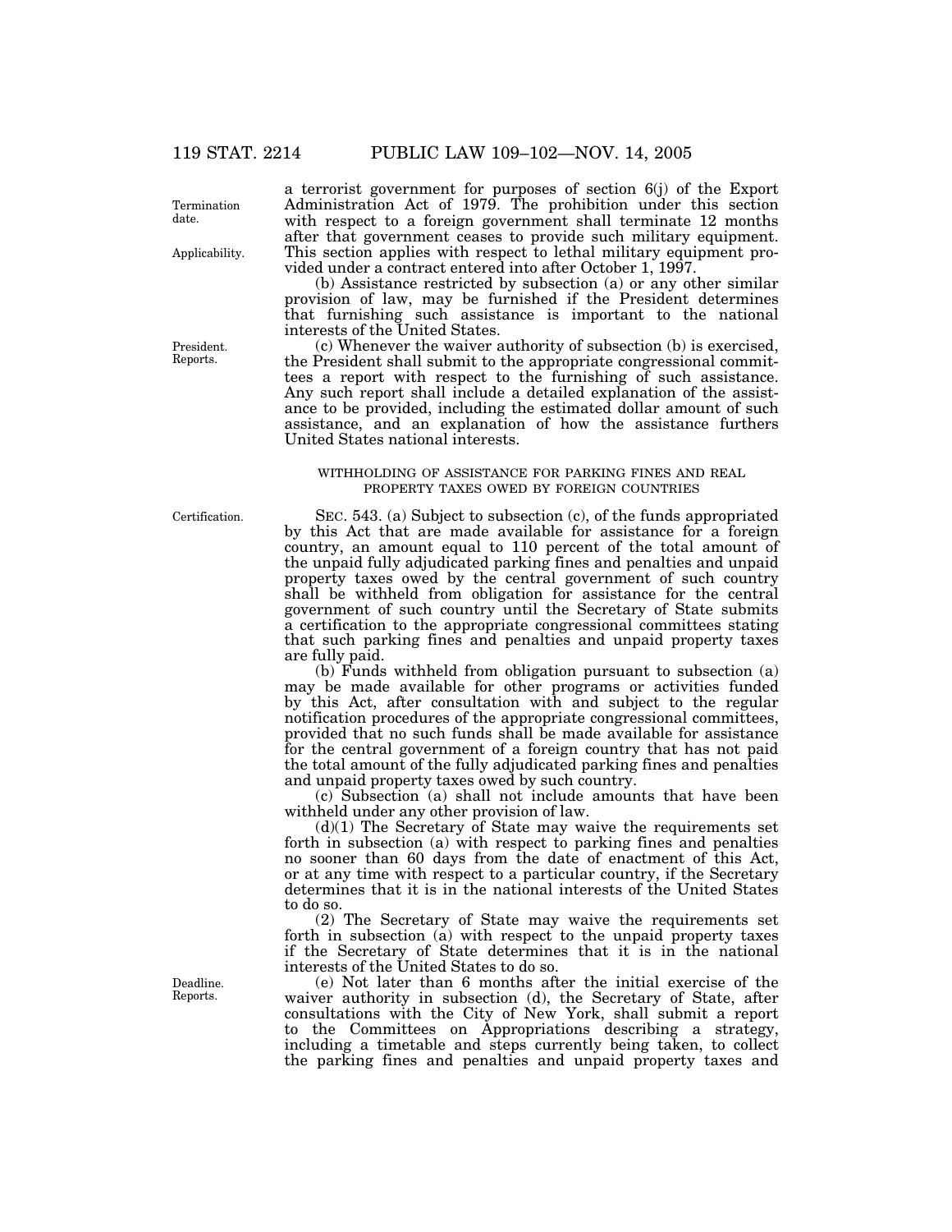a terrorist government for purposes of section 6(j) of the Export Administration Act of 1979. The prohibition under this section with respect to a foreign government shall terminate 12 months after that government ceases to provide such military equipment. This section applies with respect to lethal military equipment provided under a contract entered into after October 1, 1997.

Termination date.

Applicability.

(b) Assistance restricted by subsection (a) or any other similar provision of law, may be furnished if the President determines that furnishing such assistance is important to the national interests of the United States.

President. Reports.

(c) Whenever the waiver authority of subsection (b) is exercised, the President shall submit to the appropriate congressional committees a report with respect to the furnishing of such assistance. Any such report shall include a detailed explanation of the assistance to be provided, including the estimated dollar amount of such assistance, and an explanation of how the assistance furthers United States national interests.

WITHHOLDING OF ASSISTANCE FOR PARKING FINES AND REAL PROPERTY TAXES OWED BY FOREIGN COUNTRIES

Certification.

SEC. 543. (a) Subject to subsection (c), of the funds appropriated by this Act that are made available for assistance for a foreign country, an amount equal to 110 percent of the total amount of the unpaid fully adjudicated parking fines and penalties and unpaid property taxes owed by the central government of such country shall be withheld from obligation for assistance for the central government of such country until the Secretary of State submits a certification to the appropriate congressional committees stating that such parking fines and penalties and unpaid property taxes are fully paid.

(b) Funds withheld from obligation pursuant to subsection (a) may be made available for other programs or activities funded by this Act, after consultation with and subject to the regular notification procedures of the appropriate congressional committees, provided that no such funds shall be made available for assistance for the central government of a foreign country that has not paid the total amount of the fully adjudicated parking fines and penalties and unpaid property taxes owed by such country.

(c) Subsection (a) shall not include amounts that have been withheld under any other provision of law.

(d)(1) The Secretary of State may waive the requirements set forth in subsection (a) with respect to parking fines and penalties no sooner than 60 days from the date of enactment of this Act, or at any time with respect to a particular country, if the Secretary determines that it is in the national interests of the United States to do so.

(2) The Secretary of State may waive the requirements set forth in subsection (a) with respect to the unpaid property taxes if the Secretary of State determines that it is in the national interests of the United States to do so.

Deadline. Reports.

(e) Not later than 6 months after the initial exercise of the waiver authority in subsection (d), the Secretary of State, after consultations with the City of New York, shall submit a report to the Committees on Appropriations describing a strategy, including a timetable and steps currently being taken, to collect the parking fines and penalties and unpaid property taxes and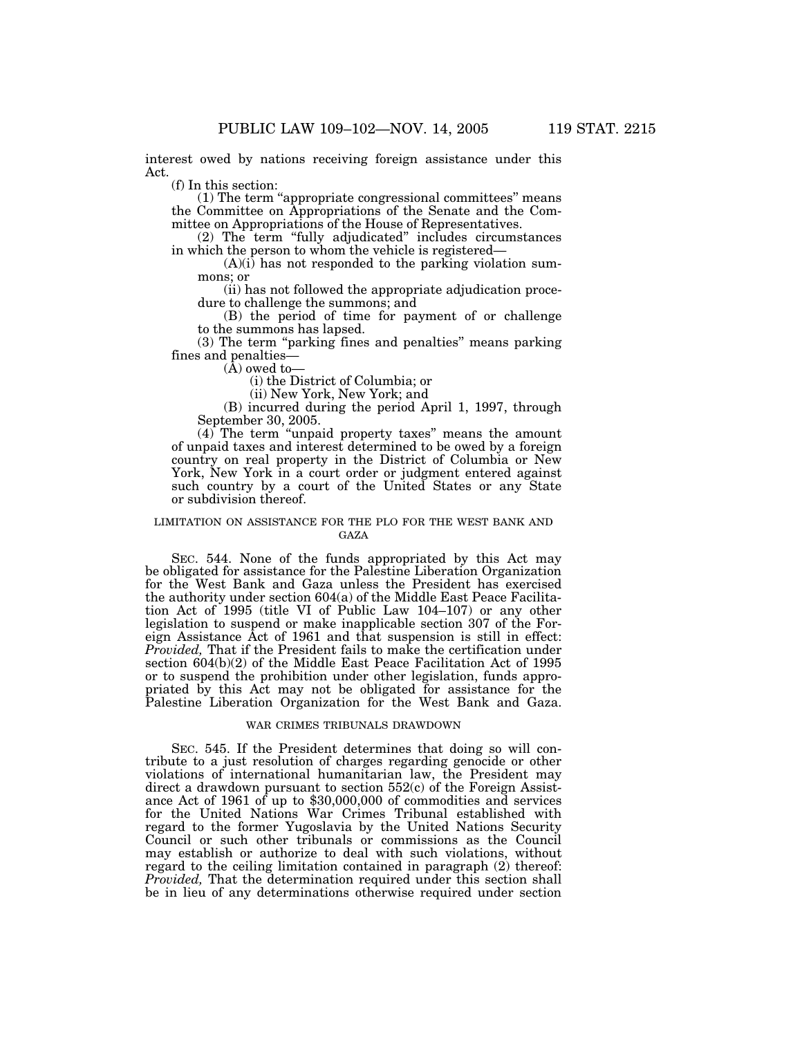interest owed by nations receiving foreign assistance under this Act.

(f) In this section:

(1) The term "appropriate congressional committees" means the Committee on Appropriations of the Senate and the Committee on Appropriations of the House of Representatives.

(2) The term "fully adjudicated" includes circumstances in which the person to whom the vehicle is registered—

(A)(i) has not responded to the parking violation summons; or

(ii) has not followed the appropriate adjudication procedure to challenge the summons; and

(B) the period of time for payment of or challenge to the summons has lapsed.

(3) The term "parking fines and penalties" means parking fines and penalties—

(A) owed to—

(i) the District of Columbia; or

(ii) New York, New York; and

(B) incurred during the period April 1, 1997, through September 30, 2005.

(4) The term "unpaid property taxes" means the amount of unpaid taxes and interest determined to be owed by a foreign country on real property in the District of Columbia or New York, New York in a court order or judgment entered against such country by a court of the United States or any State or subdivision thereof.

LIMITATION ON ASSISTANCE FOR THE PLO FOR THE WEST BANK AND GAZA

SEC. 544. None of the funds appropriated by this Act may be obligated for assistance for the Palestine Liberation Organization for the West Bank and Gaza unless the President has exercised the authority under section 604(a) of the Middle East Peace Facilitation Act of 1995 (title VI of Public Law 104–107) or any other legislation to suspend or make inapplicable section 307 of the Foreign Assistance Act of 1961 and that suspension is still in effect: *Provided,* That if the President fails to make the certification under section 604(b)(2) of the Middle East Peace Facilitation Act of 1995 or to suspend the prohibition under other legislation, funds appropriated by this Act may not be obligated for assistance for the Palestine Liberation Organization for the West Bank and Gaza.

WAR CRIMES TRIBUNALS DRAWDOWN

SEC. 545. If the President determines that doing so will contribute to a just resolution of charges regarding genocide or other violations of international humanitarian law, the President may direct a drawdown pursuant to section 552(c) of the Foreign Assistance Act of 1961 of up to $30,000,000 of commodities and services for the United Nations War Crimes Tribunal established with regard to the former Yugoslavia by the United Nations Security Council or such other tribunals or commissions as the Council may establish or authorize to deal with such violations, without regard to the ceiling limitation contained in paragraph (2) thereof: *Provided,* That the determination required under this section shall be in lieu of any determinations otherwise required under section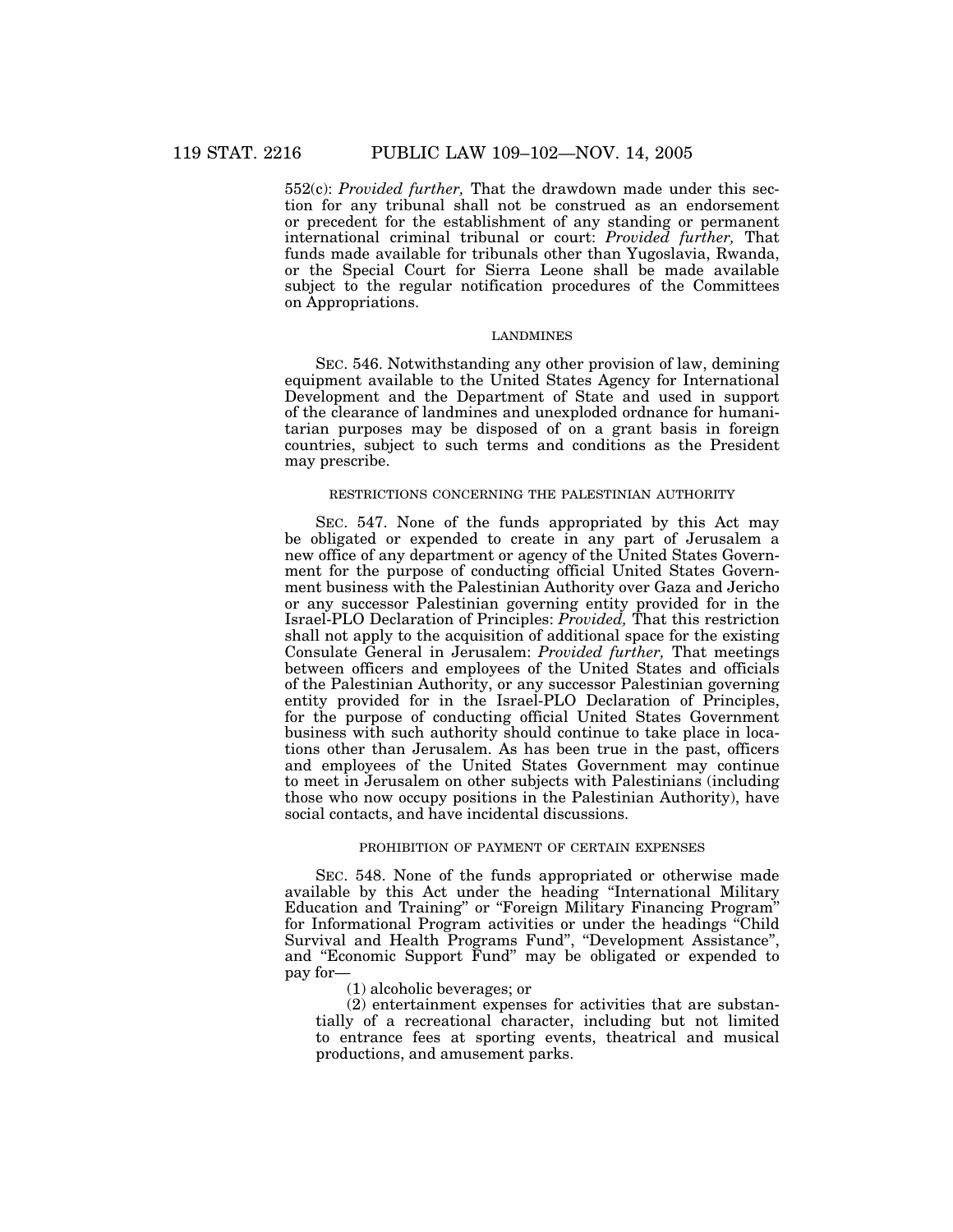552(c): *Provided further,* That the drawdown made under this section for any tribunal shall not be construed as an endorsement or precedent for the establishment of any standing or permanent international criminal tribunal or court: *Provided further,* That funds made available for tribunals other than Yugoslavia, Rwanda, or the Special Court for Sierra Leone shall be made available subject to the regular notification procedures of the Committees on Appropriations.

LANDMINES

SEC. 546. Notwithstanding any other provision of law, demining equipment available to the United States Agency for International Development and the Department of State and used in support of the clearance of landmines and unexploded ordnance for humanitarian purposes may be disposed of on a grant basis in foreign countries, subject to such terms and conditions as the President may prescribe.

RESTRICTIONS CONCERNING THE PALESTINIAN AUTHORITY

SEC. 547. None of the funds appropriated by this Act may be obligated or expended to create in any part of Jerusalem a new office of any department or agency of the United States Government for the purpose of conducting official United States Government business with the Palestinian Authority over Gaza and Jericho or any successor Palestinian governing entity provided for in the Israel-PLO Declaration of Principles: *Provided,* That this restriction shall not apply to the acquisition of additional space for the existing Consulate General in Jerusalem: *Provided further,* That meetings between officers and employees of the United States and officials of the Palestinian Authority, or any successor Palestinian governing entity provided for in the Israel-PLO Declaration of Principles, for the purpose of conducting official United States Government business with such authority should continue to take place in locations other than Jerusalem. As has been true in the past, officers and employees of the United States Government may continue to meet in Jerusalem on other subjects with Palestinians (including those who now occupy positions in the Palestinian Authority), have social contacts, and have incidental discussions.

PROHIBITION OF PAYMENT OF CERTAIN EXPENSES

SEC. 548. None of the funds appropriated or otherwise made available by this Act under the heading "International Military Education and Training" or "Foreign Military Financing Program" for Informational Program activities or under the headings "Child Survival and Health Programs Fund", "Development Assistance", and "Economic Support Fund" may be obligated or expended to pay for—

(1) alcoholic beverages; or

(2) entertainment expenses for activities that are substantially of a recreational character, including but not limited to entrance fees at sporting events, theatrical and musical productions, and amusement parks.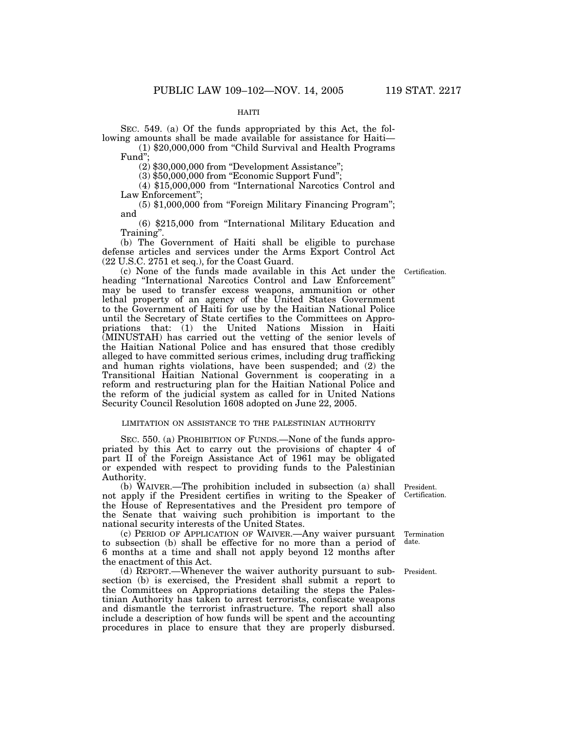HAITI

SEC. 549. (a) Of the funds appropriated by this Act, the following amounts shall be made available for assistance for Haiti—

(1) $20,000,000 from "Child Survival and Health Programs Fund";

(2) $30,000,000 from "Development Assistance";

(3) $50,000,000 from "Economic Support Fund";

(4) $15,000,000 from "International Narcotics Control and Law Enforcement";

(5) $1,000,000 from "Foreign Military Financing Program"; and

(6) $215,000 from "International Military Education and Training".

(b) The Government of Haiti shall be eligible to purchase defense articles and services under the Arms Export Control Act (22 U.S.C. 2751 et seq.), for the Coast Guard.

Certification.

(c) None of the funds made available in this Act under the heading "International Narcotics Control and Law Enforcement" may be used to transfer excess weapons, ammunition or other lethal property of an agency of the United States Government to the Government of Haiti for use by the Haitian National Police until the Secretary of State certifies to the Committees on Appropriations that: (1) the United Nations Mission in Haiti (MINUSTAH) has carried out the vetting of the senior levels of the Haitian National Police and has ensured that those credibly alleged to have committed serious crimes, including drug trafficking and human rights violations, have been suspended; and (2) the Transitional Haitian National Government is cooperating in a reform and restructuring plan for the Haitian National Police and the reform of the judicial system as called for in United Nations Security Council Resolution 1608 adopted on June 22, 2005.

LIMITATION ON ASSISTANCE TO THE PALESTINIAN AUTHORITY

SEC. 550. (a) PROHIBITION OF FUNDS.—None of the funds appropriated by this Act to carry out the provisions of chapter 4 of part II of the Foreign Assistance Act of 1961 may be obligated or expended with respect to providing funds to the Palestinian Authority.

President. Certification.

(b) WAIVER.—The prohibition included in subsection (a) shall not apply if the President certifies in writing to the Speaker of the House of Representatives and the President pro tempore of the Senate that waiving such prohibition is important to the national security interests of the United States.

Termination date.

(c) PERIOD OF APPLICATION OF WAIVER.—Any waiver pursuant to subsection (b) shall be effective for no more than a period of 6 months at a time and shall not apply beyond 12 months after the enactment of this Act.

President.

(d) REPORT.—Whenever the waiver authority pursuant to subsection (b) is exercised, the President shall submit a report to the Committees on Appropriations detailing the steps the Palestinian Authority has taken to arrest terrorists, confiscate weapons and dismantle the terrorist infrastructure. The report shall also include a description of how funds will be spent and the accounting procedures in place to ensure that they are properly disbursed.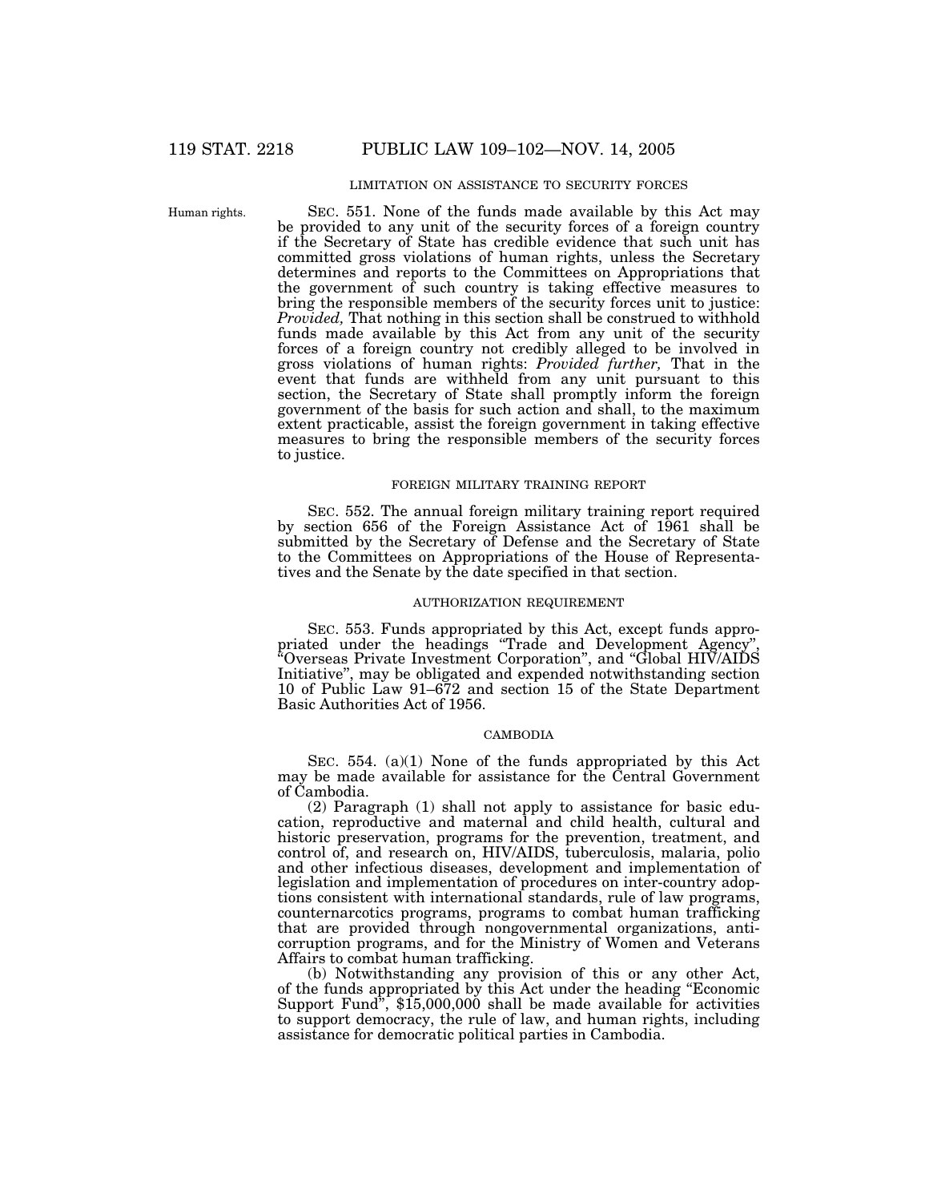LIMITATION ON ASSISTANCE TO SECURITY FORCES

Human rights.

SEC. 551. None of the funds made available by this Act may be provided to any unit of the security forces of a foreign country if the Secretary of State has credible evidence that such unit has committed gross violations of human rights, unless the Secretary determines and reports to the Committees on Appropriations that the government of such country is taking effective measures to bring the responsible members of the security forces unit to justice: *Provided,* That nothing in this section shall be construed to withhold funds made available by this Act from any unit of the security forces of a foreign country not credibly alleged to be involved in gross violations of human rights: *Provided further,* That in the event that funds are withheld from any unit pursuant to this section, the Secretary of State shall promptly inform the foreign government of the basis for such action and shall, to the maximum extent practicable, assist the foreign government in taking effective measures to bring the responsible members of the security forces to justice.

FOREIGN MILITARY TRAINING REPORT

SEC. 552. The annual foreign military training report required by section 656 of the Foreign Assistance Act of 1961 shall be submitted by the Secretary of Defense and the Secretary of State to the Committees on Appropriations of the House of Representatives and the Senate by the date specified in that section.

AUTHORIZATION REQUIREMENT

SEC. 553. Funds appropriated by this Act, except funds appropriated under the headings "Trade and Development Agency", "Overseas Private Investment Corporation", and "Global HIV/AIDS Initiative", may be obligated and expended notwithstanding section 10 of Public Law 91–672 and section 15 of the State Department Basic Authorities Act of 1956.

CAMBODIA

SEC. 554. (a)(1) None of the funds appropriated by this Act may be made available for assistance for the Central Government of Cambodia.

(2) Paragraph (1) shall not apply to assistance for basic education, reproductive and maternal and child health, cultural and historic preservation, programs for the prevention, treatment, and control of, and research on, HIV/AIDS, tuberculosis, malaria, polio and other infectious diseases, development and implementation of legislation and implementation of procedures on inter-country adoptions consistent with international standards, rule of law programs, counternarcotics programs, programs to combat human trafficking that are provided through nongovernmental organizations, anti-corruption programs, and for the Ministry of Women and Veterans Affairs to combat human trafficking.

(b) Notwithstanding any provision of this or any other Act, of the funds appropriated by this Act under the heading "Economic Support Fund", $15,000,000 shall be made available for activities to support democracy, the rule of law, and human rights, including assistance for democratic political parties in Cambodia.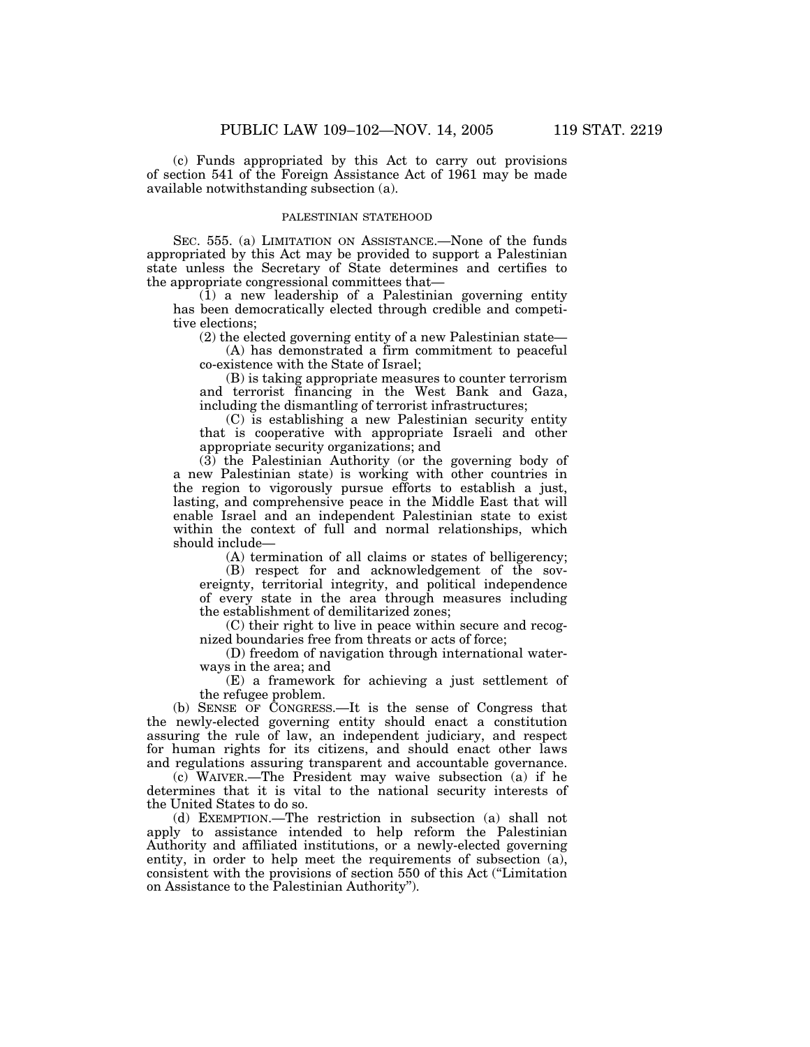(c) Funds appropriated by this Act to carry out provisions of section 541 of the Foreign Assistance Act of 1961 may be made available notwithstanding subsection (a).

PALESTINIAN STATEHOOD

SEC. 555. (a) LIMITATION ON ASSISTANCE.—None of the funds appropriated by this Act may be provided to support a Palestinian state unless the Secretary of State determines and certifies to the appropriate congressional committees that—

(1) a new leadership of a Palestinian governing entity has been democratically elected through credible and competitive elections;

(2) the elected governing entity of a new Palestinian state—

(A) has demonstrated a firm commitment to peaceful co-existence with the State of Israel;

(B) is taking appropriate measures to counter terrorism and terrorist financing in the West Bank and Gaza, including the dismantling of terrorist infrastructures;

(C) is establishing a new Palestinian security entity that is cooperative with appropriate Israeli and other appropriate security organizations; and

(3) the Palestinian Authority (or the governing body of a new Palestinian state) is working with other countries in the region to vigorously pursue efforts to establish a just, lasting, and comprehensive peace in the Middle East that will enable Israel and an independent Palestinian state to exist within the context of full and normal relationships, which should include—

(A) termination of all claims or states of belligerency;

(B) respect for and acknowledgement of the sovereignty, territorial integrity, and political independence of every state in the area through measures including the establishment of demilitarized zones;

(C) their right to live in peace within secure and recognized boundaries free from threats or acts of force;

(D) freedom of navigation through international waterways in the area; and

(E) a framework for achieving a just settlement of the refugee problem.

(b) SENSE OF CONGRESS.—It is the sense of Congress that the newly-elected governing entity should enact a constitution assuring the rule of law, an independent judiciary, and respect for human rights for its citizens, and should enact other laws and regulations assuring transparent and accountable governance.

(c) WAIVER.—The President may waive subsection (a) if he determines that it is vital to the national security interests of the United States to do so.

(d) EXEMPTION.—The restriction in subsection (a) shall not apply to assistance intended to help reform the Palestinian Authority and affiliated institutions, or a newly-elected governing entity, in order to help meet the requirements of subsection (a), consistent with the provisions of section 550 of this Act ("Limitation on Assistance to the Palestinian Authority").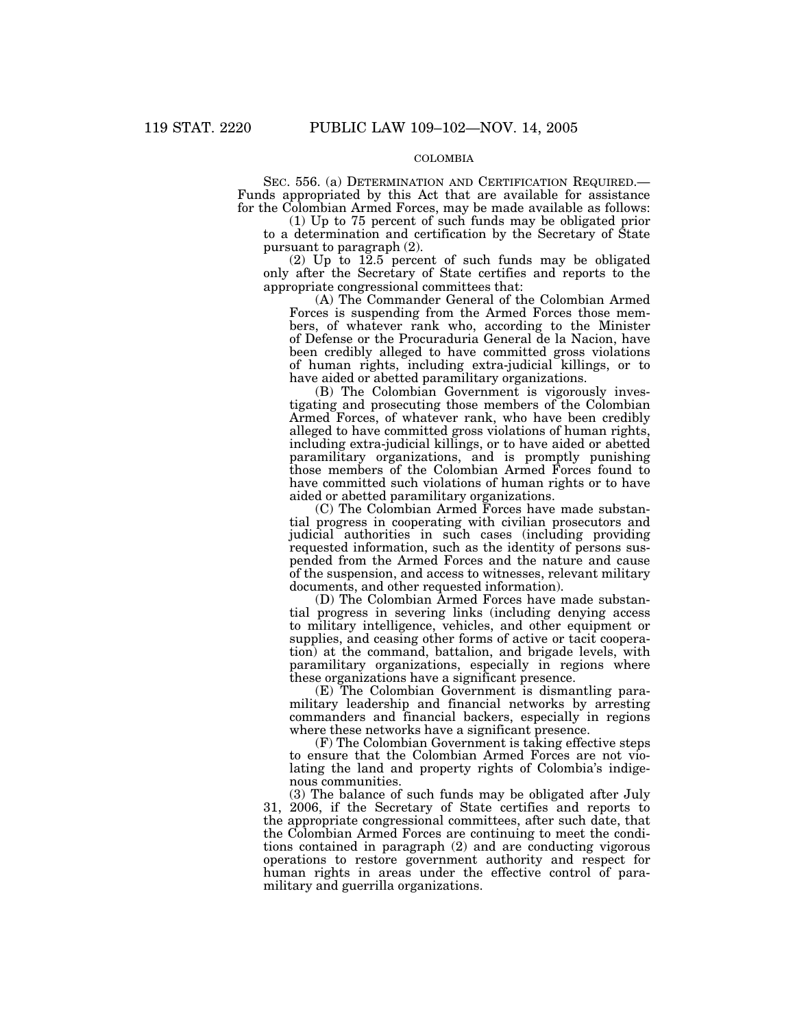COLOMBIA

SEC. 556. (a) DETERMINATION AND CERTIFICATION REQUIRED.— Funds appropriated by this Act that are available for assistance for the Colombian Armed Forces, may be made available as follows:

(1) Up to 75 percent of such funds may be obligated prior to a determination and certification by the Secretary of State pursuant to paragraph (2).

(2) Up to 12.5 percent of such funds may be obligated only after the Secretary of State certifies and reports to the appropriate congressional committees that:

(A) The Commander General of the Colombian Armed Forces is suspending from the Armed Forces those members, of whatever rank who, according to the Minister of Defense or the Procuraduria General de la Nacion, have been credibly alleged to have committed gross violations of human rights, including extra-judicial killings, or to have aided or abetted paramilitary organizations.

(B) The Colombian Government is vigorously investigating and prosecuting those members of the Colombian Armed Forces, of whatever rank, who have been credibly alleged to have committed gross violations of human rights, including extra-judicial killings, or to have aided or abetted paramilitary organizations, and is promptly punishing those members of the Colombian Armed Forces found to have committed such violations of human rights or to have aided or abetted paramilitary organizations.

(C) The Colombian Armed Forces have made substantial progress in cooperating with civilian prosecutors and judicial authorities in such cases (including providing requested information, such as the identity of persons suspended from the Armed Forces and the nature and cause of the suspension, and access to witnesses, relevant military documents, and other requested information).

(D) The Colombian Armed Forces have made substantial progress in severing links (including denying access to military intelligence, vehicles, and other equipment or supplies, and ceasing other forms of active or tacit cooperation) at the command, battalion, and brigade levels, with paramilitary organizations, especially in regions where these organizations have a significant presence.

(E) The Colombian Government is dismantling paramilitary leadership and financial networks by arresting commanders and financial backers, especially in regions where these networks have a significant presence.

(F) The Colombian Government is taking effective steps to ensure that the Colombian Armed Forces are not violating the land and property rights of Colombia's indigenous communities.

(3) The balance of such funds may be obligated after July 31, 2006, if the Secretary of State certifies and reports to the appropriate congressional committees, after such date, that the Colombian Armed Forces are continuing to meet the conditions contained in paragraph (2) and are conducting vigorous operations to restore government authority and respect for human rights in areas under the effective control of paramilitary and guerrilla organizations.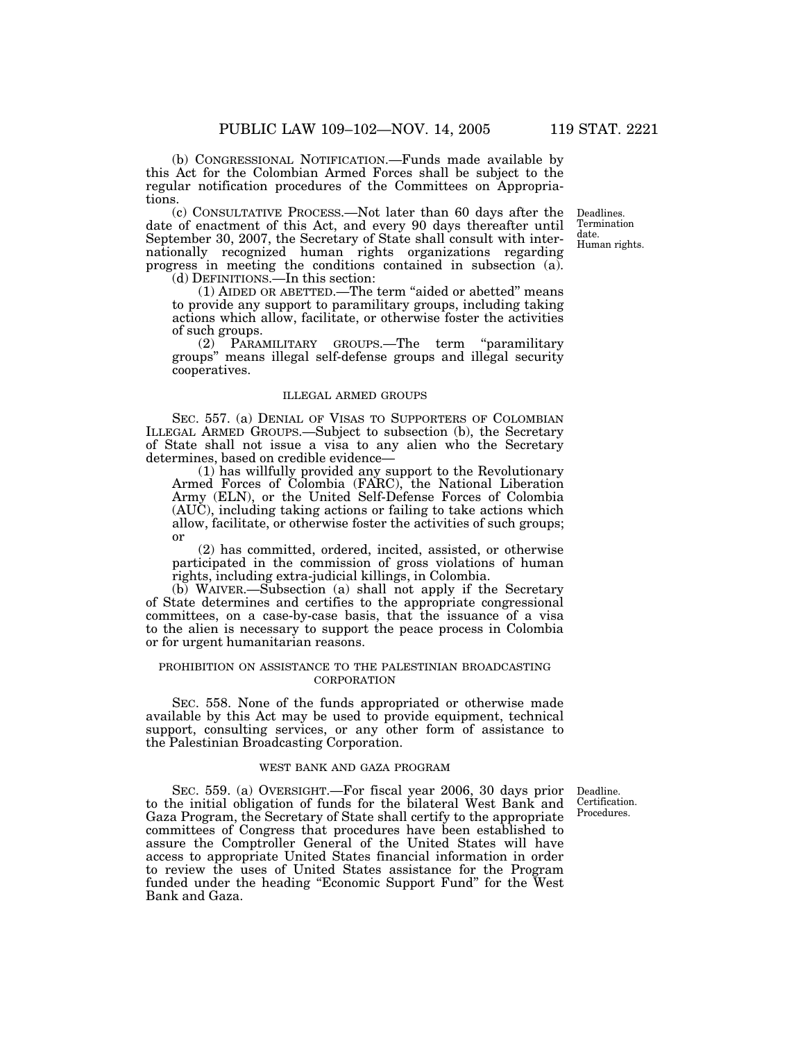(b) CONGRESSIONAL NOTIFICATION.—Funds made available by this Act for the Colombian Armed Forces shall be subject to the regular notification procedures of the Committees on Appropriations.

(c) CONSULTATIVE PROCESS.—Not later than 60 days after the date of enactment of this Act, and every 90 days thereafter until September 30, 2007, the Secretary of State shall consult with internationally recognized human rights organizations regarding progress in meeting the conditions contained in subsection (a).

Deadlines. Termination date. Human rights.

(d) DEFINITIONS.—In this section:

(1) AIDED OR ABETTED.—The term "aided or abetted" means to provide any support to paramilitary groups, including taking actions which allow, facilitate, or otherwise foster the activities of such groups.

(2) PARAMILITARY GROUPS.—The term "paramilitary groups" means illegal self-defense groups and illegal security cooperatives.

ILLEGAL ARMED GROUPS

SEC. 557. (a) DENIAL OF VISAS TO SUPPORTERS OF COLOMBIAN ILLEGAL ARMED GROUPS.—Subject to subsection (b), the Secretary of State shall not issue a visa to any alien who the Secretary determines, based on credible evidence—

(1) has willfully provided any support to the Revolutionary Armed Forces of Colombia (FARC), the National Liberation Army (ELN), or the United Self-Defense Forces of Colombia (AUC), including taking actions or failing to take actions which allow, facilitate, or otherwise foster the activities of such groups; or

(2) has committed, ordered, incited, assisted, or otherwise participated in the commission of gross violations of human rights, including extra-judicial killings, in Colombia.

(b) WAIVER.—Subsection (a) shall not apply if the Secretary of State determines and certifies to the appropriate congressional committees, on a case-by-case basis, that the issuance of a visa to the alien is necessary to support the peace process in Colombia or for urgent humanitarian reasons.

PROHIBITION ON ASSISTANCE TO THE PALESTINIAN BROADCASTING CORPORATION

SEC. 558. None of the funds appropriated or otherwise made available by this Act may be used to provide equipment, technical support, consulting services, or any other form of assistance to the Palestinian Broadcasting Corporation.

WEST BANK AND GAZA PROGRAM

Deadline. Certification. Procedures.

SEC. 559. (a) OVERSIGHT.—For fiscal year 2006, 30 days prior to the initial obligation of funds for the bilateral West Bank and Gaza Program, the Secretary of State shall certify to the appropriate committees of Congress that procedures have been established to assure the Comptroller General of the United States will have access to appropriate United States financial information in order to review the uses of United States assistance for the Program funded under the heading "Economic Support Fund" for the West Bank and Gaza.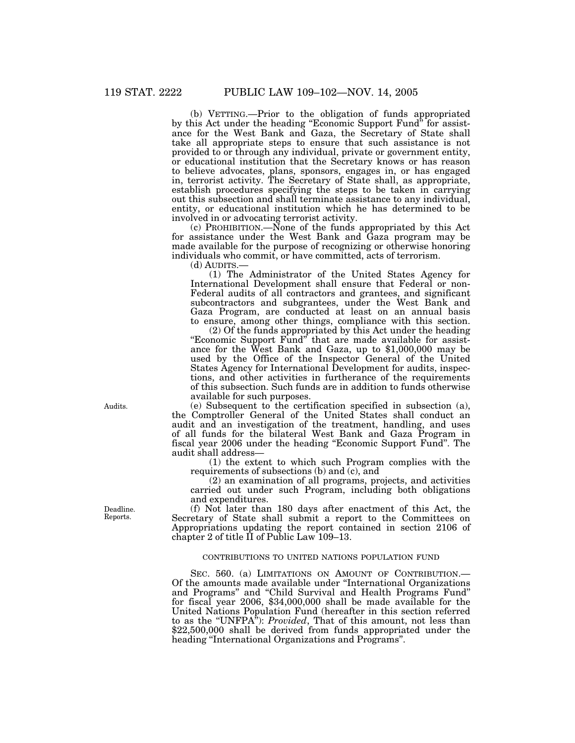(b) VETTING.—Prior to the obligation of funds appropriated by this Act under the heading "Economic Support Fund" for assistance for the West Bank and Gaza, the Secretary of State shall take all appropriate steps to ensure that such assistance is not provided to or through any individual, private or government entity, or educational institution that the Secretary knows or has reason to believe advocates, plans, sponsors, engages in, or has engaged in, terrorist activity. The Secretary of State shall, as appropriate, establish procedures specifying the steps to be taken in carrying out this subsection and shall terminate assistance to any individual, entity, or educational institution which he has determined to be involved in or advocating terrorist activity.

(c) PROHIBITION.—None of the funds appropriated by this Act for assistance under the West Bank and Gaza program may be made available for the purpose of recognizing or otherwise honoring individuals who commit, or have committed, acts of terrorism.

(d) AUDITS.—

(1) The Administrator of the United States Agency for International Development shall ensure that Federal or non-Federal audits of all contractors and grantees, and significant subcontractors and subgrantees, under the West Bank and Gaza Program, are conducted at least on an annual basis to ensure, among other things, compliance with this section.

(2) Of the funds appropriated by this Act under the heading "Economic Support Fund" that are made available for assistance for the West Bank and Gaza, up to \$1,000,000 may be used by the Office of the Inspector General of the United States Agency for International Development for audits, inspections, and other activities in furtherance of the requirements of this subsection. Such funds are in addition to funds otherwise available for such purposes.

Audits.

(e) Subsequent to the certification specified in subsection (a), the Comptroller General of the United States shall conduct an audit and an investigation of the treatment, handling, and uses of all funds for the bilateral West Bank and Gaza Program in fiscal year 2006 under the heading "Economic Support Fund". The audit shall address—

(1) the extent to which such Program complies with the requirements of subsections (b) and (c), and

(2) an examination of all programs, projects, and activities carried out under such Program, including both obligations and expenditures.

Deadline. Reports.

(f) Not later than 180 days after enactment of this Act, the Secretary of State shall submit a report to the Committees on Appropriations updating the report contained in section 2106 of chapter 2 of title II of Public Law 109–13.

CONTRIBUTIONS TO UNITED NATIONS POPULATION FUND

SEC. 560. (a) LIMITATIONS ON AMOUNT OF CONTRIBUTION.—Of the amounts made available under "International Organizations and Programs" and "Child Survival and Health Programs Fund" for fiscal year 2006, \$34,000,000 shall be made available for the United Nations Population Fund (hereafter in this section referred to as the "UNFPA"): *Provided*, That of this amount, not less than \$22,500,000 shall be derived from funds appropriated under the heading "International Organizations and Programs".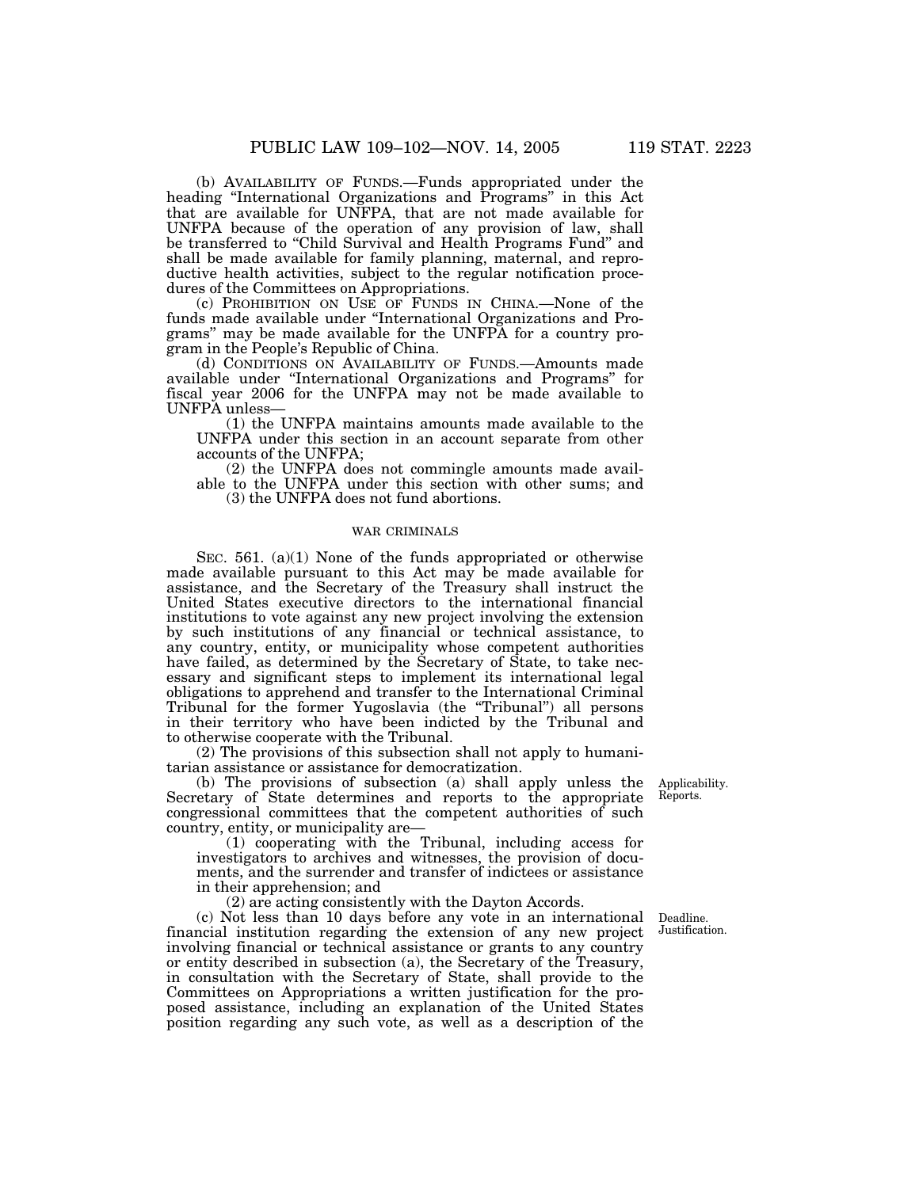(b) AVAILABILITY OF FUNDS.—Funds appropriated under the heading "International Organizations and Programs" in this Act that are available for UNFPA, that are not made available for UNFPA because of the operation of any provision of law, shall be transferred to "Child Survival and Health Programs Fund" and shall be made available for family planning, maternal, and reproductive health activities, subject to the regular notification procedures of the Committees on Appropriations.

(c) PROHIBITION ON USE OF FUNDS IN CHINA.—None of the funds made available under "International Organizations and Programs" may be made available for the UNFPA for a country program in the People's Republic of China.

(d) CONDITIONS ON AVAILABILITY OF FUNDS.—Amounts made available under "International Organizations and Programs" for fiscal year 2006 for the UNFPA may not be made available to UNFPA unless—

(1) the UNFPA maintains amounts made available to the UNFPA under this section in an account separate from other accounts of the UNFPA;

(2) the UNFPA does not commingle amounts made available to the UNFPA under this section with other sums; and

(3) the UNFPA does not fund abortions.

WAR CRIMINALS

SEC. 561. (a)(1) None of the funds appropriated or otherwise made available pursuant to this Act may be made available for assistance, and the Secretary of the Treasury shall instruct the United States executive directors to the international financial institutions to vote against any new project involving the extension by such institutions of any financial or technical assistance, to any country, entity, or municipality whose competent authorities have failed, as determined by the Secretary of State, to take necessary and significant steps to implement its international legal obligations to apprehend and transfer to the International Criminal Tribunal for the former Yugoslavia (the "Tribunal") all persons in their territory who have been indicted by the Tribunal and to otherwise cooperate with the Tribunal.

(2) The provisions of this subsection shall not apply to humanitarian assistance or assistance for democratization.

Applicability. Reports.

(b) The provisions of subsection (a) shall apply unless the Secretary of State determines and reports to the appropriate congressional committees that the competent authorities of such country, entity, or municipality are—

(1) cooperating with the Tribunal, including access for investigators to archives and witnesses, the provision of documents, and the surrender and transfer of indictees or assistance in their apprehension; and

(2) are acting consistently with the Dayton Accords.

Deadline. Justification.

(c) Not less than 10 days before any vote in an international financial institution regarding the extension of any new project involving financial or technical assistance or grants to any country or entity described in subsection (a), the Secretary of the Treasury, in consultation with the Secretary of State, shall provide to the Committees on Appropriations a written justification for the proposed assistance, including an explanation of the United States position regarding any such vote, as well as a description of the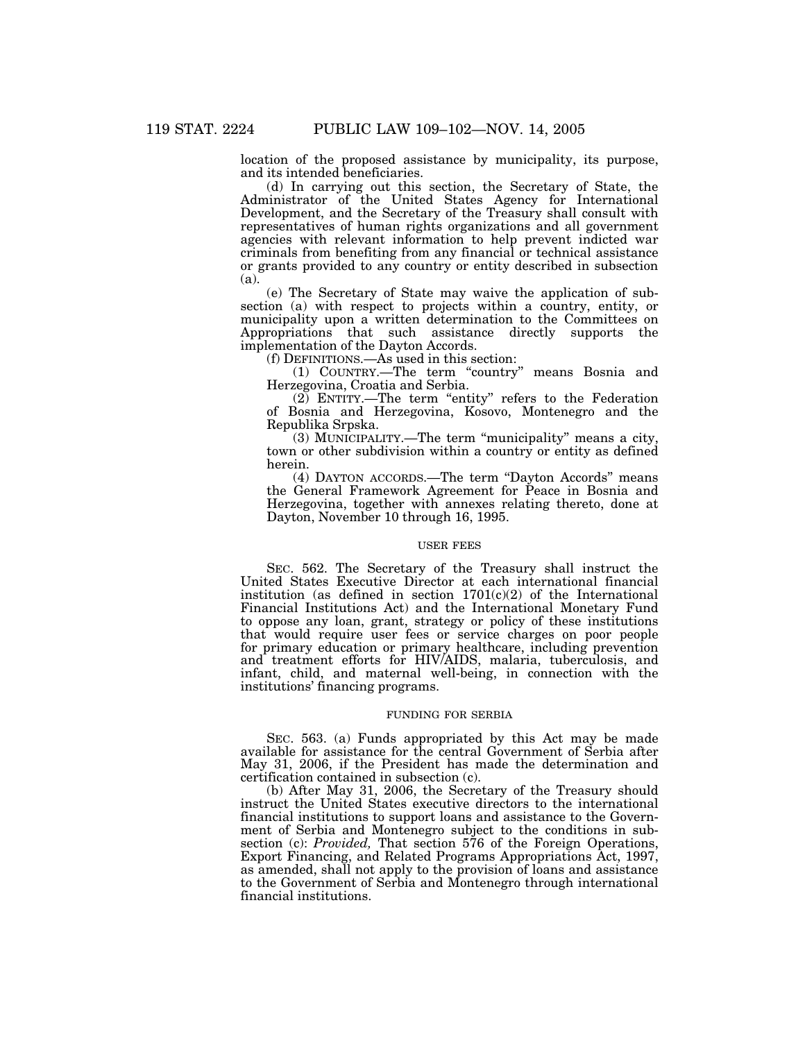location of the proposed assistance by municipality, its purpose, and its intended beneficiaries.

(d) In carrying out this section, the Secretary of State, the Administrator of the United States Agency for International Development, and the Secretary of the Treasury shall consult with representatives of human rights organizations and all government agencies with relevant information to help prevent indicted war criminals from benefiting from any financial or technical assistance or grants provided to any country or entity described in subsection (a).

(e) The Secretary of State may waive the application of subsection (a) with respect to projects within a country, entity, or municipality upon a written determination to the Committees on Appropriations that such assistance directly supports the implementation of the Dayton Accords.

(f) DEFINITIONS.—As used in this section:

(1) COUNTRY.—The term "country" means Bosnia and Herzegovina, Croatia and Serbia.

(2) ENTITY.—The term "entity" refers to the Federation of Bosnia and Herzegovina, Kosovo, Montenegro and the Republika Srpska.

(3) MUNICIPALITY.—The term "municipality" means a city, town or other subdivision within a country or entity as defined herein.

(4) DAYTON ACCORDS.—The term "Dayton Accords" means the General Framework Agreement for Peace in Bosnia and Herzegovina, together with annexes relating thereto, done at Dayton, November 10 through 16, 1995.

USER FEES

SEC. 562. The Secretary of the Treasury shall instruct the United States Executive Director at each international financial institution (as defined in section 1701(c)(2) of the International Financial Institutions Act) and the International Monetary Fund to oppose any loan, grant, strategy or policy of these institutions that would require user fees or service charges on poor people for primary education or primary healthcare, including prevention and treatment efforts for HIV/AIDS, malaria, tuberculosis, and infant, child, and maternal well-being, in connection with the institutions' financing programs.

FUNDING FOR SERBIA

SEC. 563. (a) Funds appropriated by this Act may be made available for assistance for the central Government of Serbia after May 31, 2006, if the President has made the determination and certification contained in subsection (c).

(b) After May 31, 2006, the Secretary of the Treasury should instruct the United States executive directors to the international financial institutions to support loans and assistance to the Government of Serbia and Montenegro subject to the conditions in subsection (c): *Provided,* That section 576 of the Foreign Operations, Export Financing, and Related Programs Appropriations Act, 1997, as amended, shall not apply to the provision of loans and assistance to the Government of Serbia and Montenegro through international financial institutions.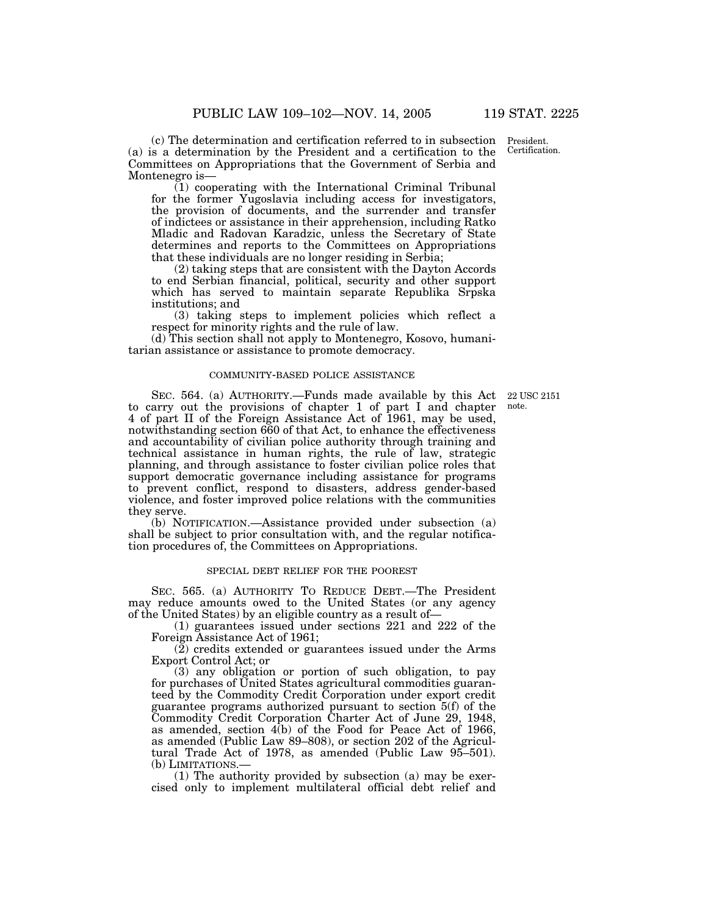(c) The determination and certification referred to in subsection (a) is a determination by the President and a certification to the Committees on Appropriations that the Government of Serbia and Montenegro is—

President. Certification.

(1) cooperating with the International Criminal Tribunal for the former Yugoslavia including access for investigators, the provision of documents, and the surrender and transfer of indictees or assistance in their apprehension, including Ratko Mladic and Radovan Karadzic, unless the Secretary of State determines and reports to the Committees on Appropriations that these individuals are no longer residing in Serbia;

(2) taking steps that are consistent with the Dayton Accords to end Serbian financial, political, security and other support which has served to maintain separate Republika Srpska institutions; and

(3) taking steps to implement policies which reflect a respect for minority rights and the rule of law.

(d) This section shall not apply to Montenegro, Kosovo, humanitarian assistance or assistance to promote democracy.

COMMUNITY-BASED POLICE ASSISTANCE

22 USC 2151 note.

SEC. 564. (a) AUTHORITY.—Funds made available by this Act to carry out the provisions of chapter 1 of part I and chapter 4 of part II of the Foreign Assistance Act of 1961, may be used, notwithstanding section 660 of that Act, to enhance the effectiveness and accountability of civilian police authority through training and technical assistance in human rights, the rule of law, strategic planning, and through assistance to foster civilian police roles that support democratic governance including assistance for programs to prevent conflict, respond to disasters, address gender-based violence, and foster improved police relations with the communities they serve.

(b) NOTIFICATION.—Assistance provided under subsection (a) shall be subject to prior consultation with, and the regular notification procedures of, the Committees on Appropriations.

SPECIAL DEBT RELIEF FOR THE POOREST

SEC. 565. (a) AUTHORITY TO REDUCE DEBT.—The President may reduce amounts owed to the United States (or any agency of the United States) by an eligible country as a result of—

(1) guarantees issued under sections 221 and 222 of the Foreign Assistance Act of 1961;

(2) credits extended or guarantees issued under the Arms Export Control Act; or

(3) any obligation or portion of such obligation, to pay for purchases of United States agricultural commodities guaranteed by the Commodity Credit Corporation under export credit guarantee programs authorized pursuant to section 5(f) of the Commodity Credit Corporation Charter Act of June 29, 1948, as amended, section 4(b) of the Food for Peace Act of 1966, as amended (Public Law 89–808), or section 202 of the Agricultural Trade Act of 1978, as amended (Public Law 95–501).

(b) LIMITATIONS.—

(1) The authority provided by subsection (a) may be exercised only to implement multilateral official debt relief and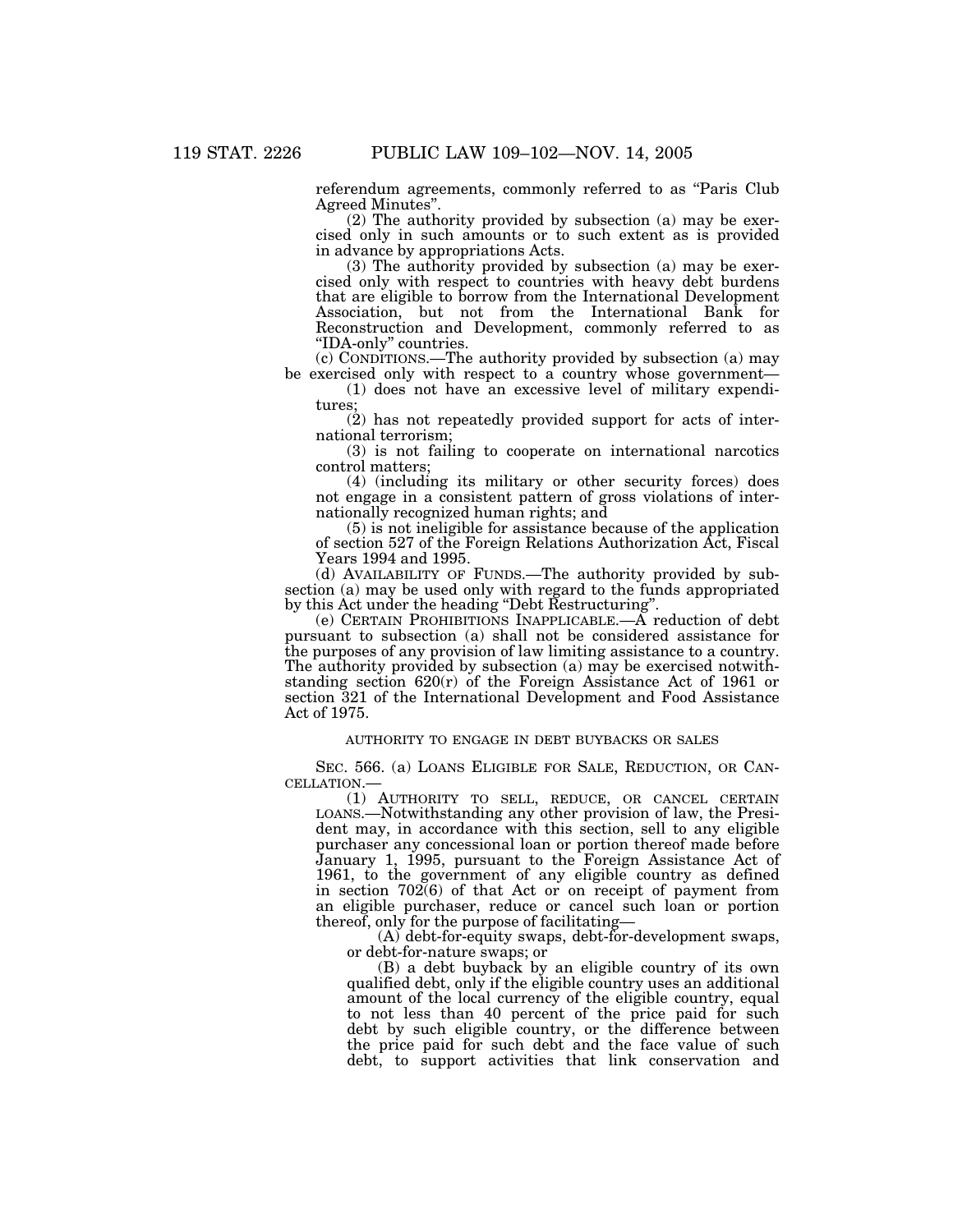referendum agreements, commonly referred to as "Paris Club Agreed Minutes".

(2) The authority provided by subsection (a) may be exercised only in such amounts or to such extent as is provided in advance by appropriations Acts.

(3) The authority provided by subsection (a) may be exercised only with respect to countries with heavy debt burdens that are eligible to borrow from the International Development Association, but not from the International Bank for Reconstruction and Development, commonly referred to as "IDA-only" countries.

(c) CONDITIONS.—The authority provided by subsection (a) may be exercised only with respect to a country whose government—

(1) does not have an excessive level of military expenditures;

(2) has not repeatedly provided support for acts of international terrorism;

(3) is not failing to cooperate on international narcotics control matters;

(4) (including its military or other security forces) does not engage in a consistent pattern of gross violations of internationally recognized human rights; and

(5) is not ineligible for assistance because of the application of section 527 of the Foreign Relations Authorization Act, Fiscal Years 1994 and 1995.

(d) AVAILABILITY OF FUNDS.—The authority provided by subsection (a) may be used only with regard to the funds appropriated by this Act under the heading "Debt Restructuring".

(e) CERTAIN PROHIBITIONS INAPPLICABLE.—A reduction of debt pursuant to subsection (a) shall not be considered assistance for the purposes of any provision of law limiting assistance to a country. The authority provided by subsection (a) may be exercised notwithstanding section 620(r) of the Foreign Assistance Act of 1961 or section 321 of the International Development and Food Assistance Act of 1975.

AUTHORITY TO ENGAGE IN DEBT BUYBACKS OR SALES

SEC. 566. (a) LOANS ELIGIBLE FOR SALE, REDUCTION, OR CANCELLATION.—

(1) AUTHORITY TO SELL, REDUCE, OR CANCEL CERTAIN LOANS.—Notwithstanding any other provision of law, the President may, in accordance with this section, sell to any eligible purchaser any concessional loan or portion thereof made before January 1, 1995, pursuant to the Foreign Assistance Act of 1961, to the government of any eligible country as defined in section 702(6) of that Act or on receipt of payment from an eligible purchaser, reduce or cancel such loan or portion thereof, only for the purpose of facilitating—

(A) debt-for-equity swaps, debt-for-development swaps, or debt-for-nature swaps; or

(B) a debt buyback by an eligible country of its own qualified debt, only if the eligible country uses an additional amount of the local currency of the eligible country, equal to not less than 40 percent of the price paid for such debt by such eligible country, or the difference between the price paid for such debt and the face value of such debt, to support activities that link conservation and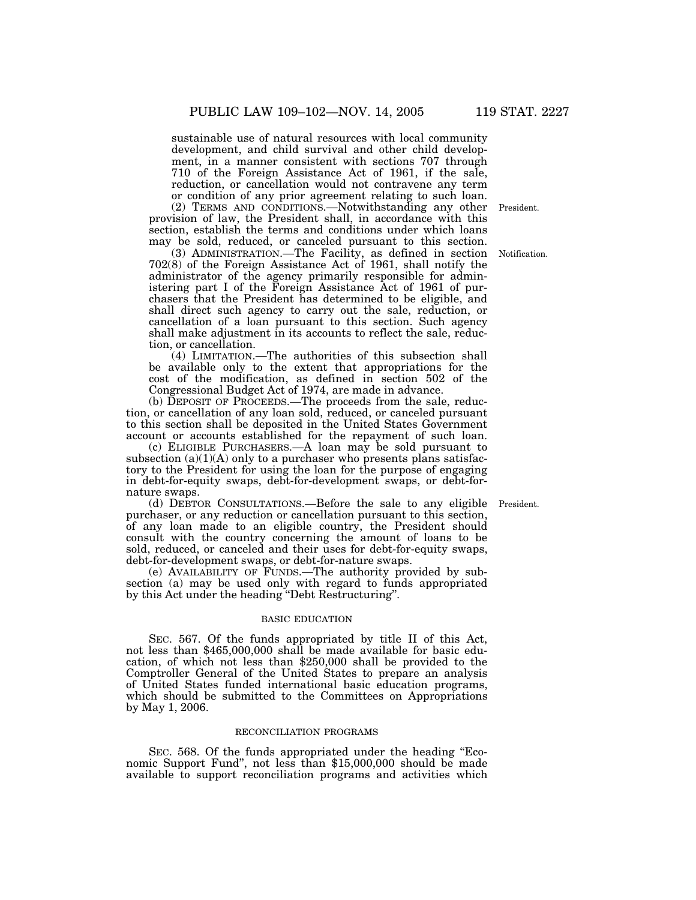sustainable use of natural resources with local community development, and child survival and other child development, in a manner consistent with sections 707 through 710 of the Foreign Assistance Act of 1961, if the sale, reduction, or cancellation would not contravene any term or condition of any prior agreement relating to such loan.

(2) TERMS AND CONDITIONS.—Notwithstanding any other provision of law, the President shall, in accordance with this section, establish the terms and conditions under which loans may be sold, reduced, or canceled pursuant to this section.

President.

(3) ADMINISTRATION.—The Facility, as defined in section 702(8) of the Foreign Assistance Act of 1961, shall notify the administrator of the agency primarily responsible for administering part I of the Foreign Assistance Act of 1961 of purchasers that the President has determined to be eligible, and shall direct such agency to carry out the sale, reduction, or cancellation of a loan pursuant to this section. Such agency shall make adjustment in its accounts to reflect the sale, reduction, or cancellation.

Notification.

(4) LIMITATION.—The authorities of this subsection shall be available only to the extent that appropriations for the cost of the modification, as defined in section 502 of the Congressional Budget Act of 1974, are made in advance.

(b) DEPOSIT OF PROCEEDS.—The proceeds from the sale, reduction, or cancellation of any loan sold, reduced, or canceled pursuant to this section shall be deposited in the United States Government account or accounts established for the repayment of such loan.

(c) ELIGIBLE PURCHASERS.—A loan may be sold pursuant to subsection (a)(1)(A) only to a purchaser who presents plans satisfactory to the President for using the loan for the purpose of engaging in debt-for-equity swaps, debt-for-development swaps, or debt-for-nature swaps.

(d) DEBTOR CONSULTATIONS.—Before the sale to any eligible purchaser, or any reduction or cancellation pursuant to this section, of any loan made to an eligible country, the President should consult with the country concerning the amount of loans to be sold, reduced, or canceled and their uses for debt-for-equity swaps, debt-for-development swaps, or debt-for-nature swaps.

President.

(e) AVAILABILITY OF FUNDS.—The authority provided by subsection (a) may be used only with regard to funds appropriated by this Act under the heading "Debt Restructuring".

BASIC EDUCATION

SEC. 567. Of the funds appropriated by title II of this Act, not less than $465,000,000 shall be made available for basic education, of which not less than $250,000 shall be provided to the Comptroller General of the United States to prepare an analysis of United States funded international basic education programs, which should be submitted to the Committees on Appropriations by May 1, 2006.

RECONCILIATION PROGRAMS

SEC. 568. Of the funds appropriated under the heading "Economic Support Fund", not less than $15,000,000 should be made available to support reconciliation programs and activities which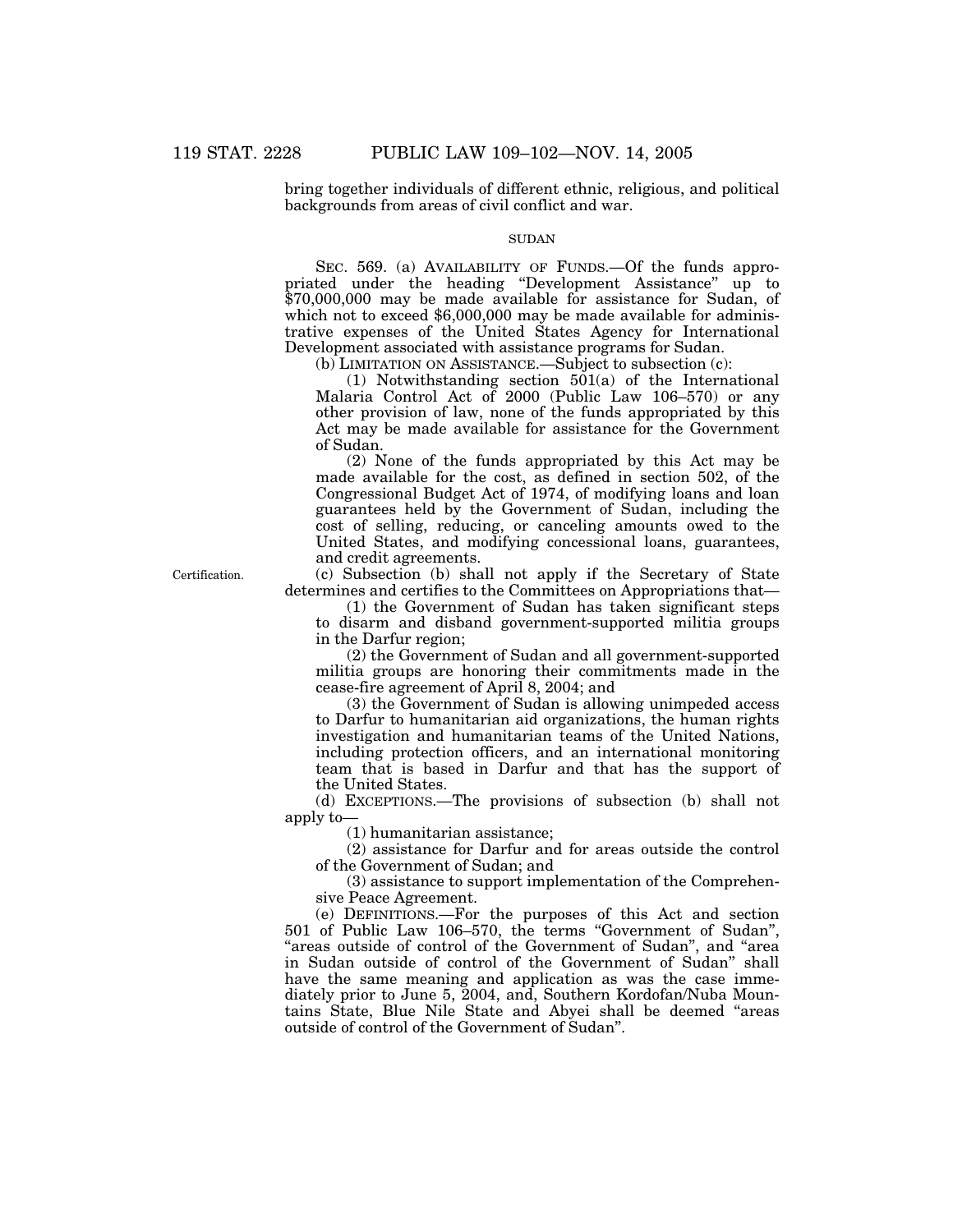bring together individuals of different ethnic, religious, and political backgrounds from areas of civil conflict and war.

SUDAN

SEC. 569. (a) AVAILABILITY OF FUNDS.—Of the funds appropriated under the heading "Development Assistance" up to $70,000,000 may be made available for assistance for Sudan, of which not to exceed $6,000,000 may be made available for administrative expenses of the United States Agency for International Development associated with assistance programs for Sudan.

(b) LIMITATION ON ASSISTANCE.—Subject to subsection (c):

(1) Notwithstanding section 501(a) of the International Malaria Control Act of 2000 (Public Law 106–570) or any other provision of law, none of the funds appropriated by this Act may be made available for assistance for the Government of Sudan.

(2) None of the funds appropriated by this Act may be made available for the cost, as defined in section 502, of the Congressional Budget Act of 1974, of modifying loans and loan guarantees held by the Government of Sudan, including the cost of selling, reducing, or canceling amounts owed to the United States, and modifying concessional loans, guarantees, and credit agreements.

Certification.

(c) Subsection (b) shall not apply if the Secretary of State determines and certifies to the Committees on Appropriations that—

(1) the Government of Sudan has taken significant steps to disarm and disband government-supported militia groups in the Darfur region;

(2) the Government of Sudan and all government-supported militia groups are honoring their commitments made in the cease-fire agreement of April 8, 2004; and

(3) the Government of Sudan is allowing unimpeded access to Darfur to humanitarian aid organizations, the human rights investigation and humanitarian teams of the United Nations, including protection officers, and an international monitoring team that is based in Darfur and that has the support of the United States.

(d) EXCEPTIONS.—The provisions of subsection (b) shall not apply to—

(1) humanitarian assistance;

(2) assistance for Darfur and for areas outside the control of the Government of Sudan; and

(3) assistance to support implementation of the Comprehensive Peace Agreement.

(e) DEFINITIONS.—For the purposes of this Act and section 501 of Public Law 106–570, the terms "Government of Sudan", "areas outside of control of the Government of Sudan", and "area in Sudan outside of control of the Government of Sudan" shall have the same meaning and application as was the case immediately prior to June 5, 2004, and, Southern Kordofan/Nuba Mountains State, Blue Nile State and Abyei shall be deemed "areas outside of control of the Government of Sudan".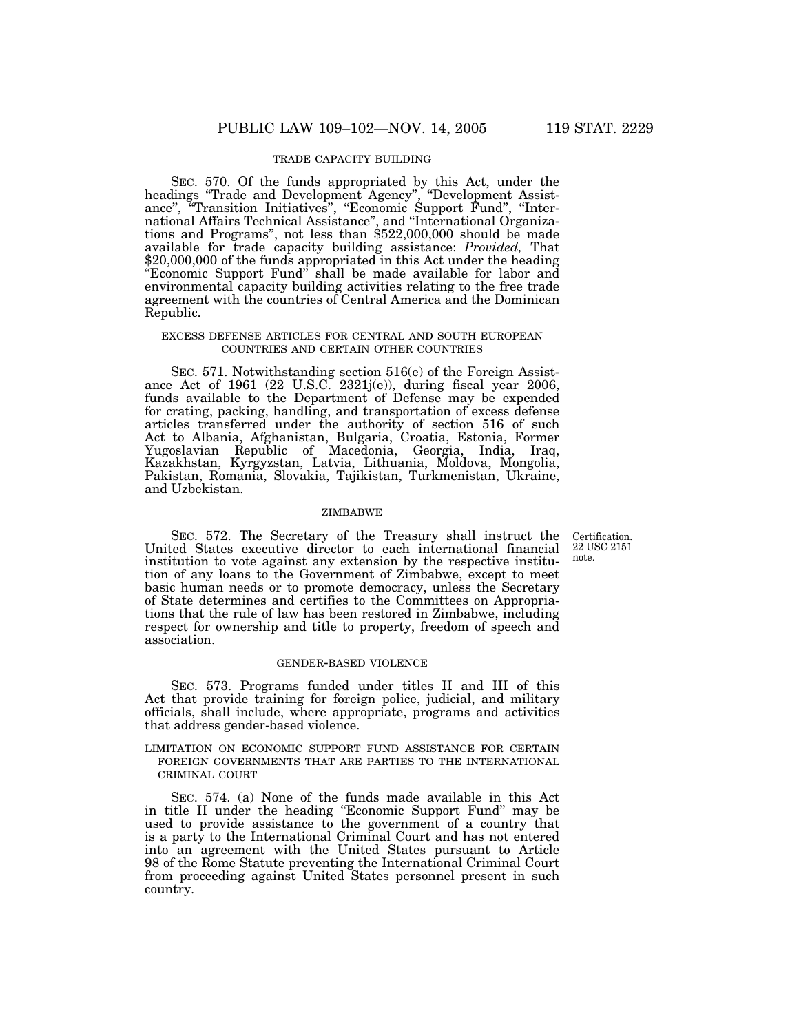TRADE CAPACITY BUILDING

SEC. 570. Of the funds appropriated by this Act, under the headings "Trade and Development Agency", "Development Assistance", "Transition Initiatives", "Economic Support Fund", "International Affairs Technical Assistance", and "International Organizations and Programs", not less than $522,000,000 should be made available for trade capacity building assistance: *Provided*, That $20,000,000 of the funds appropriated in this Act under the heading "Economic Support Fund" shall be made available for labor and environmental capacity building activities relating to the free trade agreement with the countries of Central America and the Dominican Republic.

EXCESS DEFENSE ARTICLES FOR CENTRAL AND SOUTH EUROPEAN COUNTRIES AND CERTAIN OTHER COUNTRIES

SEC. 571. Notwithstanding section 516(e) of the Foreign Assistance Act of 1961 (22 U.S.C. 2321j(e)), during fiscal year 2006, funds available to the Department of Defense may be expended for crating, packing, handling, and transportation of excess defense articles transferred under the authority of section 516 of such Act to Albania, Afghanistan, Bulgaria, Croatia, Estonia, Former Yugoslavian Republic of Macedonia, Georgia, India, Iraq, Kazakhstan, Kyrgyzstan, Latvia, Lithuania, Moldova, Mongolia, Pakistan, Romania, Slovakia, Tajikistan, Turkmenistan, Ukraine, and Uzbekistan.

ZIMBABWE

Certification. 22 USC 2151 note.

SEC. 572. The Secretary of the Treasury shall instruct the United States executive director to each international financial institution to vote against any extension by the respective institution of any loans to the Government of Zimbabwe, except to meet basic human needs or to promote democracy, unless the Secretary of State determines and certifies to the Committees on Appropriations that the rule of law has been restored in Zimbabwe, including respect for ownership and title to property, freedom of speech and association.

GENDER-BASED VIOLENCE

SEC. 573. Programs funded under titles II and III of this Act that provide training for foreign police, judicial, and military officials, shall include, where appropriate, programs and activities that address gender-based violence.

LIMITATION ON ECONOMIC SUPPORT FUND ASSISTANCE FOR CERTAIN FOREIGN GOVERNMENTS THAT ARE PARTIES TO THE INTERNATIONAL CRIMINAL COURT

SEC. 574. (a) None of the funds made available in this Act in title II under the heading "Economic Support Fund" may be used to provide assistance to the government of a country that is a party to the International Criminal Court and has not entered into an agreement with the United States pursuant to Article 98 of the Rome Statute preventing the International Criminal Court from proceeding against United States personnel present in such country.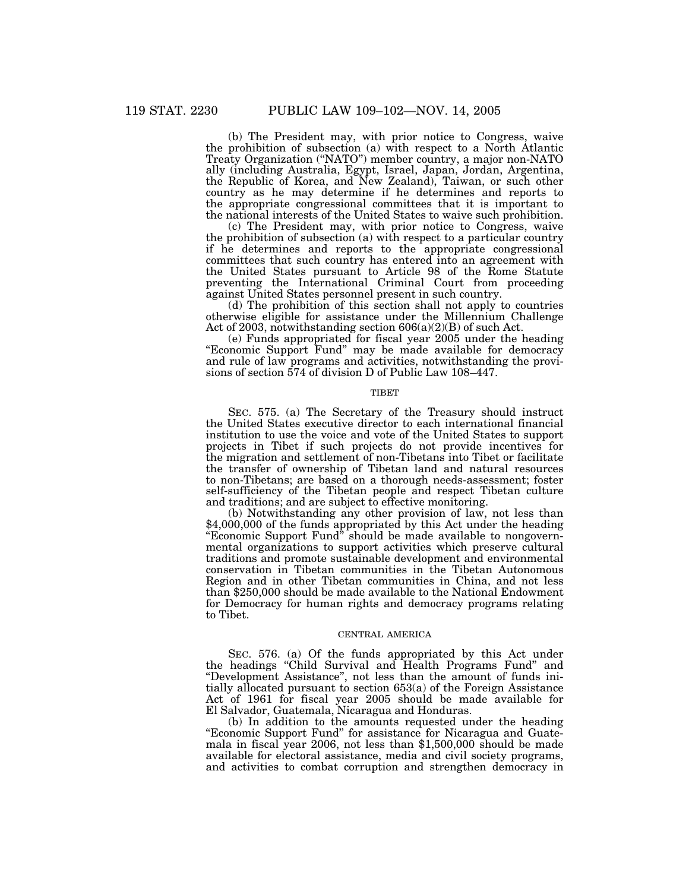(b) The President may, with prior notice to Congress, waive the prohibition of subsection (a) with respect to a North Atlantic Treaty Organization ("NATO") member country, a major non-NATO ally (including Australia, Egypt, Israel, Japan, Jordan, Argentina, the Republic of Korea, and New Zealand), Taiwan, or such other country as he may determine if he determines and reports to the appropriate congressional committees that it is important to the national interests of the United States to waive such prohibition.

(c) The President may, with prior notice to Congress, waive the prohibition of subsection (a) with respect to a particular country if he determines and reports to the appropriate congressional committees that such country has entered into an agreement with the United States pursuant to Article 98 of the Rome Statute preventing the International Criminal Court from proceeding against United States personnel present in such country.

(d) The prohibition of this section shall not apply to countries otherwise eligible for assistance under the Millennium Challenge Act of 2003, notwithstanding section 606(a)(2)(B) of such Act.

(e) Funds appropriated for fiscal year 2005 under the heading "Economic Support Fund" may be made available for democracy and rule of law programs and activities, notwithstanding the provisions of section 574 of division D of Public Law 108–447.

TIBET

SEC. 575. (a) The Secretary of the Treasury should instruct the United States executive director to each international financial institution to use the voice and vote of the United States to support projects in Tibet if such projects do not provide incentives for the migration and settlement of non-Tibetans into Tibet or facilitate the transfer of ownership of Tibetan land and natural resources to non-Tibetans; are based on a thorough needs-assessment; foster self-sufficiency of the Tibetan people and respect Tibetan culture and traditions; and are subject to effective monitoring.

(b) Notwithstanding any other provision of law, not less than $4,000,000 of the funds appropriated by this Act under the heading "Economic Support Fund" should be made available to nongovernmental organizations to support activities which preserve cultural traditions and promote sustainable development and environmental conservation in Tibetan communities in the Tibetan Autonomous Region and in other Tibetan communities in China, and not less than $250,000 should be made available to the National Endowment for Democracy for human rights and democracy programs relating to Tibet.

CENTRAL AMERICA

SEC. 576. (a) Of the funds appropriated by this Act under the headings "Child Survival and Health Programs Fund" and "Development Assistance", not less than the amount of funds initially allocated pursuant to section 653(a) of the Foreign Assistance Act of 1961 for fiscal year 2005 should be made available for El Salvador, Guatemala, Nicaragua and Honduras.

(b) In addition to the amounts requested under the heading "Economic Support Fund" for assistance for Nicaragua and Guatemala in fiscal year 2006, not less than $1,500,000 should be made available for electoral assistance, media and civil society programs, and activities to combat corruption and strengthen democracy in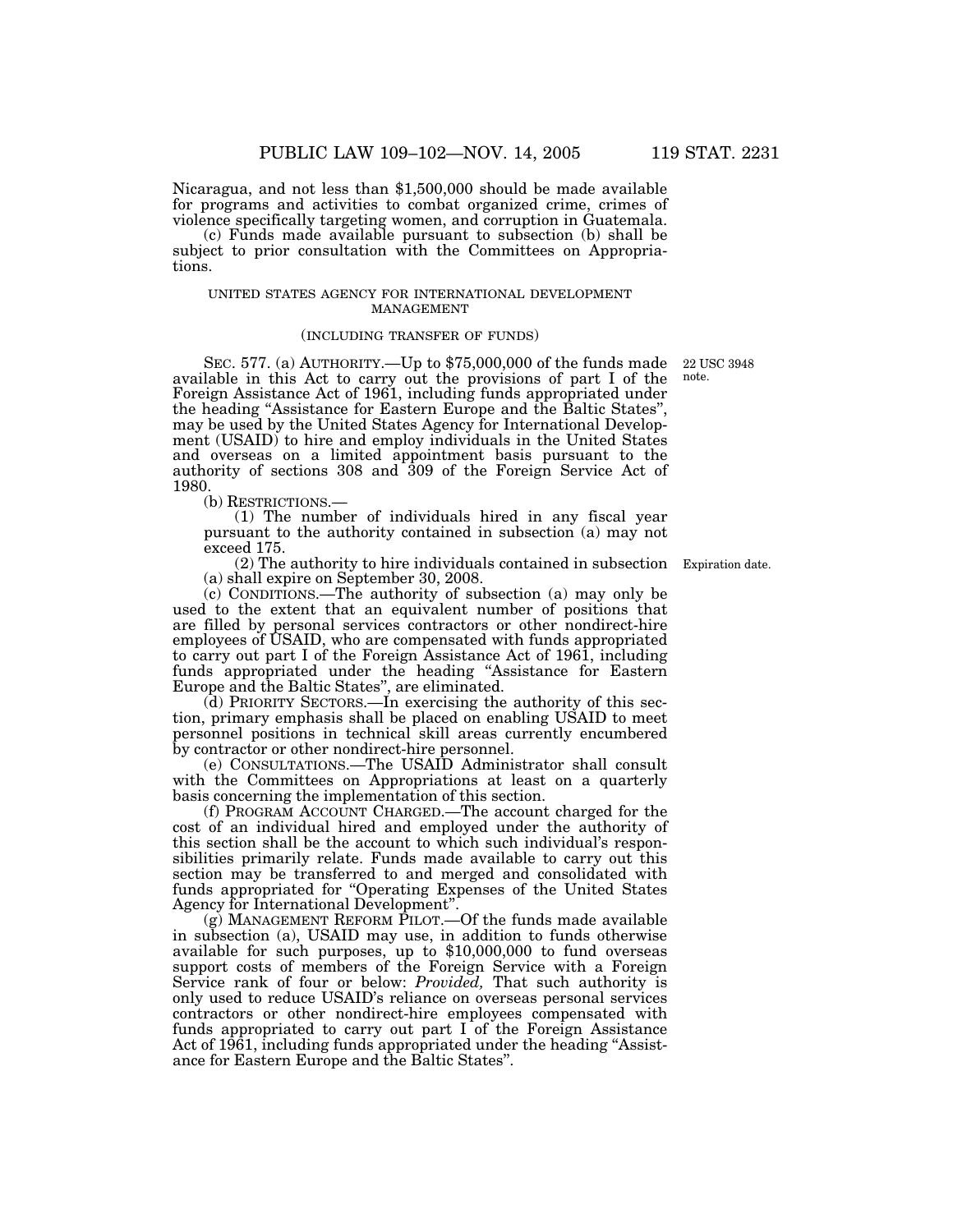Nicaragua, and not less than $1,500,000 should be made available for programs and activities to combat organized crime, crimes of violence specifically targeting women, and corruption in Guatemala.

(c) Funds made available pursuant to subsection (b) shall be subject to prior consultation with the Committees on Appropriations.

UNITED STATES AGENCY FOR INTERNATIONAL DEVELOPMENT MANAGEMENT

(INCLUDING TRANSFER OF FUNDS)

22 USC 3948 note.

SEC. 577. (a) AUTHORITY.—Up to $75,000,000 of the funds made available in this Act to carry out the provisions of part I of the Foreign Assistance Act of 1961, including funds appropriated under the heading "Assistance for Eastern Europe and the Baltic States", may be used by the United States Agency for International Development (USAID) to hire and employ individuals in the United States and overseas on a limited appointment basis pursuant to the authority of sections 308 and 309 of the Foreign Service Act of 1980.

(b) RESTRICTIONS.—

(1) The number of individuals hired in any fiscal year pursuant to the authority contained in subsection (a) may not exceed 175.

Expiration date.

(2) The authority to hire individuals contained in subsection (a) shall expire on September 30, 2008.

(c) CONDITIONS.—The authority of subsection (a) may only be used to the extent that an equivalent number of positions that are filled by personal services contractors or other nondirect-hire employees of USAID, who are compensated with funds appropriated to carry out part I of the Foreign Assistance Act of 1961, including funds appropriated under the heading "Assistance for Eastern Europe and the Baltic States", are eliminated.

(d) PRIORITY SECTORS.—In exercising the authority of this section, primary emphasis shall be placed on enabling USAID to meet personnel positions in technical skill areas currently encumbered by contractor or other nondirect-hire personnel.

(e) CONSULTATIONS.—The USAID Administrator shall consult with the Committees on Appropriations at least on a quarterly basis concerning the implementation of this section.

(f) PROGRAM ACCOUNT CHARGED.—The account charged for the cost of an individual hired and employed under the authority of this section shall be the account to which such individual's responsibilities primarily relate. Funds made available to carry out this section may be transferred to and merged and consolidated with funds appropriated for "Operating Expenses of the United States Agency for International Development".

(g) MANAGEMENT REFORM PILOT.—Of the funds made available in subsection (a), USAID may use, in addition to funds otherwise available for such purposes, up to $10,000,000 to fund overseas support costs of members of the Foreign Service with a Foreign Service rank of four or below: *Provided,* That such authority is only used to reduce USAID's reliance on overseas personal services contractors or other nondirect-hire employees compensated with funds appropriated to carry out part I of the Foreign Assistance Act of 1961, including funds appropriated under the heading "Assistance for Eastern Europe and the Baltic States".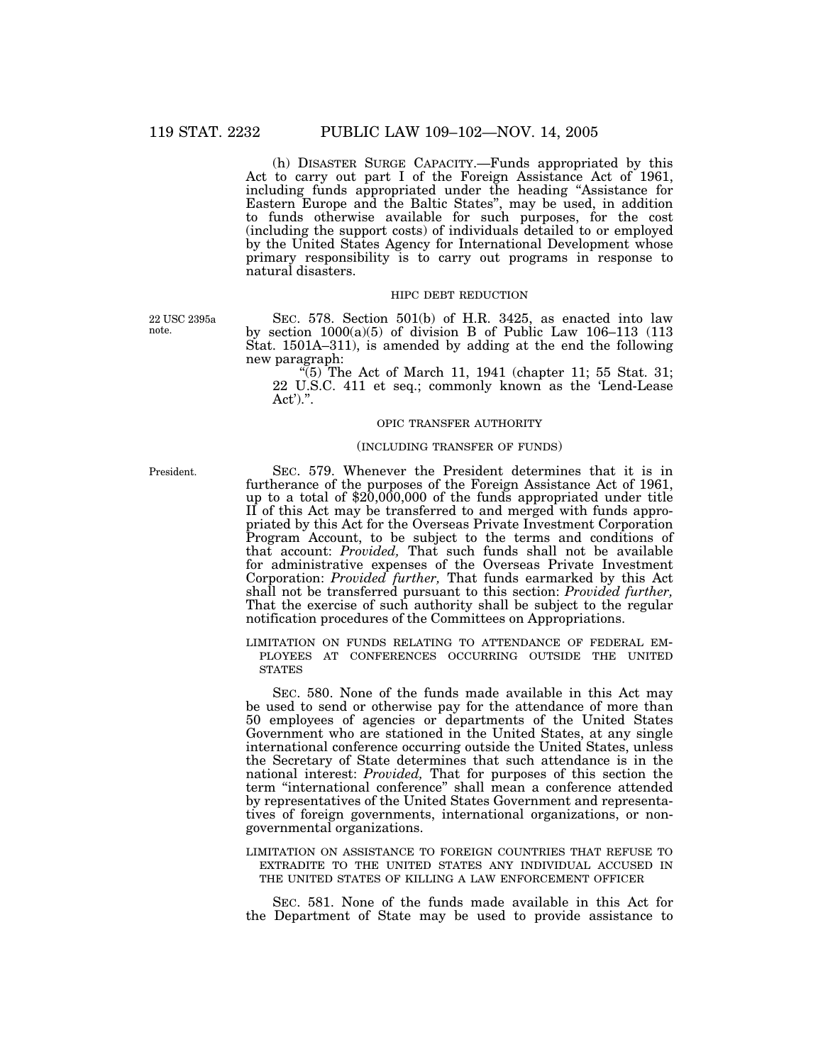(h) DISASTER SURGE CAPACITY.—Funds appropriated by this Act to carry out part I of the Foreign Assistance Act of 1961, including funds appropriated under the heading "Assistance for Eastern Europe and the Baltic States", may be used, in addition to funds otherwise available for such purposes, for the cost (including the support costs) of individuals detailed to or employed by the United States Agency for International Development whose primary responsibility is to carry out programs in response to natural disasters.

HIPC DEBT REDUCTION

22 USC 2395a note.

SEC. 578. Section 501(b) of H.R. 3425, as enacted into law by section 1000(a)(5) of division B of Public Law 106–113 (113 Stat. 1501A–311), is amended by adding at the end the following new paragraph:

"(5) The Act of March 11, 1941 (chapter 11; 55 Stat. 31; 22 U.S.C. 411 et seq.; commonly known as the 'Lend-Lease Act').".

OPIC TRANSFER AUTHORITY

(INCLUDING TRANSFER OF FUNDS)

President.

SEC. 579. Whenever the President determines that it is in furtherance of the purposes of the Foreign Assistance Act of 1961, up to a total of $20,000,000 of the funds appropriated under title II of this Act may be transferred to and merged with funds appropriated by this Act for the Overseas Private Investment Corporation Program Account, to be subject to the terms and conditions of that account: *Provided*, That such funds shall not be available for administrative expenses of the Overseas Private Investment Corporation: *Provided further*, That funds earmarked by this Act shall not be transferred pursuant to this section: *Provided further*, That the exercise of such authority shall be subject to the regular notification procedures of the Committees on Appropriations.

LIMITATION ON FUNDS RELATING TO ATTENDANCE OF FEDERAL EMPLOYEES AT CONFERENCES OCCURRING OUTSIDE THE UNITED STATES

SEC. 580. None of the funds made available in this Act may be used to send or otherwise pay for the attendance of more than 50 employees of agencies or departments of the United States Government who are stationed in the United States, at any single international conference occurring outside the United States, unless the Secretary of State determines that such attendance is in the national interest: *Provided*, That for purposes of this section the term "international conference" shall mean a conference attended by representatives of the United States Government and representatives of foreign governments, international organizations, or nongovernmental organizations.

LIMITATION ON ASSISTANCE TO FOREIGN COUNTRIES THAT REFUSE TO EXTRADITE TO THE UNITED STATES ANY INDIVIDUAL ACCUSED IN THE UNITED STATES OF KILLING A LAW ENFORCEMENT OFFICER

SEC. 581. None of the funds made available in this Act for the Department of State may be used to provide assistance to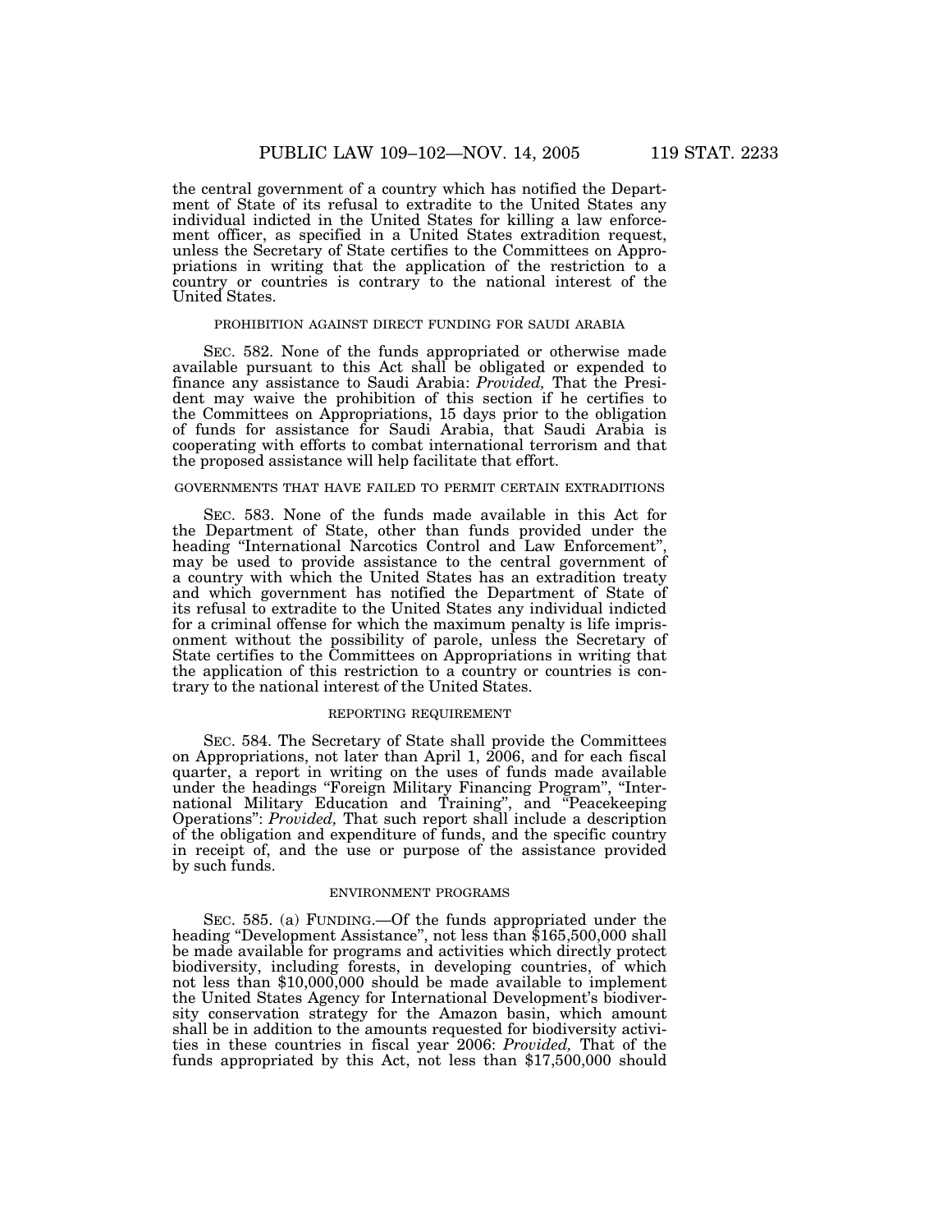the central government of a country which has notified the Department of State of its refusal to extradite to the United States any individual indicted in the United States for killing a law enforcement officer, as specified in a United States extradition request, unless the Secretary of State certifies to the Committees on Appropriations in writing that the application of the restriction to a country or countries is contrary to the national interest of the United States.

PROHIBITION AGAINST DIRECT FUNDING FOR SAUDI ARABIA

SEC. 582. None of the funds appropriated or otherwise made available pursuant to this Act shall be obligated or expended to finance any assistance to Saudi Arabia: *Provided,* That the President may waive the prohibition of this section if he certifies to the Committees on Appropriations, 15 days prior to the obligation of funds for assistance for Saudi Arabia, that Saudi Arabia is cooperating with efforts to combat international terrorism and that the proposed assistance will help facilitate that effort.

GOVERNMENTS THAT HAVE FAILED TO PERMIT CERTAIN EXTRADITIONS

SEC. 583. None of the funds made available in this Act for the Department of State, other than funds provided under the heading "International Narcotics Control and Law Enforcement", may be used to provide assistance to the central government of a country with which the United States has an extradition treaty and which government has notified the Department of State of its refusal to extradite to the United States any individual indicted for a criminal offense for which the maximum penalty is life imprisonment without the possibility of parole, unless the Secretary of State certifies to the Committees on Appropriations in writing that the application of this restriction to a country or countries is contrary to the national interest of the United States.

REPORTING REQUIREMENT

SEC. 584. The Secretary of State shall provide the Committees on Appropriations, not later than April 1, 2006, and for each fiscal quarter, a report in writing on the uses of funds made available under the headings "Foreign Military Financing Program", "International Military Education and Training", and "Peacekeeping Operations": *Provided,* That such report shall include a description of the obligation and expenditure of funds, and the specific country in receipt of, and the use or purpose of the assistance provided by such funds.

ENVIRONMENT PROGRAMS

SEC. 585. (a) FUNDING.—Of the funds appropriated under the heading "Development Assistance", not less than $165,500,000 shall be made available for programs and activities which directly protect biodiversity, including forests, in developing countries, of which not less than $10,000,000 should be made available to implement the United States Agency for International Development's biodiversity conservation strategy for the Amazon basin, which amount shall be in addition to the amounts requested for biodiversity activities in these countries in fiscal year 2006: *Provided,* That of the funds appropriated by this Act, not less than $17,500,000 should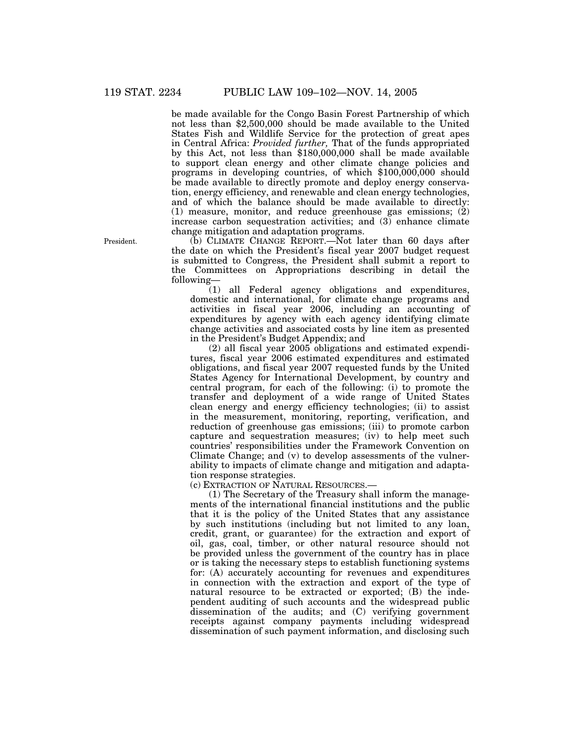be made available for the Congo Basin Forest Partnership of which not less than $2,500,000 should be made available to the United States Fish and Wildlife Service for the protection of great apes in Central Africa: *Provided further,* That of the funds appropriated by this Act, not less than $180,000,000 shall be made available to support clean energy and other climate change policies and programs in developing countries, of which $100,000,000 should be made available to directly promote and deploy energy conservation, energy efficiency, and renewable and clean energy technologies, and of which the balance should be made available to directly: (1) measure, monitor, and reduce greenhouse gas emissions; (2) increase carbon sequestration activities; and (3) enhance climate change mitigation and adaptation programs.

President.

(b) CLIMATE CHANGE REPORT.—Not later than 60 days after the date on which the President's fiscal year 2007 budget request is submitted to Congress, the President shall submit a report to the Committees on Appropriations describing in detail the following—

(1) all Federal agency obligations and expenditures, domestic and international, for climate change programs and activities in fiscal year 2006, including an accounting of expenditures by agency with each agency identifying climate change activities and associated costs by line item as presented in the President's Budget Appendix; and

(2) all fiscal year 2005 obligations and estimated expenditures, fiscal year 2006 estimated expenditures and estimated obligations, and fiscal year 2007 requested funds by the United States Agency for International Development, by country and central program, for each of the following: (i) to promote the transfer and deployment of a wide range of United States clean energy and energy efficiency technologies; (ii) to assist in the measurement, monitoring, reporting, verification, and reduction of greenhouse gas emissions; (iii) to promote carbon capture and sequestration measures; (iv) to help meet such countries' responsibilities under the Framework Convention on Climate Change; and (v) to develop assessments of the vulnerability to impacts of climate change and mitigation and adaptation response strategies.

(c) EXTRACTION OF NATURAL RESOURCES.—

(1) The Secretary of the Treasury shall inform the managements of the international financial institutions and the public that it is the policy of the United States that any assistance by such institutions (including but not limited to any loan, credit, grant, or guarantee) for the extraction and export of oil, gas, coal, timber, or other natural resource should not be provided unless the government of the country has in place or is taking the necessary steps to establish functioning systems for: (A) accurately accounting for revenues and expenditures in connection with the extraction and export of the type of natural resource to be extracted or exported; (B) the independent auditing of such accounts and the widespread public dissemination of the audits; and (C) verifying government receipts against company payments including widespread dissemination of such payment information, and disclosing such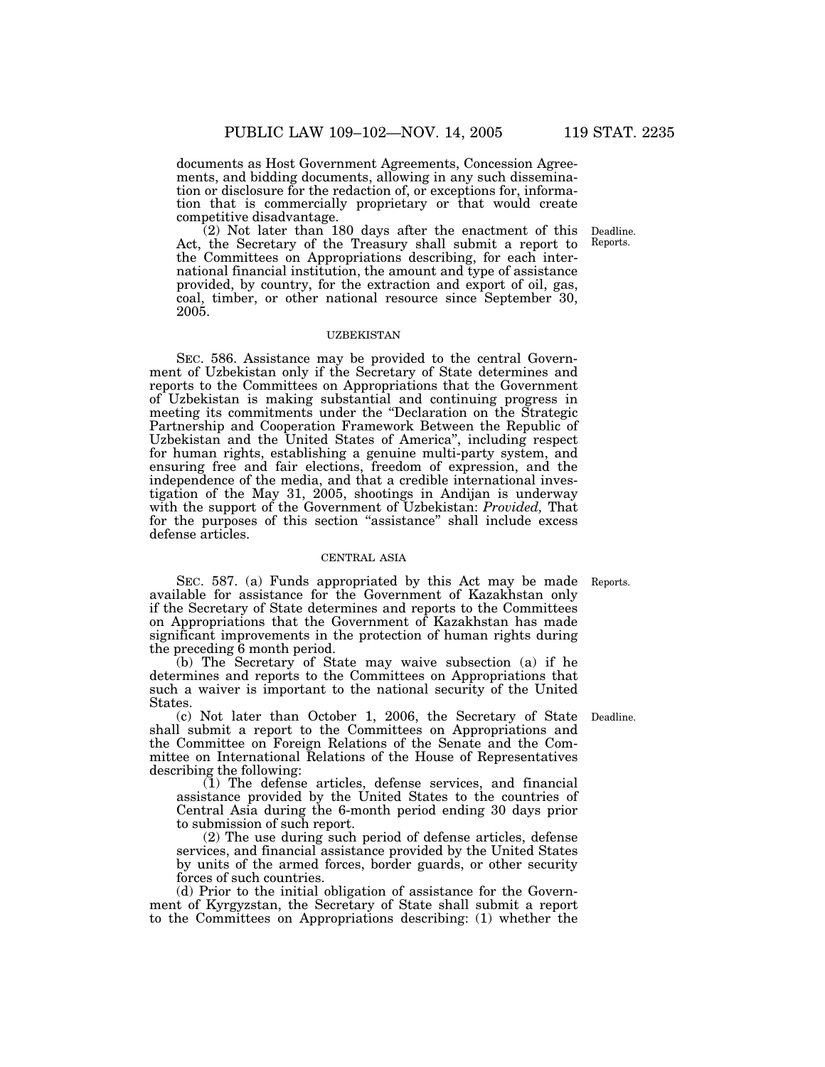documents as Host Government Agreements, Concession Agreements, and bidding documents, allowing in any such dissemination or disclosure for the redaction of, or exceptions for, information that is commercially proprietary or that would create competitive disadvantage.

(2) Not later than 180 days after the enactment of this Act, the Secretary of the Treasury shall submit a report to the Committees on Appropriations describing, for each international financial institution, the amount and type of assistance provided, by country, for the extraction and export of oil, gas, coal, timber, or other national resource since September 30, 2005.

Deadline.
Reports.

UZBEKISTAN

SEC. 586. Assistance may be provided to the central Government of Uzbekistan only if the Secretary of State determines and reports to the Committees on Appropriations that the Government of Uzbekistan is making substantial and continuing progress in meeting its commitments under the "Declaration on the Strategic Partnership and Cooperation Framework Between the Republic of Uzbekistan and the United States of America", including respect for human rights, establishing a genuine multi-party system, and ensuring free and fair elections, freedom of expression, and the independence of the media, and that a credible international investigation of the May 31, 2005, shootings in Andijan is underway with the support of the Government of Uzbekistan: *Provided,* That for the purposes of this section "assistance" shall include excess defense articles.

CENTRAL ASIA

Reports.

SEC. 587. (a) Funds appropriated by this Act may be made available for assistance for the Government of Kazakhstan only if the Secretary of State determines and reports to the Committees on Appropriations that the Government of Kazakhstan has made significant improvements in the protection of human rights during the preceding 6 month period.

(b) The Secretary of State may waive subsection (a) if he determines and reports to the Committees on Appropriations that such a waiver is important to the national security of the United States.

Deadline.

(c) Not later than October 1, 2006, the Secretary of State shall submit a report to the Committees on Appropriations and the Committee on Foreign Relations of the Senate and the Committee on International Relations of the House of Representatives describing the following:

(1) The defense articles, defense services, and financial assistance provided by the United States to the countries of Central Asia during the 6-month period ending 30 days prior to submission of such report.

(2) The use during such period of defense articles, defense services, and financial assistance provided by the United States by units of the armed forces, border guards, or other security forces of such countries.

(d) Prior to the initial obligation of assistance for the Government of Kyrgyzstan, the Secretary of State shall submit a report to the Committees on Appropriations describing: (1) whether the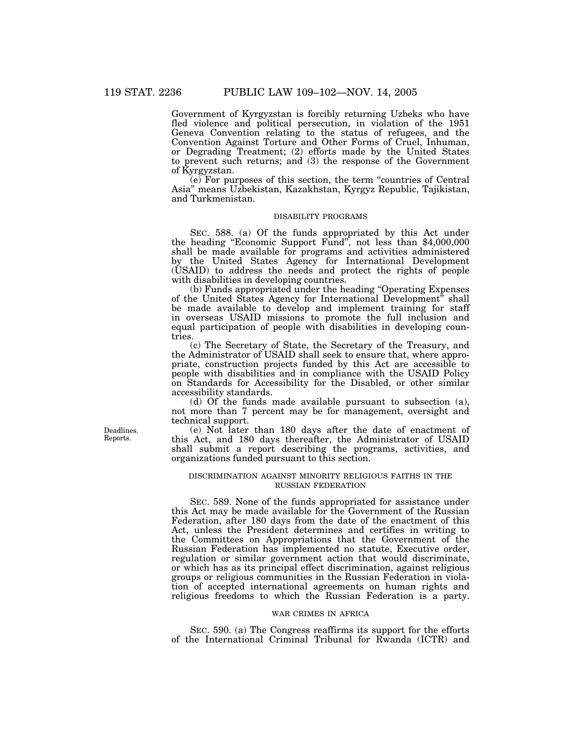Government of Kyrgyzstan is forcibly returning Uzbeks who have fled violence and political persecution, in violation of the 1951 Geneva Convention relating to the status of refugees, and the Convention Against Torture and Other Forms of Cruel, Inhuman, or Degrading Treatment; (2) efforts made by the United States to prevent such returns; and (3) the response of the Government of Kyrgyzstan.

(e) For purposes of this section, the term "countries of Central Asia" means Uzbekistan, Kazakhstan, Kyrgyz Republic, Tajikistan, and Turkmenistan.

DISABILITY PROGRAMS

SEC. 588. (a) Of the funds appropriated by this Act under the heading "Economic Support Fund", not less than $4,000,000 shall be made available for programs and activities administered by the United States Agency for International Development (USAID) to address the needs and protect the rights of people with disabilities in developing countries.

(b) Funds appropriated under the heading "Operating Expenses of the United States Agency for International Development" shall be made available to develop and implement training for staff in overseas USAID missions to promote the full inclusion and equal participation of people with disabilities in developing countries.

(c) The Secretary of State, the Secretary of the Treasury, and the Administrator of USAID shall seek to ensure that, where appropriate, construction projects funded by this Act are accessible to people with disabilities and in compliance with the USAID Policy on Standards for Accessibility for the Disabled, or other similar accessibility standards.

(d) Of the funds made available pursuant to subsection (a), not more than 7 percent may be for management, oversight and technical support.

Deadlines. Reports.

(e) Not later than 180 days after the date of enactment of this Act, and 180 days thereafter, the Administrator of USAID shall submit a report describing the programs, activities, and organizations funded pursuant to this section.

DISCRIMINATION AGAINST MINORITY RELIGIOUS FAITHS IN THE RUSSIAN FEDERATION

SEC. 589. None of the funds appropriated for assistance under this Act may be made available for the Government of the Russian Federation, after 180 days from the date of the enactment of this Act, unless the President determines and certifies in writing to the Committees on Appropriations that the Government of the Russian Federation has implemented no statute, Executive order, regulation or similar government action that would discriminate, or which has as its principal effect discrimination, against religious groups or religious communities in the Russian Federation in violation of accepted international agreements on human rights and religious freedoms to which the Russian Federation is a party.

WAR CRIMES IN AFRICA

SEC. 590. (a) The Congress reaffirms its support for the efforts of the International Criminal Tribunal for Rwanda (ICTR) and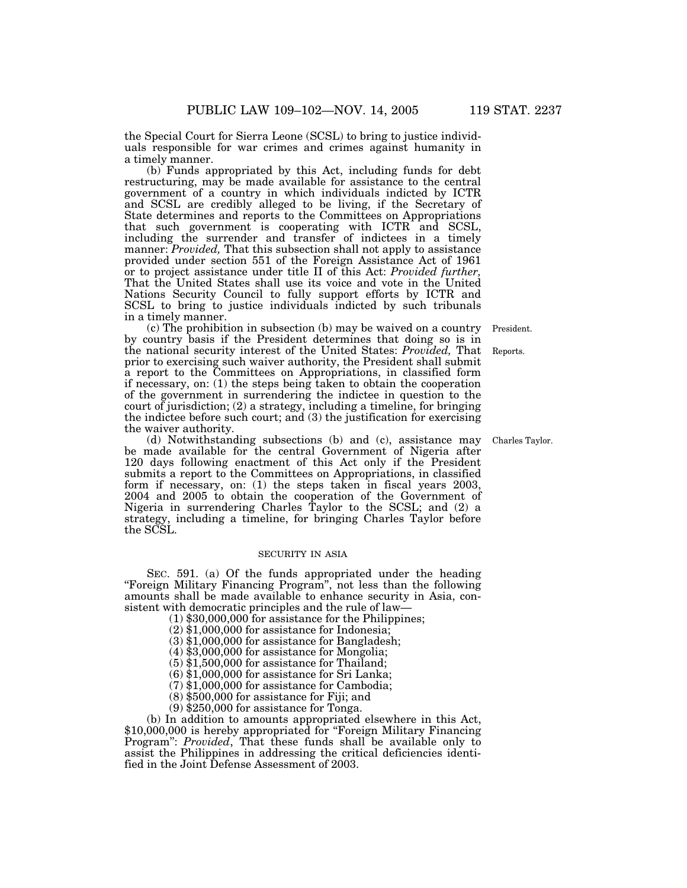the Special Court for Sierra Leone (SCSL) to bring to justice individuals responsible for war crimes and crimes against humanity in a timely manner.

(b) Funds appropriated by this Act, including funds for debt restructuring, may be made available for assistance to the central government of a country in which individuals indicted by ICTR and SCSL are credibly alleged to be living, if the Secretary of State determines and reports to the Committees on Appropriations that such government is cooperating with ICTR and SCSL, including the surrender and transfer of indictees in a timely manner: *Provided,* That this subsection shall not apply to assistance provided under section 551 of the Foreign Assistance Act of 1961 or to project assistance under title II of this Act: *Provided further,* That the United States shall use its voice and vote in the United Nations Security Council to fully support efforts by ICTR and SCSL to bring to justice individuals indicted by such tribunals in a timely manner.

President.

Reports.

(c) The prohibition in subsection (b) may be waived on a country by country basis if the President determines that doing so is in the national security interest of the United States: *Provided,* That prior to exercising such waiver authority, the President shall submit a report to the Committees on Appropriations, in classified form if necessary, on: (1) the steps being taken to obtain the cooperation of the government in surrendering the indictee in question to the court of jurisdiction; (2) a strategy, including a timeline, for bringing the indictee before such court; and (3) the justification for exercising the waiver authority.

Charles Taylor.

(d) Notwithstanding subsections (b) and (c), assistance may be made available for the central Government of Nigeria after 120 days following enactment of this Act only if the President submits a report to the Committees on Appropriations, in classified form if necessary, on: (1) the steps taken in fiscal years 2003, 2004 and 2005 to obtain the cooperation of the Government of Nigeria in surrendering Charles Taylor to the SCSL; and (2) a strategy, including a timeline, for bringing Charles Taylor before the SCSL.

SECURITY IN ASIA

SEC. 591. (a) Of the funds appropriated under the heading "Foreign Military Financing Program", not less than the following amounts shall be made available to enhance security in Asia, consistent with democratic principles and the rule of law—

(1) $30,000,000 for assistance for the Philippines;
(2) $1,000,000 for assistance for Indonesia;
(3) $1,000,000 for assistance for Bangladesh;
(4) $3,000,000 for assistance for Mongolia;
(5) $1,500,000 for assistance for Thailand;
(6) $1,000,000 for assistance for Sri Lanka;
(7) $1,000,000 for assistance for Cambodia;
(8) $500,000 for assistance for Fiji; and
(9) $250,000 for assistance for Tonga.

(b) In addition to amounts appropriated elsewhere in this Act, $10,000,000 is hereby appropriated for "Foreign Military Financing Program": *Provided*, That these funds shall be available only to assist the Philippines in addressing the critical deficiencies identified in the Joint Defense Assessment of 2003.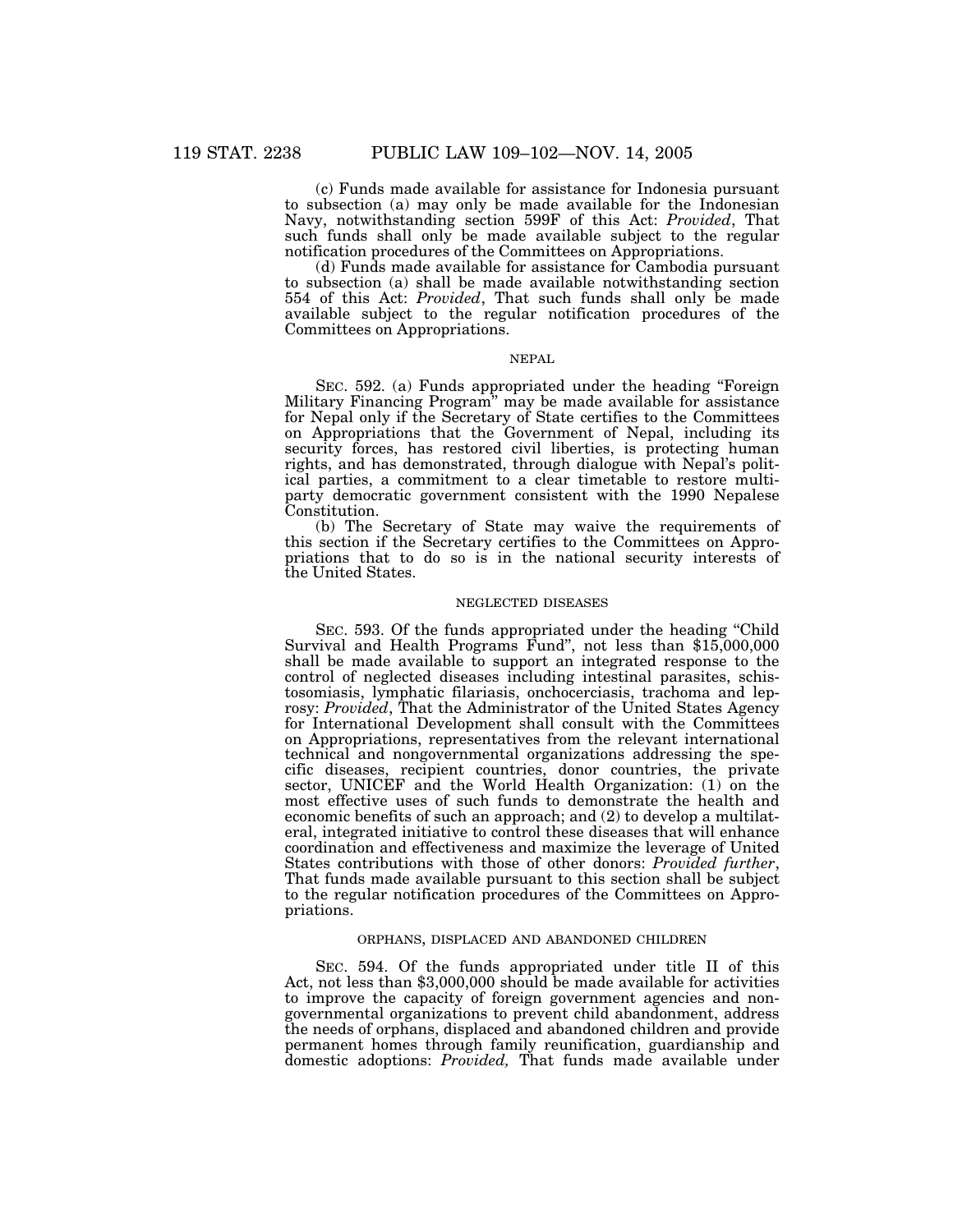(c) Funds made available for assistance for Indonesia pursuant to subsection (a) may only be made available for the Indonesian Navy, notwithstanding section 599F of this Act: *Provided*, That such funds shall only be made available subject to the regular notification procedures of the Committees on Appropriations.

(d) Funds made available for assistance for Cambodia pursuant to subsection (a) shall be made available notwithstanding section 554 of this Act: *Provided*, That such funds shall only be made available subject to the regular notification procedures of the Committees on Appropriations.

NEPAL

SEC. 592. (a) Funds appropriated under the heading "Foreign Military Financing Program" may be made available for assistance for Nepal only if the Secretary of State certifies to the Committees on Appropriations that the Government of Nepal, including its security forces, has restored civil liberties, is protecting human rights, and has demonstrated, through dialogue with Nepal's political parties, a commitment to a clear timetable to restore multiparty democratic government consistent with the 1990 Nepalese Constitution.

(b) The Secretary of State may waive the requirements of this section if the Secretary certifies to the Committees on Appropriations that to do so is in the national security interests of the United States.

NEGLECTED DISEASES

SEC. 593. Of the funds appropriated under the heading "Child Survival and Health Programs Fund", not less than $15,000,000 shall be made available to support an integrated response to the control of neglected diseases including intestinal parasites, schistosomiasis, lymphatic filariasis, onchocerciasis, trachoma and leprosy: *Provided*, That the Administrator of the United States Agency for International Development shall consult with the Committees on Appropriations, representatives from the relevant international technical and nongovernmental organizations addressing the specific diseases, recipient countries, donor countries, the private sector, UNICEF and the World Health Organization: (1) on the most effective uses of such funds to demonstrate the health and economic benefits of such an approach; and (2) to develop a multilateral, integrated initiative to control these diseases that will enhance coordination and effectiveness and maximize the leverage of United States contributions with those of other donors: *Provided further*, That funds made available pursuant to this section shall be subject to the regular notification procedures of the Committees on Appropriations.

ORPHANS, DISPLACED AND ABANDONED CHILDREN

SEC. 594. Of the funds appropriated under title II of this Act, not less than $3,000,000 should be made available for activities to improve the capacity of foreign government agencies and nongovernmental organizations to prevent child abandonment, address the needs of orphans, displaced and abandoned children and provide permanent homes through family reunification, guardianship and domestic adoptions: *Provided,* That funds made available under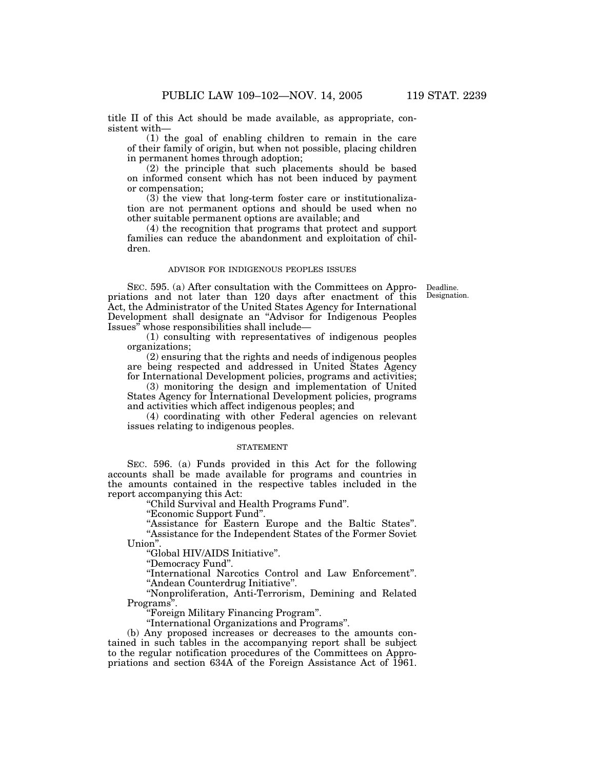title II of this Act should be made available, as appropriate, consistent with—

(1) the goal of enabling children to remain in the care of their family of origin, but when not possible, placing children in permanent homes through adoption;

(2) the principle that such placements should be based on informed consent which has not been induced by payment or compensation;

(3) the view that long-term foster care or institutionalization are not permanent options and should be used when no other suitable permanent options are available; and

(4) the recognition that programs that protect and support families can reduce the abandonment and exploitation of children.

ADVISOR FOR INDIGENOUS PEOPLES ISSUES

Deadline.
Designation.

SEC. 595. (a) After consultation with the Committees on Appropriations and not later than 120 days after enactment of this Act, the Administrator of the United States Agency for International Development shall designate an "Advisor for Indigenous Peoples Issues" whose responsibilities shall include—

(1) consulting with representatives of indigenous peoples organizations;

(2) ensuring that the rights and needs of indigenous peoples are being respected and addressed in United States Agency for International Development policies, programs and activities;

(3) monitoring the design and implementation of United States Agency for International Development policies, programs and activities which affect indigenous peoples; and

(4) coordinating with other Federal agencies on relevant issues relating to indigenous peoples.

STATEMENT

SEC. 596. (a) Funds provided in this Act for the following accounts shall be made available for programs and countries in the amounts contained in the respective tables included in the report accompanying this Act:

"Child Survival and Health Programs Fund".

"Economic Support Fund".

"Assistance for Eastern Europe and the Baltic States".

"Assistance for the Independent States of the Former Soviet Union".

"Global HIV/AIDS Initiative".

"Democracy Fund".

"International Narcotics Control and Law Enforcement".

"Andean Counterdrug Initiative".

"Nonproliferation, Anti-Terrorism, Demining and Related Programs".

"Foreign Military Financing Program".

"International Organizations and Programs".

(b) Any proposed increases or decreases to the amounts contained in such tables in the accompanying report shall be subject to the regular notification procedures of the Committees on Appropriations and section 634A of the Foreign Assistance Act of 1961.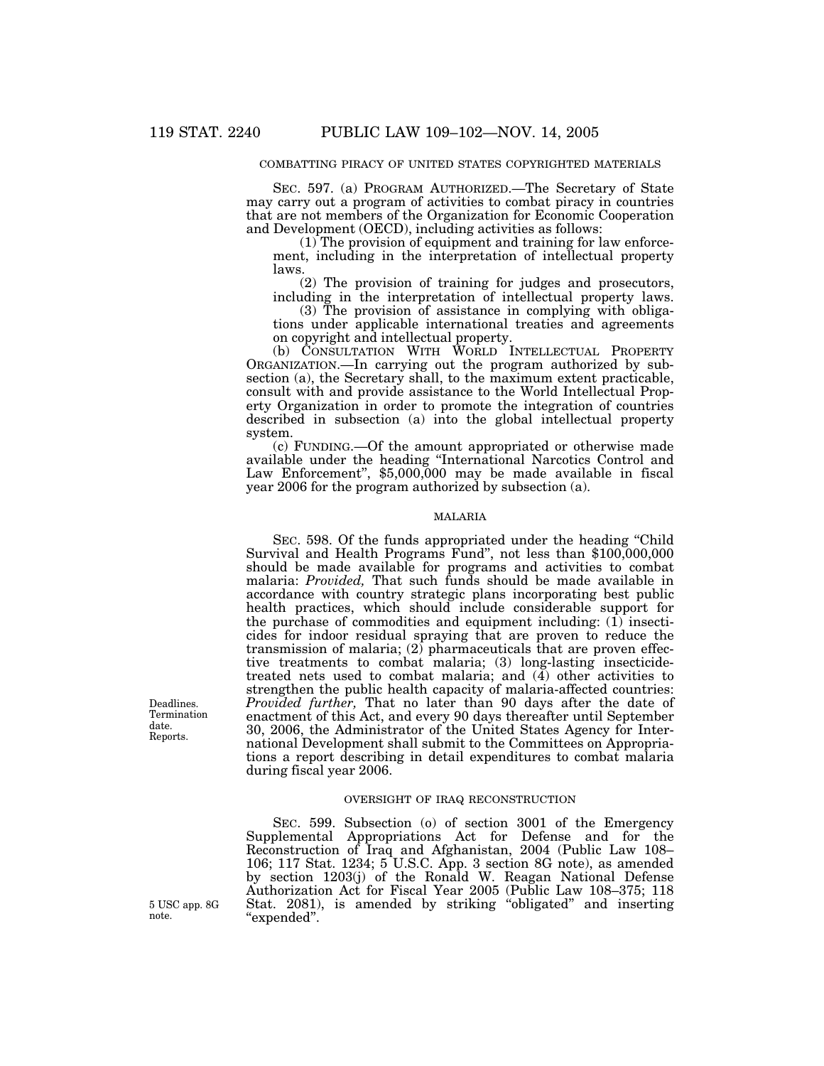COMBATTING PIRACY OF UNITED STATES COPYRIGHTED MATERIALS

SEC. 597. (a) PROGRAM AUTHORIZED.—The Secretary of State may carry out a program of activities to combat piracy in countries that are not members of the Organization for Economic Cooperation and Development (OECD), including activities as follows:

(1) The provision of equipment and training for law enforcement, including in the interpretation of intellectual property laws.

(2) The provision of training for judges and prosecutors, including in the interpretation of intellectual property laws.

(3) The provision of assistance in complying with obligations under applicable international treaties and agreements on copyright and intellectual property.

(b) CONSULTATION WITH WORLD INTELLECTUAL PROPERTY ORGANIZATION.—In carrying out the program authorized by subsection (a), the Secretary shall, to the maximum extent practicable, consult with and provide assistance to the World Intellectual Property Organization in order to promote the integration of countries described in subsection (a) into the global intellectual property system.

(c) FUNDING.—Of the amount appropriated or otherwise made available under the heading "International Narcotics Control and Law Enforcement", $5,000,000 may be made available in fiscal year 2006 for the program authorized by subsection (a).

MALARIA

SEC. 598. Of the funds appropriated under the heading "Child Survival and Health Programs Fund", not less than $100,000,000 should be made available for programs and activities to combat malaria: *Provided,* That such funds should be made available in accordance with country strategic plans incorporating best public health practices, which should include considerable support for the purchase of commodities and equipment including: (1) insecticides for indoor residual spraying that are proven to reduce the transmission of malaria; (2) pharmaceuticals that are proven effective treatments to combat malaria; (3) long-lasting insecticide-treated nets used to combat malaria; and (4) other activities to strengthen the public health capacity of malaria-affected countries: *Provided further,* That no later than 90 days after the date of enactment of this Act, and every 90 days thereafter until September 30, 2006, the Administrator of the United States Agency for International Development shall submit to the Committees on Appropriations a report describing in detail expenditures to combat malaria during fiscal year 2006.

Deadlines. Termination date. Reports.

OVERSIGHT OF IRAQ RECONSTRUCTION

SEC. 599. Subsection (o) of section 3001 of the Emergency Supplemental Appropriations Act for Defense and for the Reconstruction of Iraq and Afghanistan, 2004 (Public Law 108–106; 117 Stat. 1234; 5 U.S.C. App. 3 section 8G note), as amended by section 1203(j) of the Ronald W. Reagan National Defense Authorization Act for Fiscal Year 2005 (Public Law 108–375; 118 Stat. 2081), is amended by striking "obligated" and inserting "expended".

5 USC app. 8G note.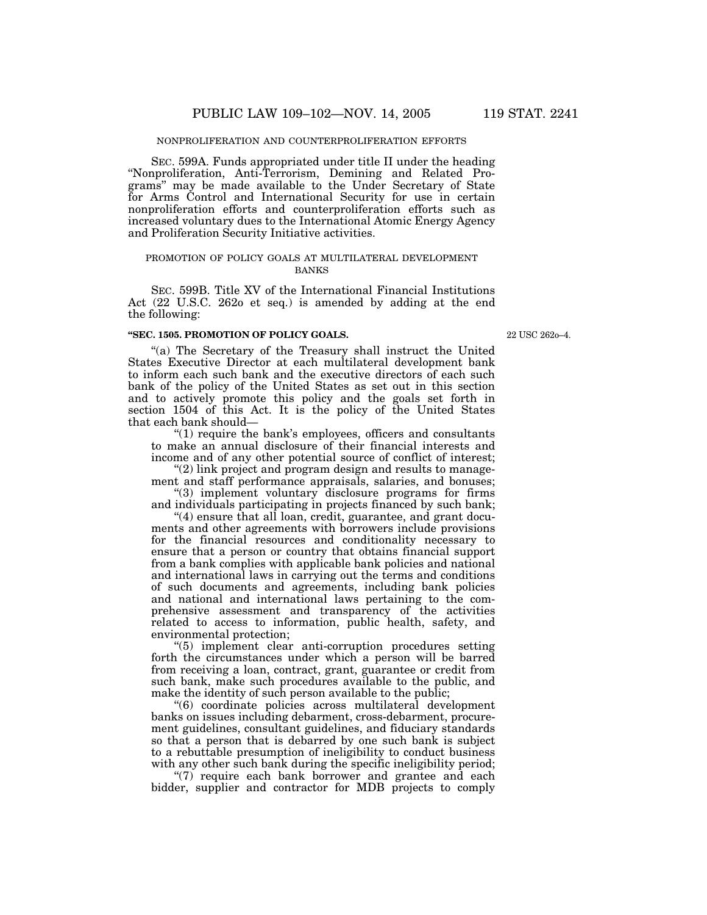NONPROLIFERATION AND COUNTERPROLIFERATION EFFORTS

SEC. 599A. Funds appropriated under title II under the heading "Nonproliferation, Anti-Terrorism, Demining and Related Programs" may be made available to the Under Secretary of State for Arms Control and International Security for use in certain nonproliferation efforts and counterproliferation efforts such as increased voluntary dues to the International Atomic Energy Agency and Proliferation Security Initiative activities.

PROMOTION OF POLICY GOALS AT MULTILATERAL DEVELOPMENT BANKS

SEC. 599B. Title XV of the International Financial Institutions Act (22 U.S.C. 262o et seq.) is amended by adding at the end the following:

**"SEC. 1505. PROMOTION OF POLICY GOALS.**

22 USC 262o–4.

"(a) The Secretary of the Treasury shall instruct the United States Executive Director at each multilateral development bank to inform each such bank and the executive directors of each such bank of the policy of the United States as set out in this section and to actively promote this policy and the goals set forth in section 1504 of this Act. It is the policy of the United States that each bank should—

"(1) require the bank's employees, officers and consultants to make an annual disclosure of their financial interests and income and of any other potential source of conflict of interest;

"(2) link project and program design and results to management and staff performance appraisals, salaries, and bonuses;

"(3) implement voluntary disclosure programs for firms and individuals participating in projects financed by such bank;

"(4) ensure that all loan, credit, guarantee, and grant documents and other agreements with borrowers include provisions for the financial resources and conditionality necessary to ensure that a person or country that obtains financial support from a bank complies with applicable bank policies and national and international laws in carrying out the terms and conditions of such documents and agreements, including bank policies and national and international laws pertaining to the comprehensive assessment and transparency of the activities related to access to information, public health, safety, and environmental protection;

"(5) implement clear anti-corruption procedures setting forth the circumstances under which a person will be barred from receiving a loan, contract, grant, guarantee or credit from such bank, make such procedures available to the public, and make the identity of such person available to the public;

"(6) coordinate policies across multilateral development banks on issues including debarment, cross-debarment, procurement guidelines, consultant guidelines, and fiduciary standards so that a person that is debarred by one such bank is subject to a rebuttable presumption of ineligibility to conduct business with any other such bank during the specific ineligibility period;

"(7) require each bank borrower and grantee and each bidder, supplier and contractor for MDB projects to comply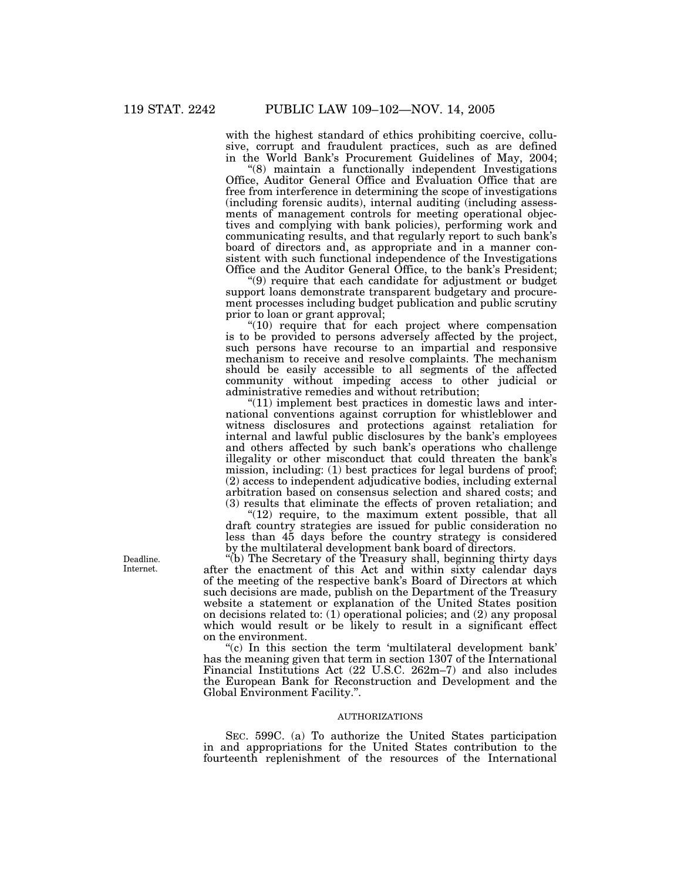with the highest standard of ethics prohibiting coercive, collusive, corrupt and fraudulent practices, such as are defined in the World Bank's Procurement Guidelines of May, 2004;

"(8) maintain a functionally independent Investigations Office, Auditor General Office and Evaluation Office that are free from interference in determining the scope of investigations (including forensic audits), internal auditing (including assessments of management controls for meeting operational objectives and complying with bank policies), performing work and communicating results, and that regularly report to such bank's board of directors and, as appropriate and in a manner consistent with such functional independence of the Investigations Office and the Auditor General Office, to the bank's President;

"(9) require that each candidate for adjustment or budget support loans demonstrate transparent budgetary and procurement processes including budget publication and public scrutiny prior to loan or grant approval;

"(10) require that for each project where compensation is to be provided to persons adversely affected by the project, such persons have recourse to an impartial and responsive mechanism to receive and resolve complaints. The mechanism should be easily accessible to all segments of the affected community without impeding access to other judicial or administrative remedies and without retribution;

"(11) implement best practices in domestic laws and international conventions against corruption for whistleblower and witness disclosures and protections against retaliation for internal and lawful public disclosures by the bank's employees and others affected by such bank's operations who challenge illegality or other misconduct that could threaten the bank's mission, including: (1) best practices for legal burdens of proof; (2) access to independent adjudicative bodies, including external arbitration based on consensus selection and shared costs; and (3) results that eliminate the effects of proven retaliation; and

"(12) require, to the maximum extent possible, that all draft country strategies are issued for public consideration no less than 45 days before the country strategy is considered by the multilateral development bank board of directors.

Deadline. Internet.

"(b) The Secretary of the Treasury shall, beginning thirty days after the enactment of this Act and within sixty calendar days of the meeting of the respective bank's Board of Directors at which such decisions are made, publish on the Department of the Treasury website a statement or explanation of the United States position on decisions related to: (1) operational policies; and (2) any proposal which would result or be likely to result in a significant effect on the environment.

"(c) In this section the term 'multilateral development bank' has the meaning given that term in section 1307 of the International Financial Institutions Act (22 U.S.C. 262m–7) and also includes the European Bank for Reconstruction and Development and the Global Environment Facility.".

## AUTHORIZATIONS

SEC. 599C. (a) To authorize the United States participation in and appropriations for the United States contribution to the fourteenth replenishment of the resources of the International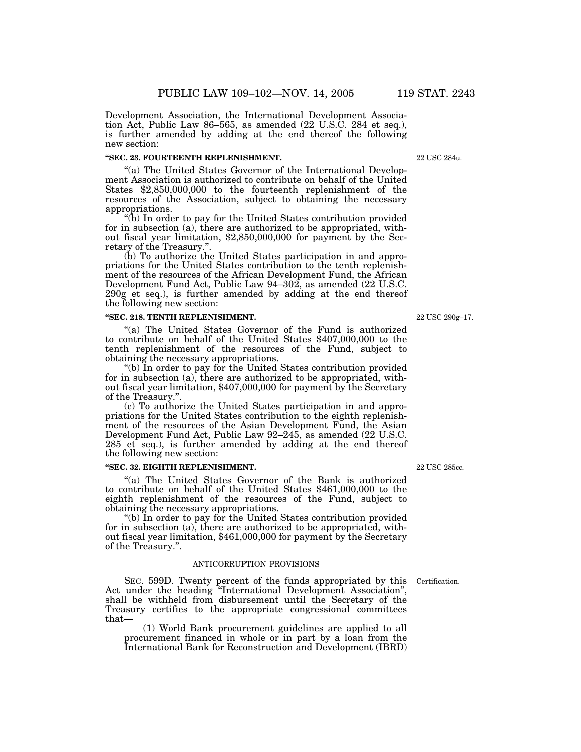Development Association, the International Development Association Act, Public Law 86–565, as amended (22 U.S.C. 284 et seq.), is further amended by adding at the end thereof the following new section:

**"SEC. 23. FOURTEENTH REPLENISHMENT.**

22 USC 284u.

"(a) The United States Governor of the International Development Association is authorized to contribute on behalf of the United States $2,850,000,000 to the fourteenth replenishment of the resources of the Association, subject to obtaining the necessary appropriations.

"(b) In order to pay for the United States contribution provided for in subsection (a), there are authorized to be appropriated, without fiscal year limitation, $2,850,000,000 for payment by the Secretary of the Treasury.".

(b) To authorize the United States participation in and appropriations for the United States contribution to the tenth replenishment of the resources of the African Development Fund, the African Development Fund Act, Public Law 94–302, as amended (22 U.S.C. 290g et seq.), is further amended by adding at the end thereof the following new section:

**"SEC. 218. TENTH REPLENISHMENT.**

22 USC 290g–17.

"(a) The United States Governor of the Fund is authorized to contribute on behalf of the United States $407,000,000 to the tenth replenishment of the resources of the Fund, subject to obtaining the necessary appropriations.

"(b) In order to pay for the United States contribution provided for in subsection (a), there are authorized to be appropriated, without fiscal year limitation, $407,000,000 for payment by the Secretary of the Treasury.".

(c) To authorize the United States participation in and appropriations for the United States contribution to the eighth replenishment of the resources of the Asian Development Fund, the Asian Development Fund Act, Public Law 92–245, as amended (22 U.S.C. 285 et seq.), is further amended by adding at the end thereof the following new section:

**"SEC. 32. EIGHTH REPLENISHMENT.**

22 USC 285cc.

"(a) The United States Governor of the Bank is authorized to contribute on behalf of the United States $461,000,000 to the eighth replenishment of the resources of the Fund, subject to obtaining the necessary appropriations.

"(b) In order to pay for the United States contribution provided for in subsection (a), there are authorized to be appropriated, without fiscal year limitation, $461,000,000 for payment by the Secretary of the Treasury.".

ANTICORRUPTION PROVISIONS

Certification.

SEC. 599D. Twenty percent of the funds appropriated by this Act under the heading "International Development Association", shall be withheld from disbursement until the Secretary of the Treasury certifies to the appropriate congressional committees that—

(1) World Bank procurement guidelines are applied to all procurement financed in whole or in part by a loan from the International Bank for Reconstruction and Development (IBRD)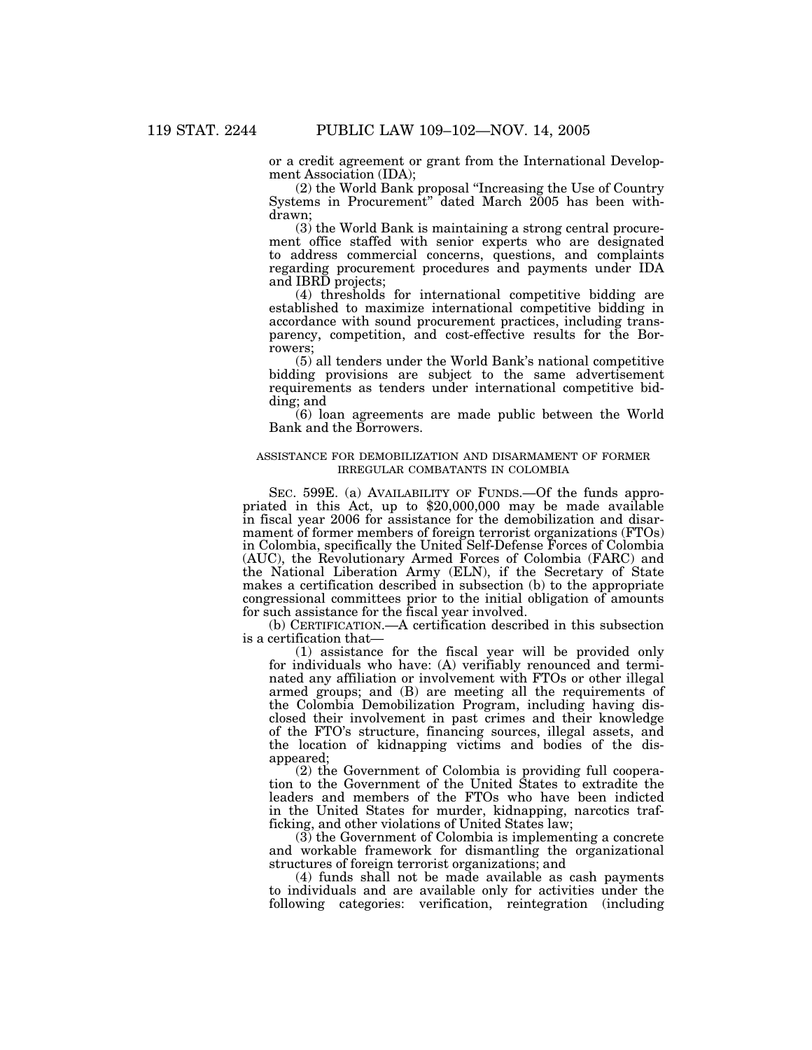or a credit agreement or grant from the International Development Association (IDA);

(2) the World Bank proposal "Increasing the Use of Country Systems in Procurement" dated March 2005 has been withdrawn;

(3) the World Bank is maintaining a strong central procurement office staffed with senior experts who are designated to address commercial concerns, questions, and complaints regarding procurement procedures and payments under IDA and IBRD projects;

(4) thresholds for international competitive bidding are established to maximize international competitive bidding in accordance with sound procurement practices, including transparency, competition, and cost-effective results for the Borrowers;

(5) all tenders under the World Bank's national competitive bidding provisions are subject to the same advertisement requirements as tenders under international competitive bidding; and

(6) loan agreements are made public between the World Bank and the Borrowers.

ASSISTANCE FOR DEMOBILIZATION AND DISARMAMENT OF FORMER IRREGULAR COMBATANTS IN COLOMBIA

SEC. 599E. (a) AVAILABILITY OF FUNDS.—Of the funds appropriated in this Act, up to $20,000,000 may be made available in fiscal year 2006 for assistance for the demobilization and disarmament of former members of foreign terrorist organizations (FTOs) in Colombia, specifically the United Self-Defense Forces of Colombia (AUC), the Revolutionary Armed Forces of Colombia (FARC) and the National Liberation Army (ELN), if the Secretary of State makes a certification described in subsection (b) to the appropriate congressional committees prior to the initial obligation of amounts for such assistance for the fiscal year involved.

(b) CERTIFICATION.—A certification described in this subsection is a certification that—

(1) assistance for the fiscal year will be provided only for individuals who have: (A) verifiably renounced and terminated any affiliation or involvement with FTOs or other illegal armed groups; and (B) are meeting all the requirements of the Colombia Demobilization Program, including having disclosed their involvement in past crimes and their knowledge of the FTO's structure, financing sources, illegal assets, and the location of kidnapping victims and bodies of the disappeared;

(2) the Government of Colombia is providing full cooperation to the Government of the United States to extradite the leaders and members of the FTOs who have been indicted in the United States for murder, kidnapping, narcotics trafficking, and other violations of United States law;

(3) the Government of Colombia is implementing a concrete and workable framework for dismantling the organizational structures of foreign terrorist organizations; and

(4) funds shall not be made available as cash payments to individuals and are available only for activities under the following categories: verification, reintegration (including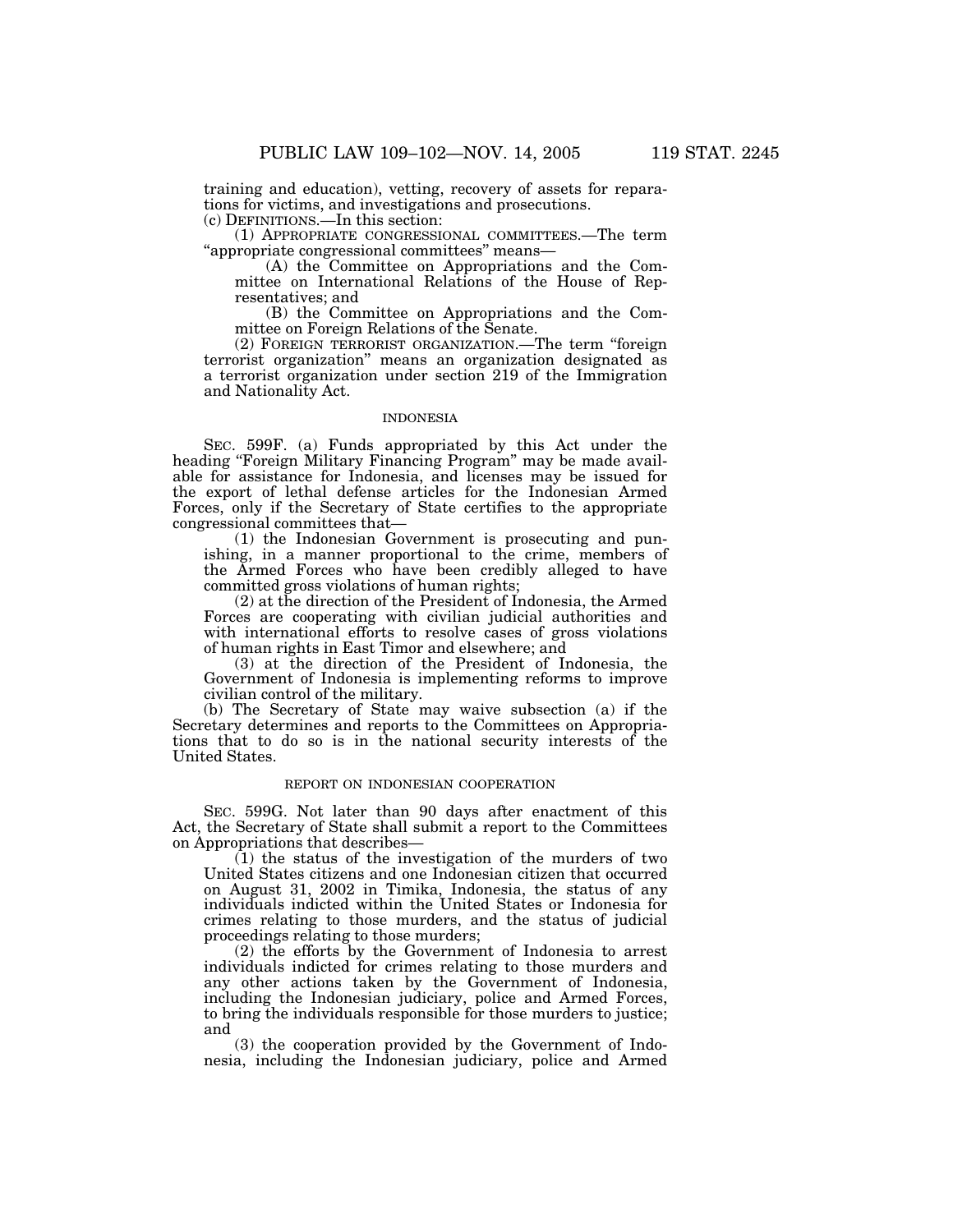training and education), vetting, recovery of assets for reparations for victims, and investigations and prosecutions.

(c) DEFINITIONS.—In this section:

(1) APPROPRIATE CONGRESSIONAL COMMITTEES.—The term "appropriate congressional committees" means—

(A) the Committee on Appropriations and the Committee on International Relations of the House of Representatives; and

(B) the Committee on Appropriations and the Committee on Foreign Relations of the Senate.

(2) FOREIGN TERRORIST ORGANIZATION.—The term "foreign terrorist organization" means an organization designated as a terrorist organization under section 219 of the Immigration and Nationality Act.

INDONESIA

SEC. 599F. (a) Funds appropriated by this Act under the heading "Foreign Military Financing Program" may be made available for assistance for Indonesia, and licenses may be issued for the export of lethal defense articles for the Indonesian Armed Forces, only if the Secretary of State certifies to the appropriate congressional committees that—

(1) the Indonesian Government is prosecuting and punishing, in a manner proportional to the crime, members of the Armed Forces who have been credibly alleged to have committed gross violations of human rights;

(2) at the direction of the President of Indonesia, the Armed Forces are cooperating with civilian judicial authorities and with international efforts to resolve cases of gross violations of human rights in East Timor and elsewhere; and

(3) at the direction of the President of Indonesia, the Government of Indonesia is implementing reforms to improve civilian control of the military.

(b) The Secretary of State may waive subsection (a) if the Secretary determines and reports to the Committees on Appropriations that to do so is in the national security interests of the United States.

REPORT ON INDONESIAN COOPERATION

SEC. 599G. Not later than 90 days after enactment of this Act, the Secretary of State shall submit a report to the Committees on Appropriations that describes—

(1) the status of the investigation of the murders of two United States citizens and one Indonesian citizen that occurred on August 31, 2002 in Timika, Indonesia, the status of any individuals indicted within the United States or Indonesia for crimes relating to those murders, and the status of judicial proceedings relating to those murders;

(2) the efforts by the Government of Indonesia to arrest individuals indicted for crimes relating to those murders and any other actions taken by the Government of Indonesia, including the Indonesian judiciary, police and Armed Forces, to bring the individuals responsible for those murders to justice; and

(3) the cooperation provided by the Government of Indonesia, including the Indonesian judiciary, police and Armed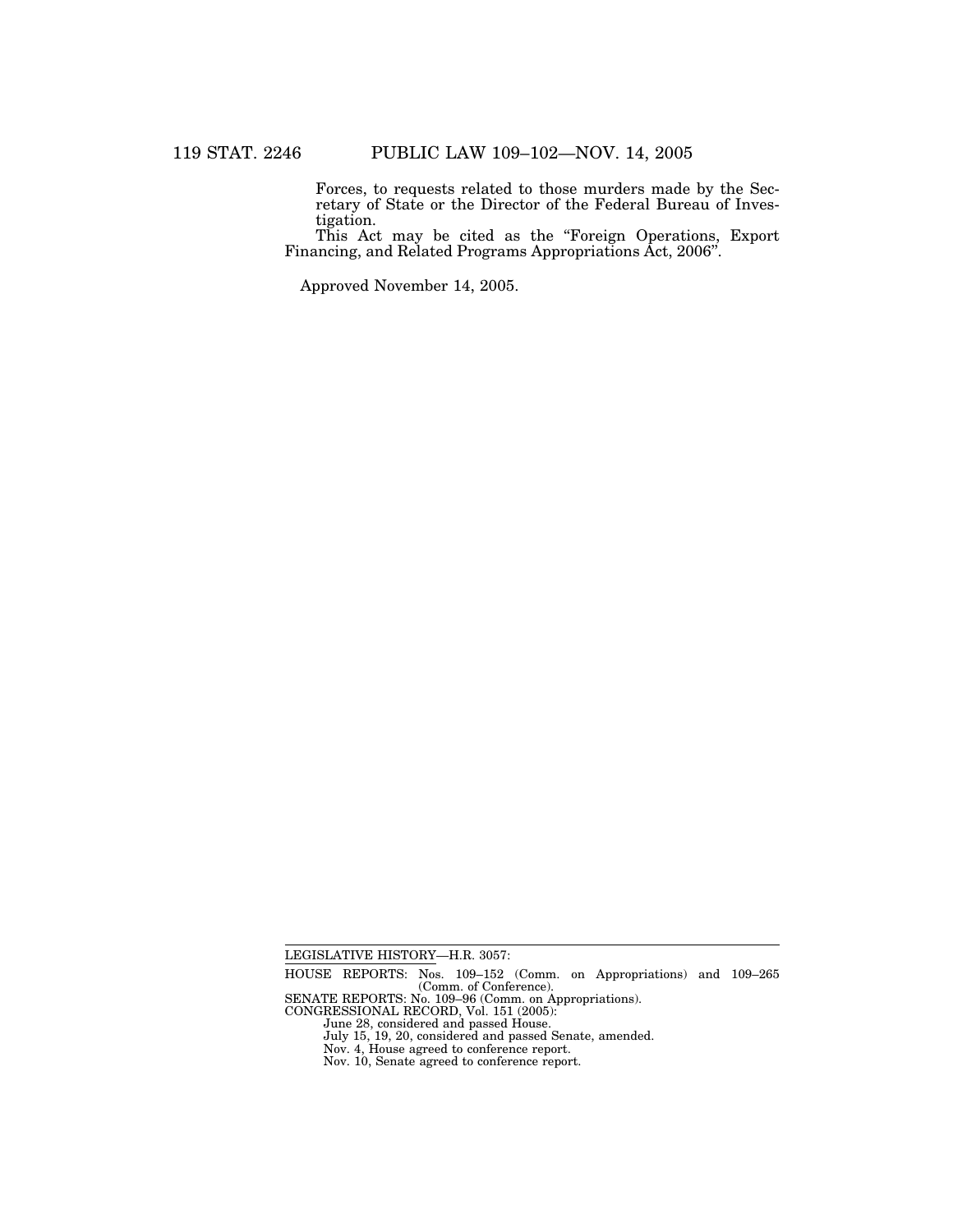Forces, to requests related to those murders made by the Secretary of State or the Director of the Federal Bureau of Investigation.

This Act may be cited as the "Foreign Operations, Export Financing, and Related Programs Appropriations Act, 2006".

Approved November 14, 2005.

---

LEGISLATIVE HISTORY—H.R. 3057:

HOUSE REPORTS: Nos. 109–152 (Comm. on Appropriations) and 109–265 (Comm. of Conference).

SENATE REPORTS: No. 109–96 (Comm. on Appropriations).

CONGRESSIONAL RECORD, Vol. 151 (2005):

- June 28, considered and passed House.
- July 15, 19, 20, considered and passed Senate, amended.
- Nov. 4, House agreed to conference report.
- Nov. 10, Senate agreed to conference report.